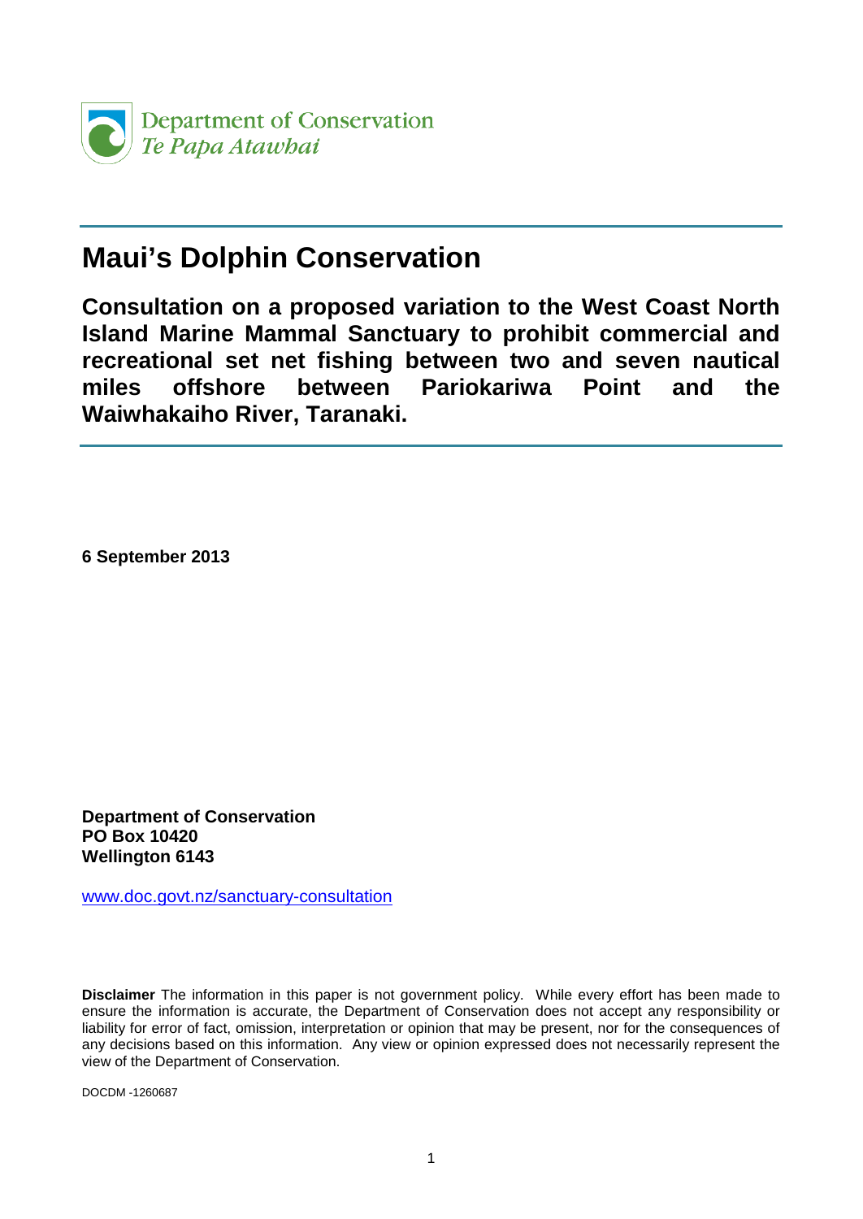Department of Conservation
*Te Papa Atawhai*

# Maui's Dolphin Conservation

## Consultation on a proposed variation to the West Coast North Island Marine Mammal Sanctuary to prohibit commercial and recreational set net fishing between two and seven nautical miles offshore between Pariokariwa Point and the Waiwhakaiho River, Taranaki.

**6 September 2013**

**Department of Conservation**
**PO Box 10420**
**Wellington 6143**

www.doc.govt.nz/sanctuary-consultation

**Disclaimer** The information in this paper is not government policy. While every effort has been made to ensure the information is accurate, the Department of Conservation does not accept any responsibility or liability for error of fact, omission, interpretation or opinion that may be present, nor for the consequences of any decisions based on this information. Any view or opinion expressed does not necessarily represent the view of the Department of Conservation.

DOCDM -1260687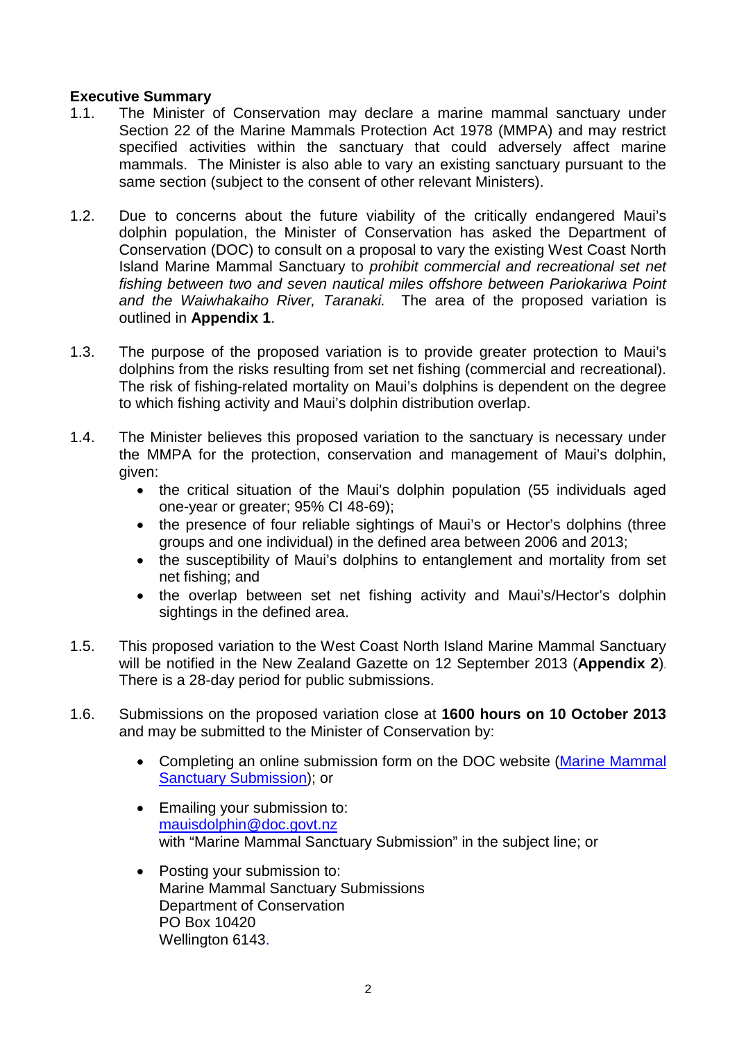## Executive Summary

1.1. The Minister of Conservation may declare a marine mammal sanctuary under Section 22 of the Marine Mammals Protection Act 1978 (MMPA) and may restrict specified activities within the sanctuary that could adversely affect marine mammals. The Minister is also able to vary an existing sanctuary pursuant to the same section (subject to the consent of other relevant Ministers).

1.2. Due to concerns about the future viability of the critically endangered Maui's dolphin population, the Minister of Conservation has asked the Department of Conservation (DOC) to consult on a proposal to vary the existing West Coast North Island Marine Mammal Sanctuary to *prohibit commercial and recreational set net fishing between two and seven nautical miles offshore between Pariokariwa Point and the Waiwhakaiho River, Taranaki.* The area of the proposed variation is outlined in **Appendix 1**.

1.3. The purpose of the proposed variation is to provide greater protection to Maui's dolphins from the risks resulting from set net fishing (commercial and recreational). The risk of fishing-related mortality on Maui's dolphins is dependent on the degree to which fishing activity and Maui's dolphin distribution overlap.

1.4. The Minister believes this proposed variation to the sanctuary is necessary under the MMPA for the protection, conservation and management of Maui's dolphin, given:

- the critical situation of the Maui's dolphin population (55 individuals aged one-year or greater; 95% CI 48-69);
- the presence of four reliable sightings of Maui's or Hector's dolphins (three groups and one individual) in the defined area between 2006 and 2013;
- the susceptibility of Maui's dolphins to entanglement and mortality from set net fishing; and
- the overlap between set net fishing activity and Maui's/Hector's dolphin sightings in the defined area.

1.5. This proposed variation to the West Coast North Island Marine Mammal Sanctuary will be notified in the New Zealand Gazette on 12 September 2013 (**Appendix 2**). There is a 28-day period for public submissions.

1.6. Submissions on the proposed variation close at **1600 hours on 10 October 2013** and may be submitted to the Minister of Conservation by:

- Completing an online submission form on the DOC website (Marine Mammal Sanctuary Submission); or
- Emailing your submission to:
  mauisdolphin@doc.govt.nz
  with "Marine Mammal Sanctuary Submission" in the subject line; or
- Posting your submission to:
  Marine Mammal Sanctuary Submissions
  Department of Conservation
  PO Box 10420
  Wellington 6143.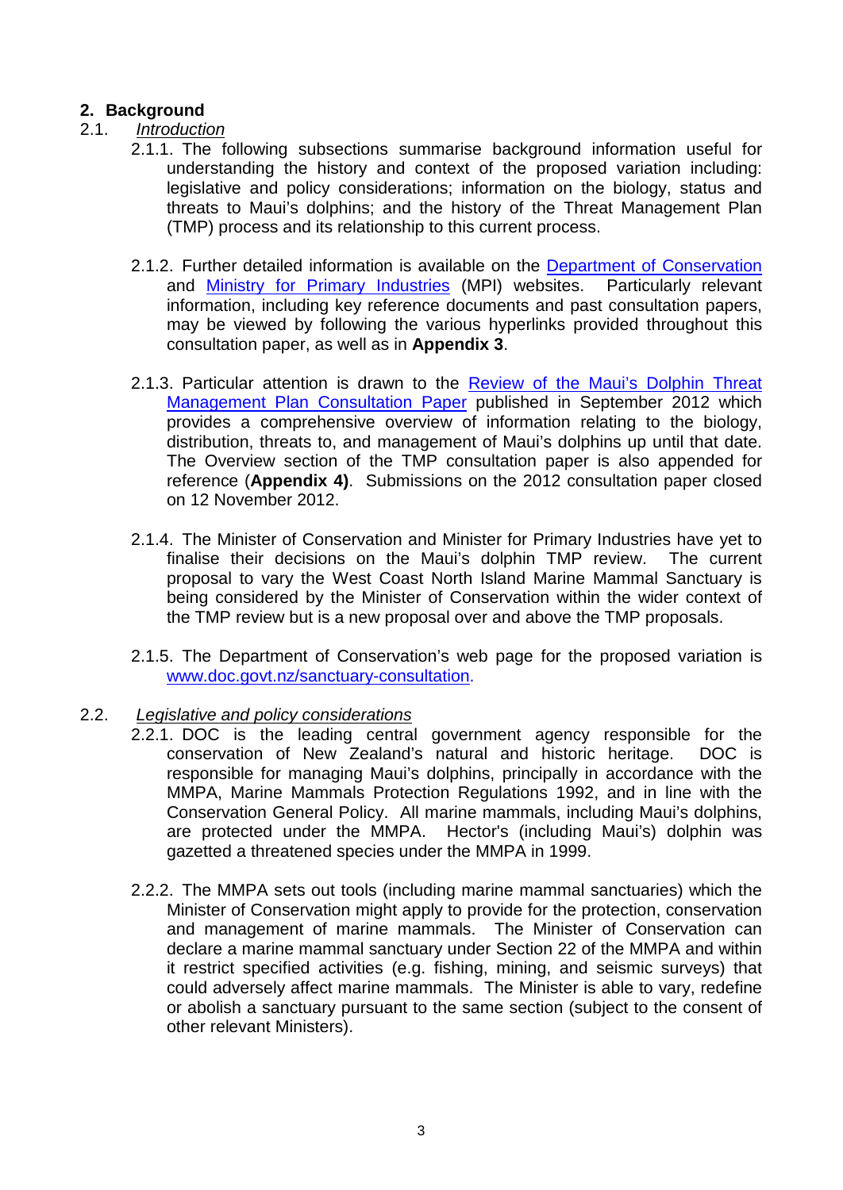## 2. Background

### 2.1. *Introduction*

2.1.1. The following subsections summarise background information useful for understanding the history and context of the proposed variation including: legislative and policy considerations; information on the biology, status and threats to Maui's dolphins; and the history of the Threat Management Plan (TMP) process and its relationship to this current process.

2.1.2. Further detailed information is available on the Department of Conservation and Ministry for Primary Industries (MPI) websites. Particularly relevant information, including key reference documents and past consultation papers, may be viewed by following the various hyperlinks provided throughout this consultation paper, as well as in **Appendix 3**.

2.1.3. Particular attention is drawn to the Review of the Maui's Dolphin Threat Management Plan Consultation Paper published in September 2012 which provides a comprehensive overview of information relating to the biology, distribution, threats to, and management of Maui's dolphins up until that date. The Overview section of the TMP consultation paper is also appended for reference (**Appendix 4)**. Submissions on the 2012 consultation paper closed on 12 November 2012.

2.1.4. The Minister of Conservation and Minister for Primary Industries have yet to finalise their decisions on the Maui's dolphin TMP review. The current proposal to vary the West Coast North Island Marine Mammal Sanctuary is being considered by the Minister of Conservation within the wider context of the TMP review but is a new proposal over and above the TMP proposals.

2.1.5. The Department of Conservation's web page for the proposed variation is www.doc.govt.nz/sanctuary-consultation.

### 2.2. *Legislative and policy considerations*

2.2.1. DOC is the leading central government agency responsible for the conservation of New Zealand's natural and historic heritage. DOC is responsible for managing Maui's dolphins, principally in accordance with the MMPA, Marine Mammals Protection Regulations 1992, and in line with the Conservation General Policy. All marine mammals, including Maui's dolphins, are protected under the MMPA. Hector's (including Maui's) dolphin was gazetted a threatened species under the MMPA in 1999.

2.2.2. The MMPA sets out tools (including marine mammal sanctuaries) which the Minister of Conservation might apply to provide for the protection, conservation and management of marine mammals. The Minister of Conservation can declare a marine mammal sanctuary under Section 22 of the MMPA and within it restrict specified activities (e.g. fishing, mining, and seismic surveys) that could adversely affect marine mammals. The Minister is able to vary, redefine or abolish a sanctuary pursuant to the same section (subject to the consent of other relevant Ministers).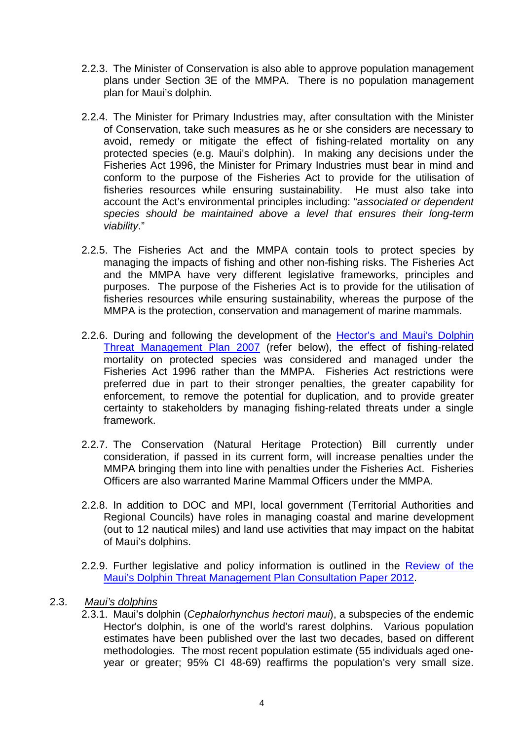2.2.3. The Minister of Conservation is also able to approve population management plans under Section 3E of the MMPA. There is no population management plan for Maui's dolphin.

2.2.4. The Minister for Primary Industries may, after consultation with the Minister of Conservation, take such measures as he or she considers are necessary to avoid, remedy or mitigate the effect of fishing-related mortality on any protected species (e.g. Maui's dolphin). In making any decisions under the Fisheries Act 1996, the Minister for Primary Industries must bear in mind and conform to the purpose of the Fisheries Act to provide for the utilisation of fisheries resources while ensuring sustainability. He must also take into account the Act's environmental principles including: "*associated or dependent species should be maintained above a level that ensures their long-term viability*."

2.2.5. The Fisheries Act and the MMPA contain tools to protect species by managing the impacts of fishing and other non-fishing risks. The Fisheries Act and the MMPA have very different legislative frameworks, principles and purposes. The purpose of the Fisheries Act is to provide for the utilisation of fisheries resources while ensuring sustainability, whereas the purpose of the MMPA is the protection, conservation and management of marine mammals.

2.2.6. During and following the development of the Hector's and Maui's Dolphin Threat Management Plan 2007 (refer below), the effect of fishing-related mortality on protected species was considered and managed under the Fisheries Act 1996 rather than the MMPA. Fisheries Act restrictions were preferred due in part to their stronger penalties, the greater capability for enforcement, to remove the potential for duplication, and to provide greater certainty to stakeholders by managing fishing-related threats under a single framework.

2.2.7. The Conservation (Natural Heritage Protection) Bill currently under consideration, if passed in its current form, will increase penalties under the MMPA bringing them into line with penalties under the Fisheries Act. Fisheries Officers are also warranted Marine Mammal Officers under the MMPA.

2.2.8. In addition to DOC and MPI, local government (Territorial Authorities and Regional Councils) have roles in managing coastal and marine development (out to 12 nautical miles) and land use activities that may impact on the habitat of Maui's dolphins.

2.2.9. Further legislative and policy information is outlined in the Review of the Maui's Dolphin Threat Management Plan Consultation Paper 2012.

2.3. *Maui's dolphins*

2.3.1. Maui's dolphin (*Cephalorhynchus hectori maui*), a subspecies of the endemic Hector's dolphin, is one of the world's rarest dolphins. Various population estimates have been published over the last two decades, based on different methodologies. The most recent population estimate (55 individuals aged one-year or greater; 95% CI 48-69) reaffirms the population's very small size.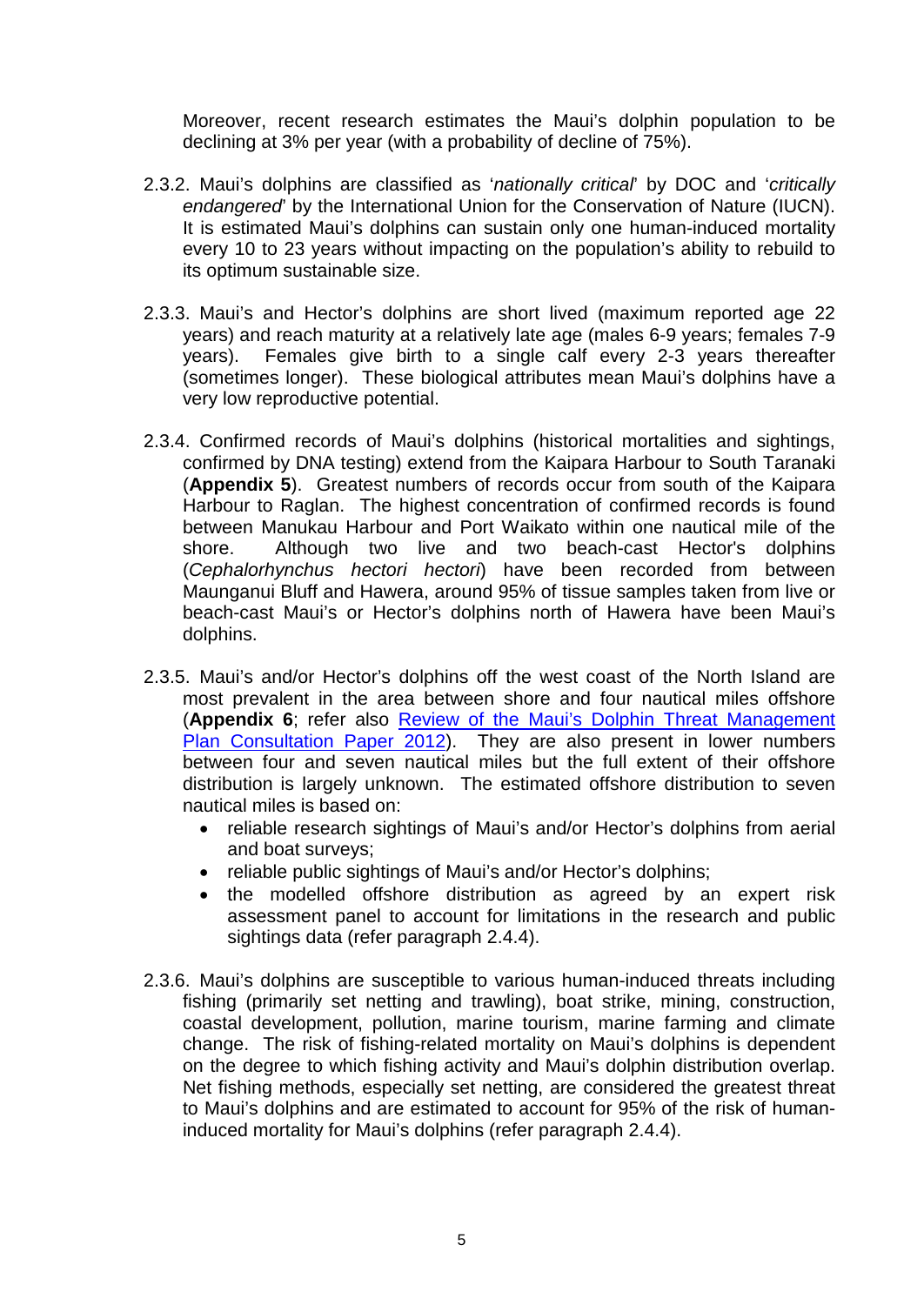Moreover, recent research estimates the Maui's dolphin population to be declining at 3% per year (with a probability of decline of 75%).

2.3.2. Maui's dolphins are classified as '*nationally critical*' by DOC and '*critically endangered*' by the International Union for the Conservation of Nature (IUCN). It is estimated Maui's dolphins can sustain only one human-induced mortality every 10 to 23 years without impacting on the population's ability to rebuild to its optimum sustainable size.

2.3.3. Maui's and Hector's dolphins are short lived (maximum reported age 22 years) and reach maturity at a relatively late age (males 6-9 years; females 7-9 years). Females give birth to a single calf every 2-3 years thereafter (sometimes longer). These biological attributes mean Maui's dolphins have a very low reproductive potential.

2.3.4. Confirmed records of Maui's dolphins (historical mortalities and sightings, confirmed by DNA testing) extend from the Kaipara Harbour to South Taranaki (**Appendix 5**). Greatest numbers of records occur from south of the Kaipara Harbour to Raglan. The highest concentration of confirmed records is found between Manukau Harbour and Port Waikato within one nautical mile of the shore. Although two live and two beach-cast Hector's dolphins (*Cephalorhynchus hectori hectori*) have been recorded from between Maunganui Bluff and Hawera, around 95% of tissue samples taken from live or beach-cast Maui's or Hector's dolphins north of Hawera have been Maui's dolphins.

2.3.5. Maui's and/or Hector's dolphins off the west coast of the North Island are most prevalent in the area between shore and four nautical miles offshore (**Appendix 6**; refer also Review of the Maui's Dolphin Threat Management Plan Consultation Paper 2012). They are also present in lower numbers between four and seven nautical miles but the full extent of their offshore distribution is largely unknown. The estimated offshore distribution to seven nautical miles is based on:

- reliable research sightings of Maui's and/or Hector's dolphins from aerial and boat surveys;
- reliable public sightings of Maui's and/or Hector's dolphins;
- the modelled offshore distribution as agreed by an expert risk assessment panel to account for limitations in the research and public sightings data (refer paragraph 2.4.4).

2.3.6. Maui's dolphins are susceptible to various human-induced threats including fishing (primarily set netting and trawling), boat strike, mining, construction, coastal development, pollution, marine tourism, marine farming and climate change. The risk of fishing-related mortality on Maui's dolphins is dependent on the degree to which fishing activity and Maui's dolphin distribution overlap. Net fishing methods, especially set netting, are considered the greatest threat to Maui's dolphins and are estimated to account for 95% of the risk of human-induced mortality for Maui's dolphins (refer paragraph 2.4.4).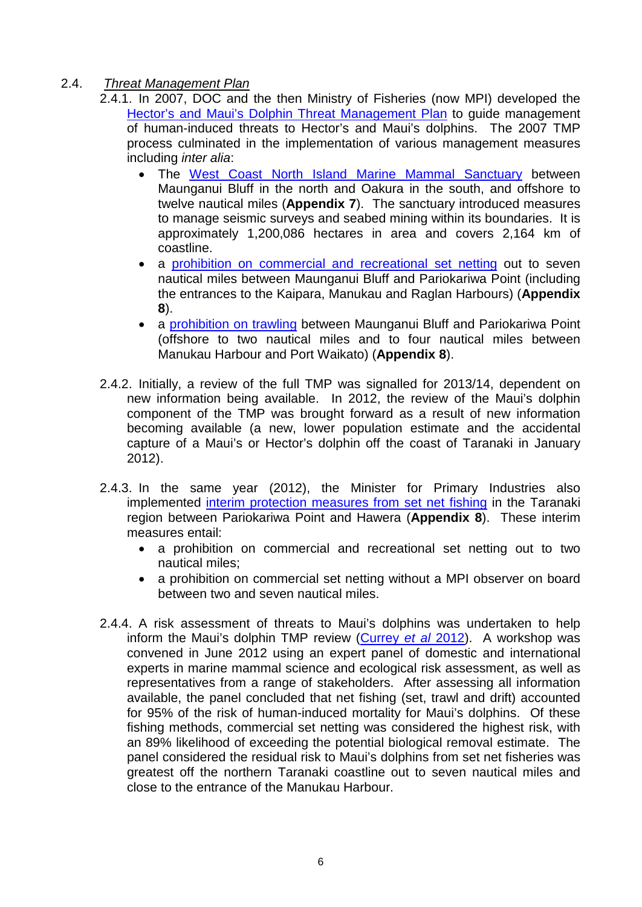## 2.4. *Threat Management Plan*

2.4.1. In 2007, DOC and the then Ministry of Fisheries (now MPI) developed the Hector's and Maui's Dolphin Threat Management Plan to guide management of human-induced threats to Hector's and Maui's dolphins. The 2007 TMP process culminated in the implementation of various management measures including *inter alia*:

- The West Coast North Island Marine Mammal Sanctuary between Maunganui Bluff in the north and Oakura in the south, and offshore to twelve nautical miles (**Appendix 7**). The sanctuary introduced measures to manage seismic surveys and seabed mining within its boundaries. It is approximately 1,200,086 hectares in area and covers 2,164 km of coastline.
- a prohibition on commercial and recreational set netting out to seven nautical miles between Maunganui Bluff and Pariokariwa Point (including the entrances to the Kaipara, Manukau and Raglan Harbours) (**Appendix 8**).
- a prohibition on trawling between Maunganui Bluff and Pariokariwa Point (offshore to two nautical miles and to four nautical miles between Manukau Harbour and Port Waikato) (**Appendix 8**).

2.4.2. Initially, a review of the full TMP was signalled for 2013/14, dependent on new information being available. In 2012, the review of the Maui's dolphin component of the TMP was brought forward as a result of new information becoming available (a new, lower population estimate and the accidental capture of a Maui's or Hector's dolphin off the coast of Taranaki in January 2012).

2.4.3. In the same year (2012), the Minister for Primary Industries also implemented interim protection measures from set net fishing in the Taranaki region between Pariokariwa Point and Hawera (**Appendix 8**). These interim measures entail:

- a prohibition on commercial and recreational set netting out to two nautical miles;
- a prohibition on commercial set netting without a MPI observer on board between two and seven nautical miles.

2.4.4. A risk assessment of threats to Maui's dolphins was undertaken to help inform the Maui's dolphin TMP review (Currey *et al* 2012). A workshop was convened in June 2012 using an expert panel of domestic and international experts in marine mammal science and ecological risk assessment, as well as representatives from a range of stakeholders. After assessing all information available, the panel concluded that net fishing (set, trawl and drift) accounted for 95% of the risk of human-induced mortality for Maui's dolphins. Of these fishing methods, commercial set netting was considered the highest risk, with an 89% likelihood of exceeding the potential biological removal estimate. The panel considered the residual risk to Maui's dolphins from set net fisheries was greatest off the northern Taranaki coastline out to seven nautical miles and close to the entrance of the Manukau Harbour.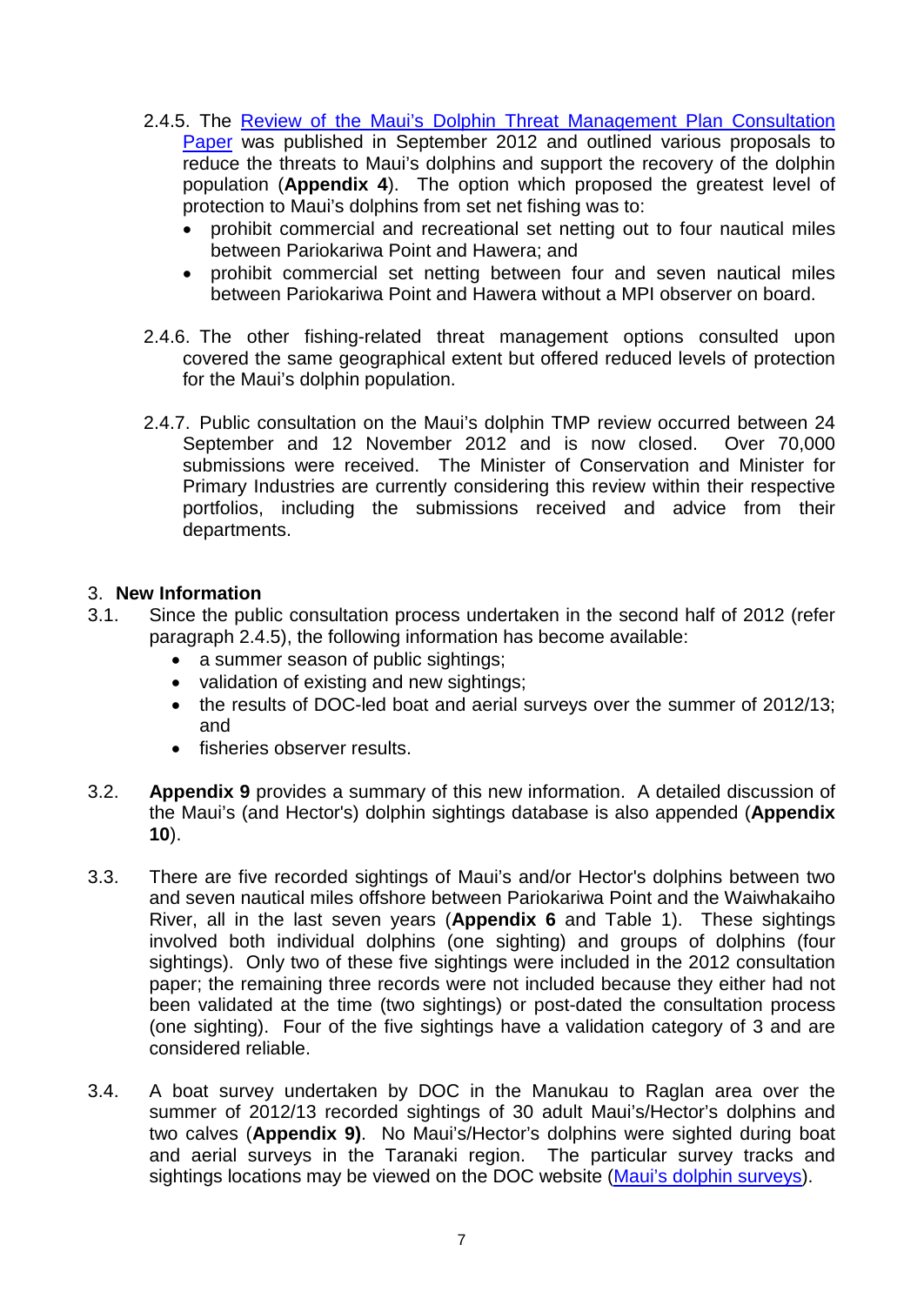2.4.5. The [Review of the Maui's Dolphin Threat Management Plan Consultation Paper] was published in September 2012 and outlined various proposals to reduce the threats to Maui's dolphins and support the recovery of the dolphin population (**Appendix 4**). The option which proposed the greatest level of protection to Maui's dolphins from set net fishing was to:

- prohibit commercial and recreational set netting out to four nautical miles between Pariokariwa Point and Hawera; and
- prohibit commercial set netting between four and seven nautical miles between Pariokariwa Point and Hawera without a MPI observer on board.

2.4.6. The other fishing-related threat management options consulted upon covered the same geographical extent but offered reduced levels of protection for the Maui's dolphin population.

2.4.7. Public consultation on the Maui's dolphin TMP review occurred between 24 September and 12 November 2012 and is now closed. Over 70,000 submissions were received. The Minister of Conservation and Minister for Primary Industries are currently considering this review within their respective portfolios, including the submissions received and advice from their departments.

## 3. New Information

3.1. Since the public consultation process undertaken in the second half of 2012 (refer paragraph 2.4.5), the following information has become available:

- a summer season of public sightings;
- validation of existing and new sightings;
- the results of DOC-led boat and aerial surveys over the summer of 2012/13; and
- fisheries observer results.

3.2. **Appendix 9** provides a summary of this new information. A detailed discussion of the Maui's (and Hector's) dolphin sightings database is also appended (**Appendix 10**).

3.3. There are five recorded sightings of Maui's and/or Hector's dolphins between two and seven nautical miles offshore between Pariokariwa Point and the Waiwhakaiho River, all in the last seven years (**Appendix 6** and Table 1). These sightings involved both individual dolphins (one sighting) and groups of dolphins (four sightings). Only two of these five sightings were included in the 2012 consultation paper; the remaining three records were not included because they either had not been validated at the time (two sightings) or post-dated the consultation process (one sighting). Four of the five sightings have a validation category of 3 and are considered reliable.

3.4. A boat survey undertaken by DOC in the Manukau to Raglan area over the summer of 2012/13 recorded sightings of 30 adult Maui's/Hector's dolphins and two calves (**Appendix 9)**. No Maui's/Hector's dolphins were sighted during boat and aerial surveys in the Taranaki region. The particular survey tracks and sightings locations may be viewed on the DOC website ([Maui's dolphin surveys]).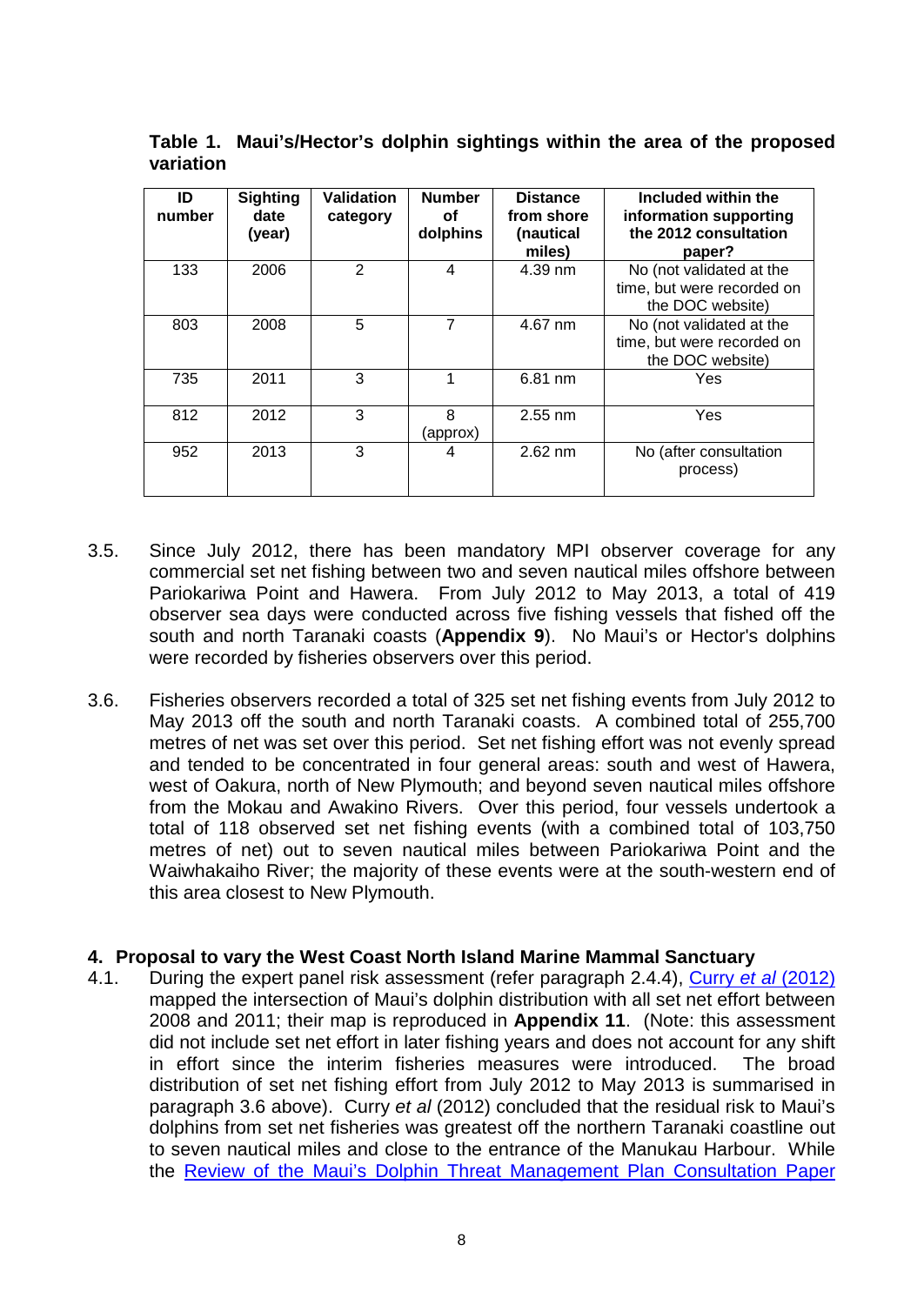**Table 1. Maui's/Hector's dolphin sightings within the area of the proposed variation**

| ID number | Sighting date (year) | Validation category | Number of dolphins | Distance from shore (nautical miles) | Included within the information supporting the 2012 consultation paper? |
|---|---|---|---|---|---|
| 133 | 2006 | 2 | 4 | 4.39 nm | No (not validated at the time, but were recorded on the DOC website) |
| 803 | 2008 | 5 | 7 | 4.67 nm | No (not validated at the time, but were recorded on the DOC website) |
| 735 | 2011 | 3 | 1 | 6.81 nm | Yes |
| 812 | 2012 | 3 | 8 (approx) | 2.55 nm | Yes |
| 952 | 2013 | 3 | 4 | 2.62 nm | No (after consultation process) |

3.5. Since July 2012, there has been mandatory MPI observer coverage for any commercial set net fishing between two and seven nautical miles offshore between Pariokariwa Point and Hawera. From July 2012 to May 2013, a total of 419 observer sea days were conducted across five fishing vessels that fished off the south and north Taranaki coasts (**Appendix 9**). No Maui's or Hector's dolphins were recorded by fisheries observers over this period.

3.6. Fisheries observers recorded a total of 325 set net fishing events from July 2012 to May 2013 off the south and north Taranaki coasts. A combined total of 255,700 metres of net was set over this period. Set net fishing effort was not evenly spread and tended to be concentrated in four general areas: south and west of Hawera, west of Oakura, north of New Plymouth; and beyond seven nautical miles offshore from the Mokau and Awakino Rivers. Over this period, four vessels undertook a total of 118 observed set net fishing events (with a combined total of 103,750 metres of net) out to seven nautical miles between Pariokariwa Point and the Waiwhakaiho River; the majority of these events were at the south-western end of this area closest to New Plymouth.

## 4. Proposal to vary the West Coast North Island Marine Mammal Sanctuary

4.1. During the expert panel risk assessment (refer paragraph 2.4.4), Curry *et al* (2012) mapped the intersection of Maui's dolphin distribution with all set net effort between 2008 and 2011; their map is reproduced in **Appendix 11**. (Note: this assessment did not include set net effort in later fishing years and does not account for any shift in effort since the interim fisheries measures were introduced. The broad distribution of set net fishing effort from July 2012 to May 2013 is summarised in paragraph 3.6 above). Curry *et al* (2012) concluded that the residual risk to Maui's dolphins from set net fisheries was greatest off the northern Taranaki coastline out to seven nautical miles and close to the entrance of the Manukau Harbour. While the Review of the Maui's Dolphin Threat Management Plan Consultation Paper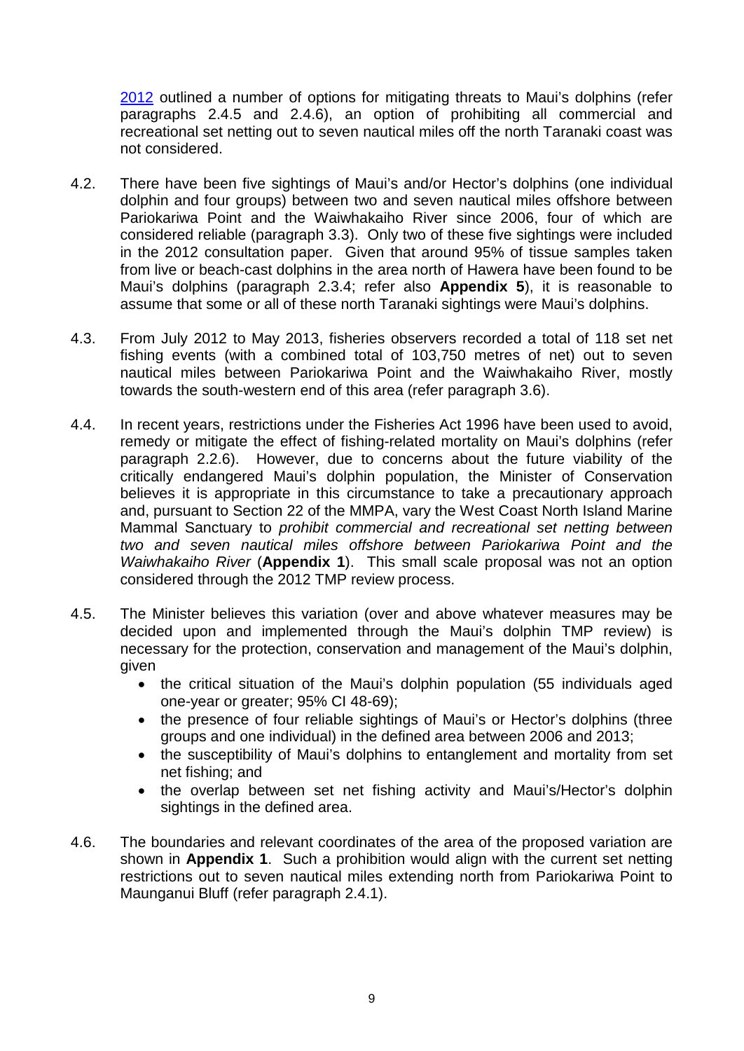[2012](2012) outlined a number of options for mitigating threats to Maui's dolphins (refer paragraphs 2.4.5 and 2.4.6), an option of prohibiting all commercial and recreational set netting out to seven nautical miles off the north Taranaki coast was not considered.

4.2. There have been five sightings of Maui's and/or Hector's dolphins (one individual dolphin and four groups) between two and seven nautical miles offshore between Pariokariwa Point and the Waiwhakaiho River since 2006, four of which are considered reliable (paragraph 3.3). Only two of these five sightings were included in the 2012 consultation paper. Given that around 95% of tissue samples taken from live or beach-cast dolphins in the area north of Hawera have been found to be Maui's dolphins (paragraph 2.3.4; refer also **Appendix 5**), it is reasonable to assume that some or all of these north Taranaki sightings were Maui's dolphins.

4.3. From July 2012 to May 2013, fisheries observers recorded a total of 118 set net fishing events (with a combined total of 103,750 metres of net) out to seven nautical miles between Pariokariwa Point and the Waiwhakaiho River, mostly towards the south-western end of this area (refer paragraph 3.6).

4.4. In recent years, restrictions under the Fisheries Act 1996 have been used to avoid, remedy or mitigate the effect of fishing-related mortality on Maui's dolphins (refer paragraph 2.2.6). However, due to concerns about the future viability of the critically endangered Maui's dolphin population, the Minister of Conservation believes it is appropriate in this circumstance to take a precautionary approach and, pursuant to Section 22 of the MMPA, vary the West Coast North Island Marine Mammal Sanctuary to *prohibit commercial and recreational set netting between two and seven nautical miles offshore between Pariokariwa Point and the Waiwhakaiho River* (**Appendix 1**). This small scale proposal was not an option considered through the 2012 TMP review process.

4.5. The Minister believes this variation (over and above whatever measures may be decided upon and implemented through the Maui's dolphin TMP review) is necessary for the protection, conservation and management of the Maui's dolphin, given
   - the critical situation of the Maui's dolphin population (55 individuals aged one-year or greater; 95% CI 48-69);
   - the presence of four reliable sightings of Maui's or Hector's dolphins (three groups and one individual) in the defined area between 2006 and 2013;
   - the susceptibility of Maui's dolphins to entanglement and mortality from set net fishing; and
   - the overlap between set net fishing activity and Maui's/Hector's dolphin sightings in the defined area.

4.6. The boundaries and relevant coordinates of the area of the proposed variation are shown in **Appendix 1**. Such a prohibition would align with the current set netting restrictions out to seven nautical miles extending north from Pariokariwa Point to Maunganui Bluff (refer paragraph 2.4.1).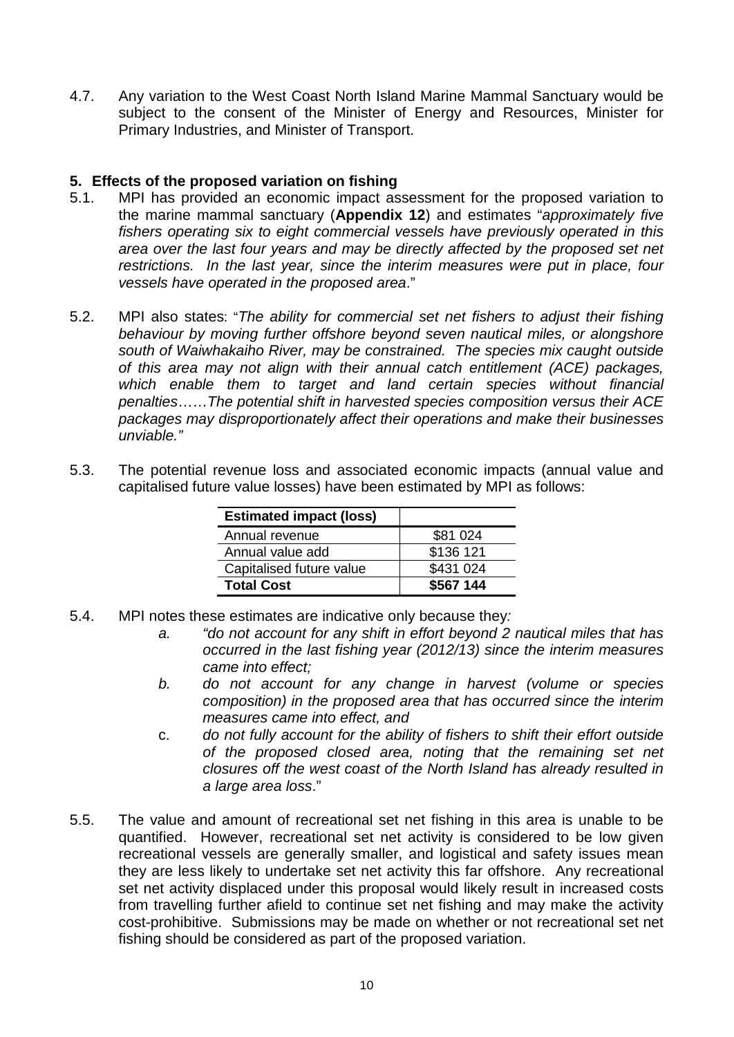4.7. Any variation to the West Coast North Island Marine Mammal Sanctuary would be subject to the consent of the Minister of Energy and Resources, Minister for Primary Industries, and Minister of Transport.

## 5. Effects of the proposed variation on fishing

5.1. MPI has provided an economic impact assessment for the proposed variation to the marine mammal sanctuary (**Appendix 12**) and estimates "*approximately five fishers operating six to eight commercial vessels have previously operated in this area over the last four years and may be directly affected by the proposed set net restrictions. In the last year, since the interim measures were put in place, four vessels have operated in the proposed area*."

5.2. MPI also states: "*The ability for commercial set net fishers to adjust their fishing behaviour by moving further offshore beyond seven nautical miles, or alongshore south of Waiwhakaiho River, may be constrained. The species mix caught outside of this area may not align with their annual catch entitlement (ACE) packages, which enable them to target and land certain species without financial penalties……The potential shift in harvested species composition versus their ACE packages may disproportionately affect their operations and make their businesses unviable.*"

5.3. The potential revenue loss and associated economic impacts (annual value and capitalised future value losses) have been estimated by MPI as follows:

| **Estimated impact (loss)** | |
|---|---|
| Annual revenue | \$81 024 |
| Annual value add | \$136 121 |
| Capitalised future value | \$431 024 |
| **Total Cost** | **\$567 144** |

5.4. MPI notes these estimates are indicative only because they*:*

   *a. "do not account for any shift in effort beyond 2 nautical miles that has occurred in the last fishing year (2012/13) since the interim measures came into effect;*

   *b. do not account for any change in harvest (volume or species composition) in the proposed area that has occurred since the interim measures came into effect, and*

   c. *do not fully account for the ability of fishers to shift their effort outside of the proposed closed area, noting that the remaining set net closures off the west coast of the North Island has already resulted in a large area loss*."

5.5. The value and amount of recreational set net fishing in this area is unable to be quantified. However, recreational set net activity is considered to be low given recreational vessels are generally smaller, and logistical and safety issues mean they are less likely to undertake set net activity this far offshore. Any recreational set net activity displaced under this proposal would likely result in increased costs from travelling further afield to continue set net fishing and may make the activity cost-prohibitive. Submissions may be made on whether or not recreational set net fishing should be considered as part of the proposed variation.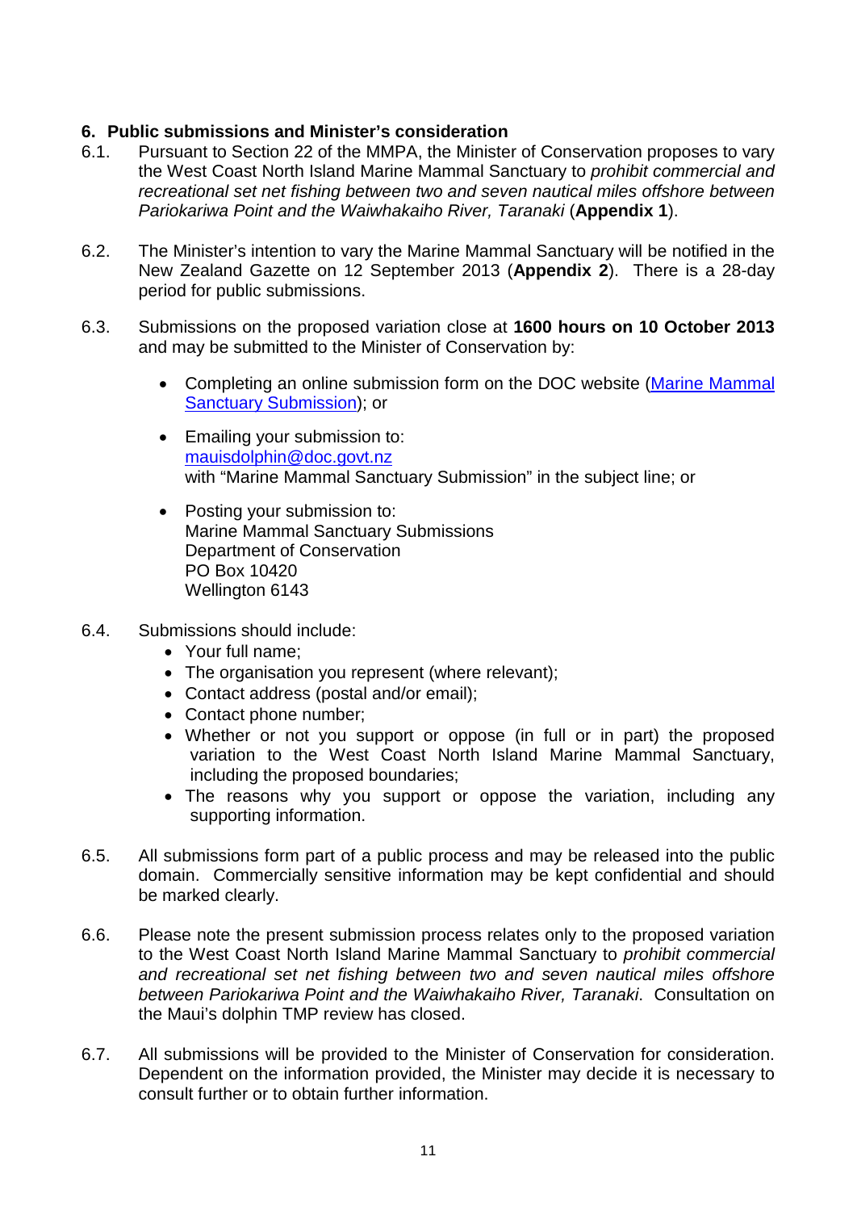## 6. Public submissions and Minister's consideration

6.1. Pursuant to Section 22 of the MMPA, the Minister of Conservation proposes to vary the West Coast North Island Marine Mammal Sanctuary to *prohibit commercial and recreational set net fishing between two and seven nautical miles offshore between Pariokariwa Point and the Waiwhakaiho River, Taranaki* (**Appendix 1**).

6.2. The Minister's intention to vary the Marine Mammal Sanctuary will be notified in the New Zealand Gazette on 12 September 2013 (**Appendix 2**). There is a 28-day period for public submissions.

6.3. Submissions on the proposed variation close at **1600 hours on 10 October 2013** and may be submitted to the Minister of Conservation by:

- Completing an online submission form on the DOC website (Marine Mammal Sanctuary Submission); or

- Emailing your submission to:
  mauisdolphin@doc.govt.nz
  with "Marine Mammal Sanctuary Submission" in the subject line; or

- Posting your submission to:
  Marine Mammal Sanctuary Submissions
  Department of Conservation
  PO Box 10420
  Wellington 6143

6.4. Submissions should include:
- Your full name;
- The organisation you represent (where relevant);
- Contact address (postal and/or email);
- Contact phone number;
- Whether or not you support or oppose (in full or in part) the proposed variation to the West Coast North Island Marine Mammal Sanctuary, including the proposed boundaries;
- The reasons why you support or oppose the variation, including any supporting information.

6.5. All submissions form part of a public process and may be released into the public domain. Commercially sensitive information may be kept confidential and should be marked clearly.

6.6. Please note the present submission process relates only to the proposed variation to the West Coast North Island Marine Mammal Sanctuary to *prohibit commercial and recreational set net fishing between two and seven nautical miles offshore between Pariokariwa Point and the Waiwhakaiho River, Taranaki*. Consultation on the Maui's dolphin TMP review has closed.

6.7. All submissions will be provided to the Minister of Conservation for consideration. Dependent on the information provided, the Minister may decide it is necessary to consult further or to obtain further information.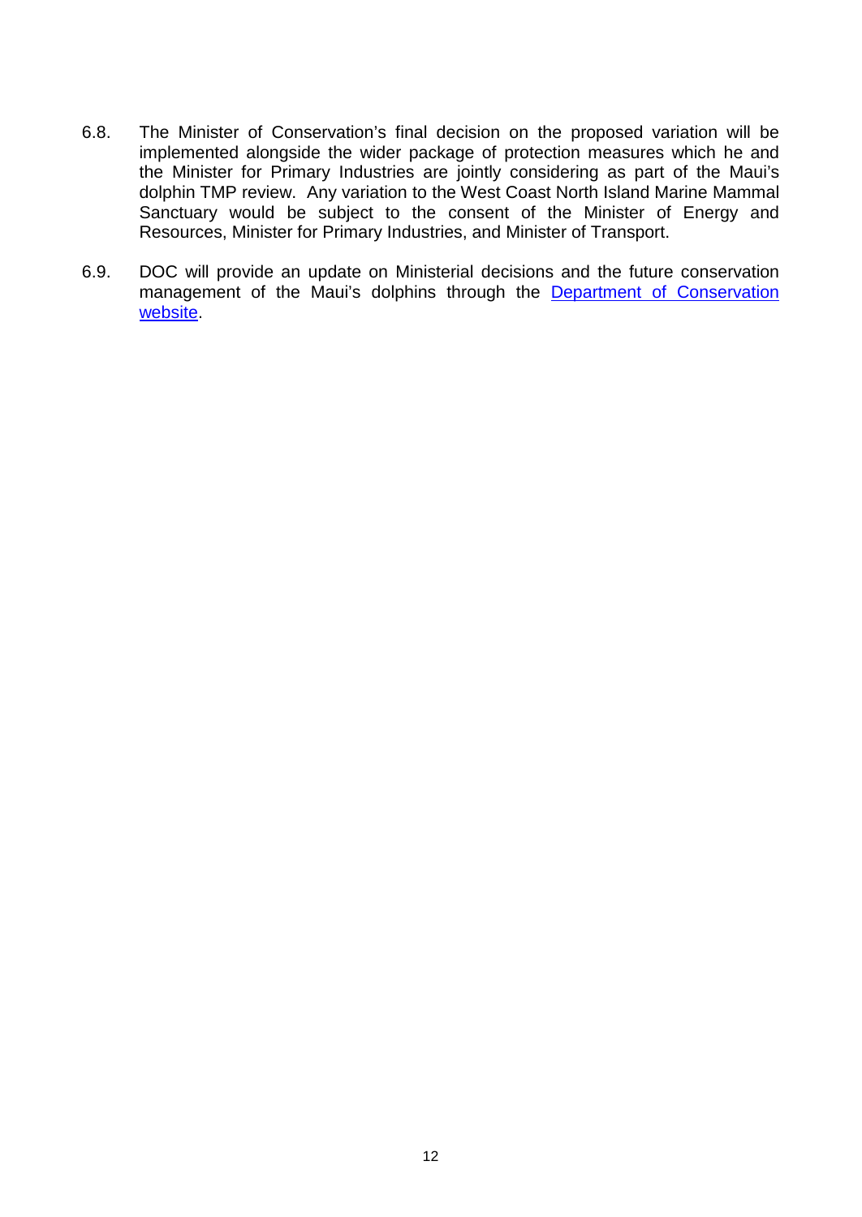6.8. The Minister of Conservation's final decision on the proposed variation will be implemented alongside the wider package of protection measures which he and the Minister for Primary Industries are jointly considering as part of the Maui's dolphin TMP review. Any variation to the West Coast North Island Marine Mammal Sanctuary would be subject to the consent of the Minister of Energy and Resources, Minister for Primary Industries, and Minister of Transport.

6.9. DOC will provide an update on Ministerial decisions and the future conservation management of the Maui's dolphins through the Department of Conservation website.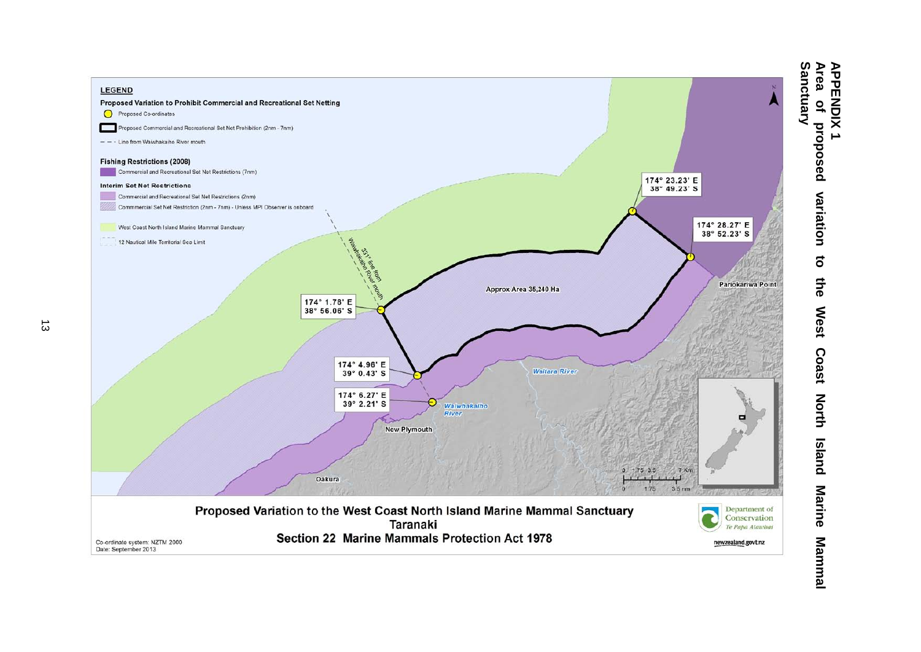# APPENDIX 1

## Area of proposed variation to the West Coast North Island Marine Mammal Sanctuary

**LEGEND**

**Proposed Variation to Prohibit Commercial and Recreational Set Netting**

- Proposed Co-ordinates
- Proposed Commercial and Recreational Set Net Prohibition (2nm - 7nm)
- Line from Waiwhakaiho River mouth

**Fishing Restrictions (2008)**

- Commercial and Recreational Set Net Restrictions (7nm)

**Interim Set Net Restrictions**

- Commercial and Recreational Set Net Restrictions (2nm)
- Commmercial Set Net Restriction (2nm - 7nm) - Unless MPI Observer is onboard
- West Coast North Island Marine Mammal Sanctuary
- 12 Nautical Mile Territorial Sea Limit

174° 23.23' E 38° 49.23' S

174° 28.27' E 38° 52.23' S

174° 1.78' E 38° 56.06' S

174° 4.96' E 39° 0.43' S

174° 6.27' E 39° 2.21' S

331° line from Waiwhakaiho River mouth

Approx Area 35,240 Ha

Paritutu/Kariwa Point

Waitara River

Waiwhakaiho River

New Plymouth

Oakura

0 1.75 3.5 7 Km

0 1.75 3.5 nm

**Proposed Variation to the West Coast North Island Marine Mammal Sanctuary**
**Taranaki**
**Section 22 Marine Mammals Protection Act 1978**

Co-ordinate system: NZTM 2000
Date: September 2013

Department of Conservation *Te Papa Atawhai*

newzealand.govt.nz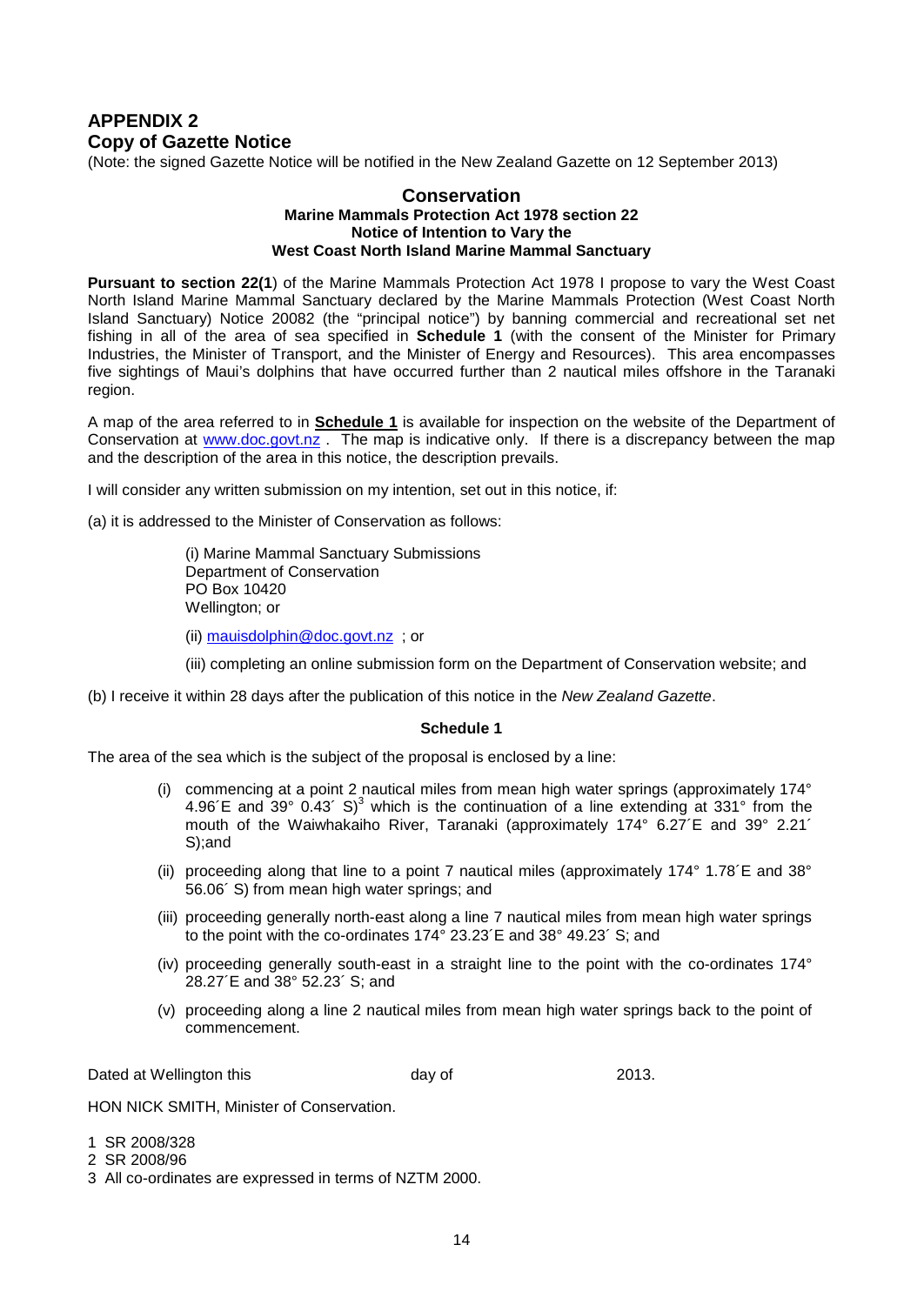## APPENDIX 2
## Copy of Gazette Notice

(Note: the signed Gazette Notice will be notified in the New Zealand Gazette on 12 September 2013)

### Conservation
**Marine Mammals Protection Act 1978 section 22**
**Notice of Intention to Vary the**
**West Coast North Island Marine Mammal Sanctuary**

**Pursuant to section 22(1**) of the Marine Mammals Protection Act 1978 I propose to vary the West Coast North Island Marine Mammal Sanctuary declared by the Marine Mammals Protection (West Coast North Island Sanctuary) Notice 20082 (the "principal notice") by banning commercial and recreational set net fishing in all of the area of sea specified in **Schedule 1** (with the consent of the Minister for Primary Industries, the Minister of Transport, and the Minister of Energy and Resources). This area encompasses five sightings of Maui's dolphins that have occurred further than 2 nautical miles offshore in the Taranaki region.

A map of the area referred to in **Schedule 1** is available for inspection on the website of the Department of Conservation at www.doc.govt.nz . The map is indicative only. If there is a discrepancy between the map and the description of the area in this notice, the description prevails.

I will consider any written submission on my intention, set out in this notice, if:

(a) it is addressed to the Minister of Conservation as follows:

> (i) Marine Mammal Sanctuary Submissions
> Department of Conservation
> PO Box 10420
> Wellington; or
>
> (ii) mauisdolphin@doc.govt.nz ; or
>
> (iii) completing an online submission form on the Department of Conservation website; and

(b) I receive it within 28 days after the publication of this notice in the *New Zealand Gazette*.

**Schedule 1**

The area of the sea which is the subject of the proposal is enclosed by a line:

(i) commencing at a point 2 nautical miles from mean high water springs (approximately 174° 4.96´E and 39° 0.43´ S)[3] which is the continuation of a line extending at 331° from the mouth of the Waiwhakaiho River, Taranaki (approximately 174° 6.27´E and 39° 2.21´ S);and

(ii) proceeding along that line to a point 7 nautical miles (approximately 174° 1.78´E and 38° 56.06´ S) from mean high water springs; and

(iii) proceeding generally north-east along a line 7 nautical miles from mean high water springs to the point with the co-ordinates 174° 23.23´E and 38° 49.23´ S; and

(iv) proceeding generally south-east in a straight line to the point with the co-ordinates 174° 28.27´E and 38° 52.23´ S; and

(v) proceeding along a line 2 nautical miles from mean high water springs back to the point of commencement.

Dated at Wellington this day of 2013.

HON NICK SMITH, Minister of Conservation.

1 SR 2008/328
2 SR 2008/96
3 All co-ordinates are expressed in terms of NZTM 2000.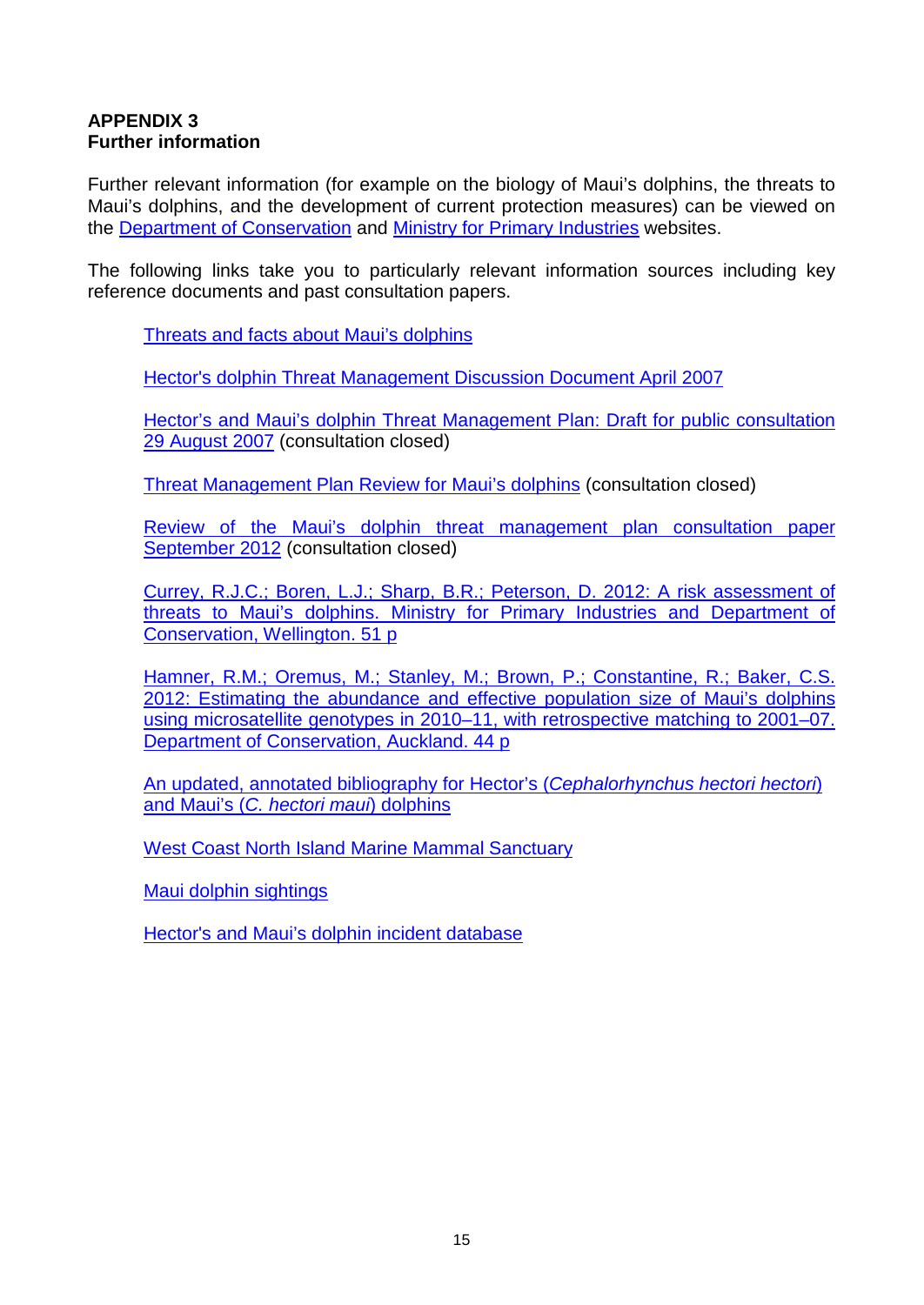**APPENDIX 3**
**Further information**

Further relevant information (for example on the biology of Maui's dolphins, the threats to Maui's dolphins, and the development of current protection measures) can be viewed on the Department of Conservation and Ministry for Primary Industries websites.

The following links take you to particularly relevant information sources including key reference documents and past consultation papers.

Threats and facts about Maui's dolphins

Hector's dolphin Threat Management Discussion Document April 2007

Hector's and Maui's dolphin Threat Management Plan: Draft for public consultation 29 August 2007 (consultation closed)

Threat Management Plan Review for Maui's dolphins (consultation closed)

Review of the Maui's dolphin threat management plan consultation paper September 2012 (consultation closed)

Currey, R.J.C.; Boren, L.J.; Sharp, B.R.; Peterson, D. 2012: A risk assessment of threats to Maui's dolphins. Ministry for Primary Industries and Department of Conservation, Wellington. 51 p

Hamner, R.M.; Oremus, M.; Stanley, M.; Brown, P.; Constantine, R.; Baker, C.S. 2012: Estimating the abundance and effective population size of Maui's dolphins using microsatellite genotypes in 2010–11, with retrospective matching to 2001–07. Department of Conservation, Auckland. 44 p

An updated, annotated bibliography for Hector's (*Cephalorhynchus hectori hectori*) and Maui's (*C. hectori maui*) dolphins

West Coast North Island Marine Mammal Sanctuary

Maui dolphin sightings

Hector's and Maui's dolphin incident database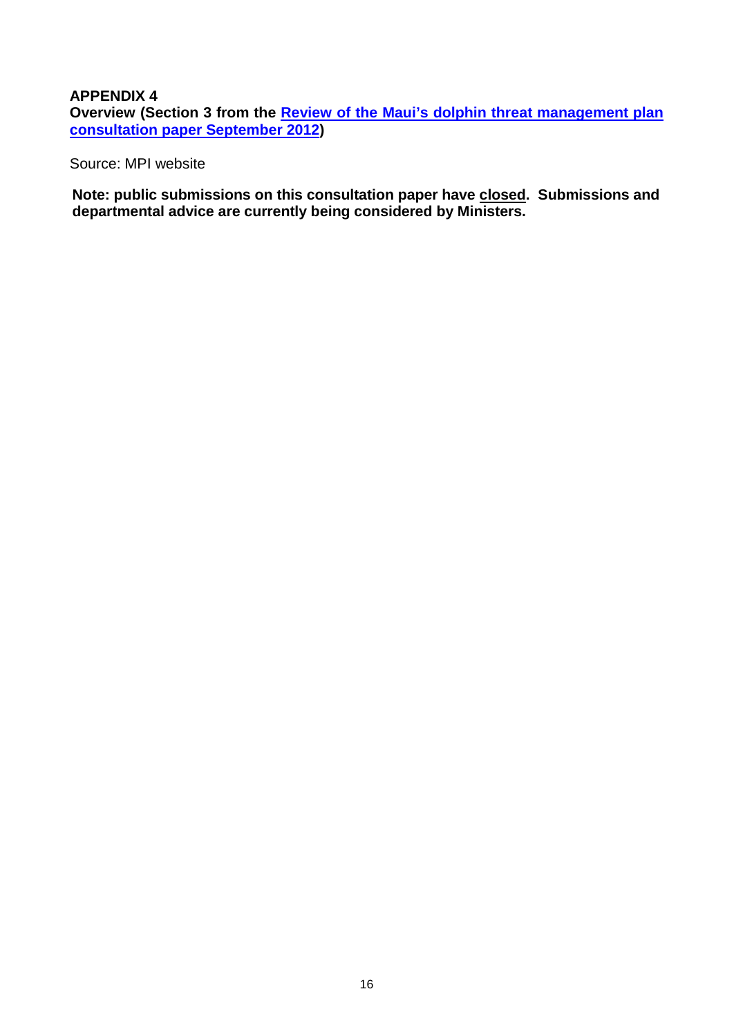**APPENDIX 4**

**Overview (Section 3 from the [Review of the Maui's dolphin threat management plan consultation paper September 2012](#))**

Source: MPI website

**Note: public submissions on this consultation paper have closed. Submissions and departmental advice are currently being considered by Ministers.**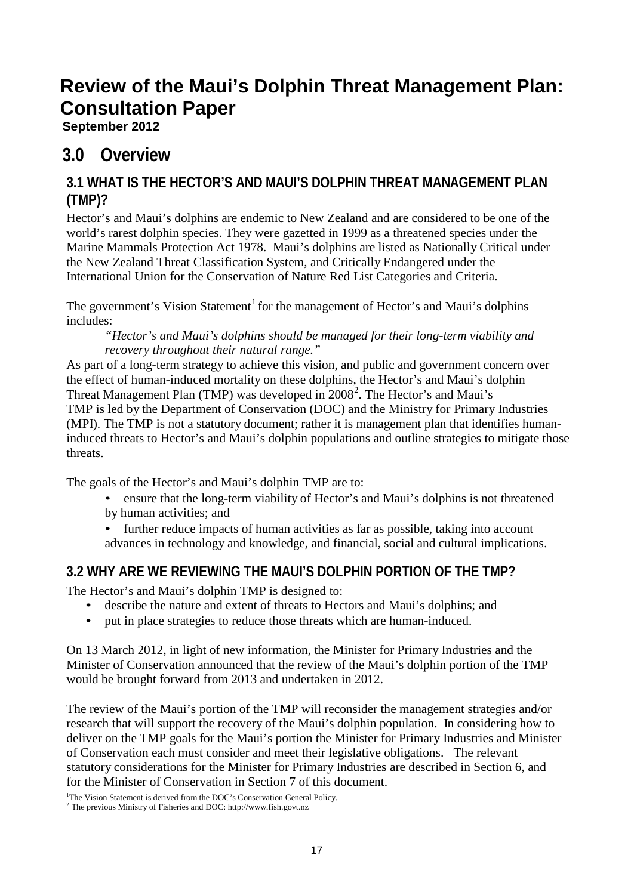# Review of the Maui's Dolphin Threat Management Plan: Consultation Paper

**September 2012**

## 3.0 Overview

### 3.1 WHAT IS THE HECTOR'S AND MAUI'S DOLPHIN THREAT MANAGEMENT PLAN (TMP)?

Hector's and Maui's dolphins are endemic to New Zealand and are considered to be one of the world's rarest dolphin species. They were gazetted in 1999 as a threatened species under the Marine Mammals Protection Act 1978. Maui's dolphins are listed as Nationally Critical under the New Zealand Threat Classification System, and Critically Endangered under the International Union for the Conservation of Nature Red List Categories and Criteria.

The government's Vision Statement[1] for the management of Hector's and Maui's dolphins includes:

> *"Hector's and Maui's dolphins should be managed for their long-term viability and recovery throughout their natural range."*

As part of a long-term strategy to achieve this vision, and public and government concern over the effect of human-induced mortality on these dolphins, the Hector's and Maui's dolphin Threat Management Plan (TMP) was developed in 2008[2]. The Hector's and Maui's TMP is led by the Department of Conservation (DOC) and the Ministry for Primary Industries (MPI). The TMP is not a statutory document; rather it is management plan that identifies human-induced threats to Hector's and Maui's dolphin populations and outline strategies to mitigate those threats.

The goals of the Hector's and Maui's dolphin TMP are to:

- ensure that the long-term viability of Hector's and Maui's dolphins is not threatened by human activities; and
- further reduce impacts of human activities as far as possible, taking into account advances in technology and knowledge, and financial, social and cultural implications.

### 3.2 WHY ARE WE REVIEWING THE MAUI'S DOLPHIN PORTION OF THE TMP?

The Hector's and Maui's dolphin TMP is designed to:

- describe the nature and extent of threats to Hectors and Maui's dolphins; and
- put in place strategies to reduce those threats which are human-induced.

On 13 March 2012, in light of new information, the Minister for Primary Industries and the Minister of Conservation announced that the review of the Maui's dolphin portion of the TMP would be brought forward from 2013 and undertaken in 2012.

The review of the Maui's portion of the TMP will reconsider the management strategies and/or research that will support the recovery of the Maui's dolphin population. In considering how to deliver on the TMP goals for the Maui's portion the Minister for Primary Industries and Minister of Conservation each must consider and meet their legislative obligations. The relevant statutory considerations for the Minister for Primary Industries are described in Section 6, and for the Minister of Conservation in Section 7 of this document.

[1] The Vision Statement is derived from the DOC's Conservation General Policy.

[2] The previous Ministry of Fisheries and DOC: http://www.fish.govt.nz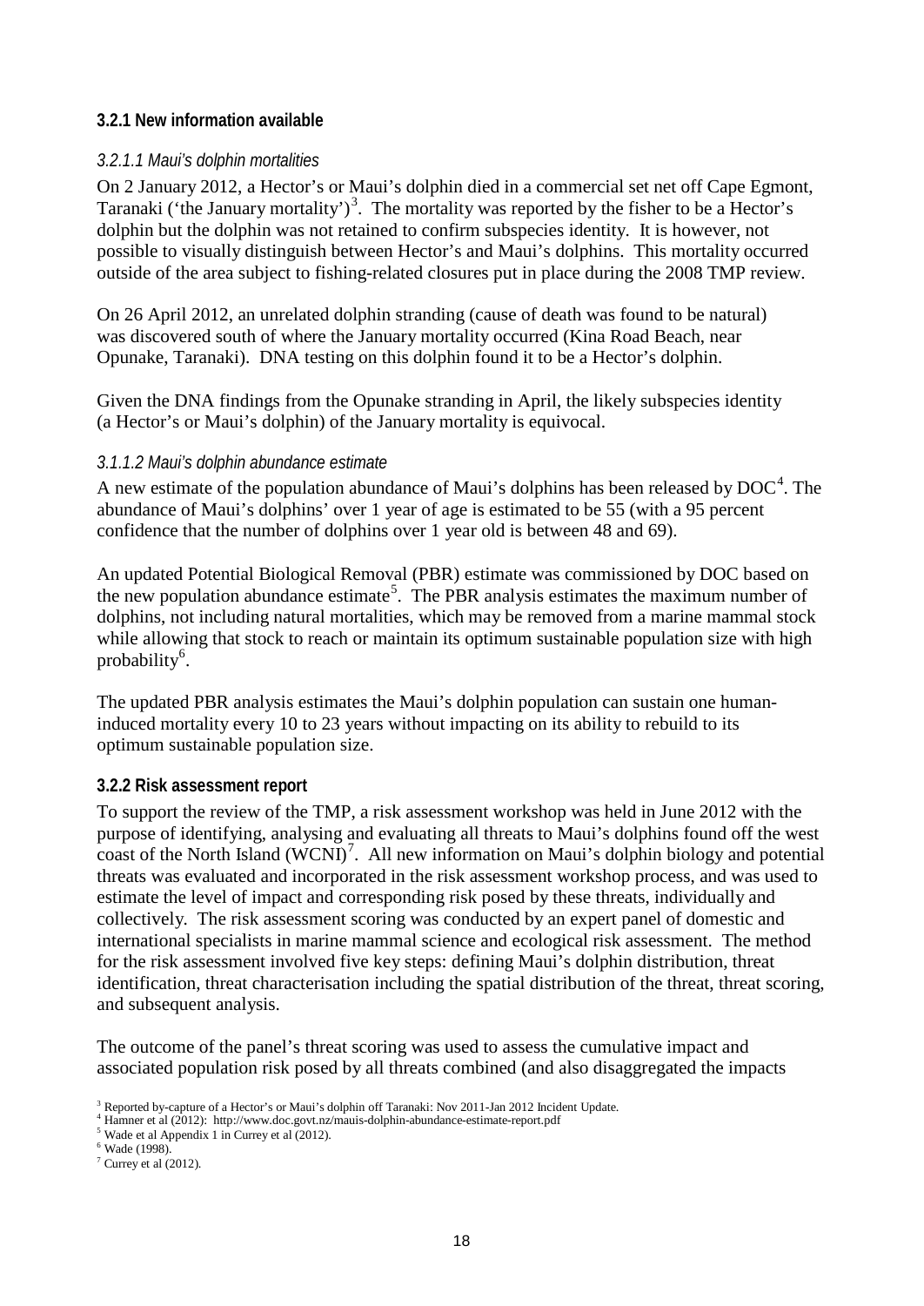### 3.2.1 New information available

#### *3.2.1.1 Maui's dolphin mortalities*

On 2 January 2012, a Hector's or Maui's dolphin died in a commercial set net off Cape Egmont, Taranaki ('the January mortality')[3]. The mortality was reported by the fisher to be a Hector's dolphin but the dolphin was not retained to confirm subspecies identity. It is however, not possible to visually distinguish between Hector's and Maui's dolphins. This mortality occurred outside of the area subject to fishing-related closures put in place during the 2008 TMP review.

On 26 April 2012, an unrelated dolphin stranding (cause of death was found to be natural) was discovered south of where the January mortality occurred (Kina Road Beach, near Opunake, Taranaki). DNA testing on this dolphin found it to be a Hector's dolphin.

Given the DNA findings from the Opunake stranding in April, the likely subspecies identity (a Hector's or Maui's dolphin) of the January mortality is equivocal.

#### *3.1.1.2 Maui's dolphin abundance estimate*

A new estimate of the population abundance of Maui's dolphins has been released by DOC[4]. The abundance of Maui's dolphins' over 1 year of age is estimated to be 55 (with a 95 percent confidence that the number of dolphins over 1 year old is between 48 and 69).

An updated Potential Biological Removal (PBR) estimate was commissioned by DOC based on the new population abundance estimate[5]. The PBR analysis estimates the maximum number of dolphins, not including natural mortalities, which may be removed from a marine mammal stock while allowing that stock to reach or maintain its optimum sustainable population size with high probability[6].

The updated PBR analysis estimates the Maui's dolphin population can sustain one human-induced mortality every 10 to 23 years without impacting on its ability to rebuild to its optimum sustainable population size.

### 3.2.2 Risk assessment report

To support the review of the TMP, a risk assessment workshop was held in June 2012 with the purpose of identifying, analysing and evaluating all threats to Maui's dolphins found off the west coast of the North Island (WCNI)[7]. All new information on Maui's dolphin biology and potential threats was evaluated and incorporated in the risk assessment workshop process, and was used to estimate the level of impact and corresponding risk posed by these threats, individually and collectively. The risk assessment scoring was conducted by an expert panel of domestic and international specialists in marine mammal science and ecological risk assessment. The method for the risk assessment involved five key steps: defining Maui's dolphin distribution, threat identification, threat characterisation including the spatial distribution of the threat, threat scoring, and subsequent analysis.

The outcome of the panel's threat scoring was used to assess the cumulative impact and associated population risk posed by all threats combined (and also disaggregated the impacts

---

[3] Reported by-capture of a Hector's or Maui's dolphin off Taranaki: Nov 2011-Jan 2012 Incident Update.
[4] Hamner et al (2012): http://www.doc.govt.nz/mauis-dolphin-abundance-estimate-report.pdf
[5] Wade et al Appendix 1 in Currey et al (2012).
[6] Wade (1998).
[7] Currey et al (2012).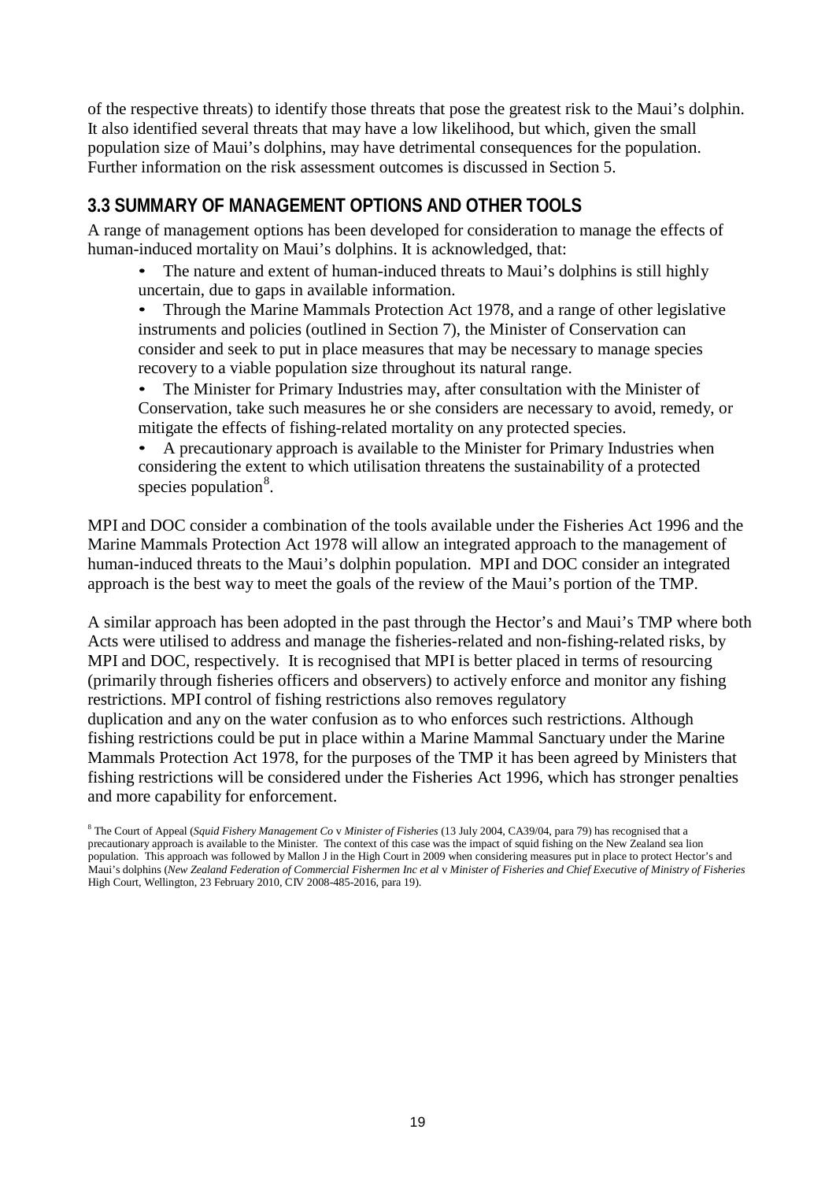of the respective threats) to identify those threats that pose the greatest risk to the Maui's dolphin. It also identified several threats that may have a low likelihood, but which, given the small population size of Maui's dolphins, may have detrimental consequences for the population. Further information on the risk assessment outcomes is discussed in Section 5.

## 3.3 SUMMARY OF MANAGEMENT OPTIONS AND OTHER TOOLS

A range of management options has been developed for consideration to manage the effects of human-induced mortality on Maui's dolphins. It is acknowledged, that:

- The nature and extent of human-induced threats to Maui's dolphins is still highly uncertain, due to gaps in available information.
- Through the Marine Mammals Protection Act 1978, and a range of other legislative instruments and policies (outlined in Section 7), the Minister of Conservation can consider and seek to put in place measures that may be necessary to manage species recovery to a viable population size throughout its natural range.
- The Minister for Primary Industries may, after consultation with the Minister of Conservation, take such measures he or she considers are necessary to avoid, remedy, or mitigate the effects of fishing-related mortality on any protected species.
- A precautionary approach is available to the Minister for Primary Industries when considering the extent to which utilisation threatens the sustainability of a protected species population[8].

MPI and DOC consider a combination of the tools available under the Fisheries Act 1996 and the Marine Mammals Protection Act 1978 will allow an integrated approach to the management of human-induced threats to the Maui's dolphin population. MPI and DOC consider an integrated approach is the best way to meet the goals of the review of the Maui's portion of the TMP.

A similar approach has been adopted in the past through the Hector's and Maui's TMP where both Acts were utilised to address and manage the fisheries-related and non-fishing-related risks, by MPI and DOC, respectively. It is recognised that MPI is better placed in terms of resourcing (primarily through fisheries officers and observers) to actively enforce and monitor any fishing restrictions. MPI control of fishing restrictions also removes regulatory duplication and any on the water confusion as to who enforces such restrictions. Although fishing restrictions could be put in place within a Marine Mammal Sanctuary under the Marine Mammals Protection Act 1978, for the purposes of the TMP it has been agreed by Ministers that fishing restrictions will be considered under the Fisheries Act 1996, which has stronger penalties and more capability for enforcement.

[8] The Court of Appeal (*Squid Fishery Management Co* v *Minister of Fisheries* (13 July 2004, CA39/04, para 79) has recognised that a precautionary approach is available to the Minister. The context of this case was the impact of squid fishing on the New Zealand sea lion population. This approach was followed by Mallon J in the High Court in 2009 when considering measures put in place to protect Hector's and Maui's dolphins (*New Zealand Federation of Commercial Fishermen Inc et al* v *Minister of Fisheries and Chief Executive of Ministry of Fisheries* High Court, Wellington, 23 February 2010, CIV 2008-485-2016, para 19).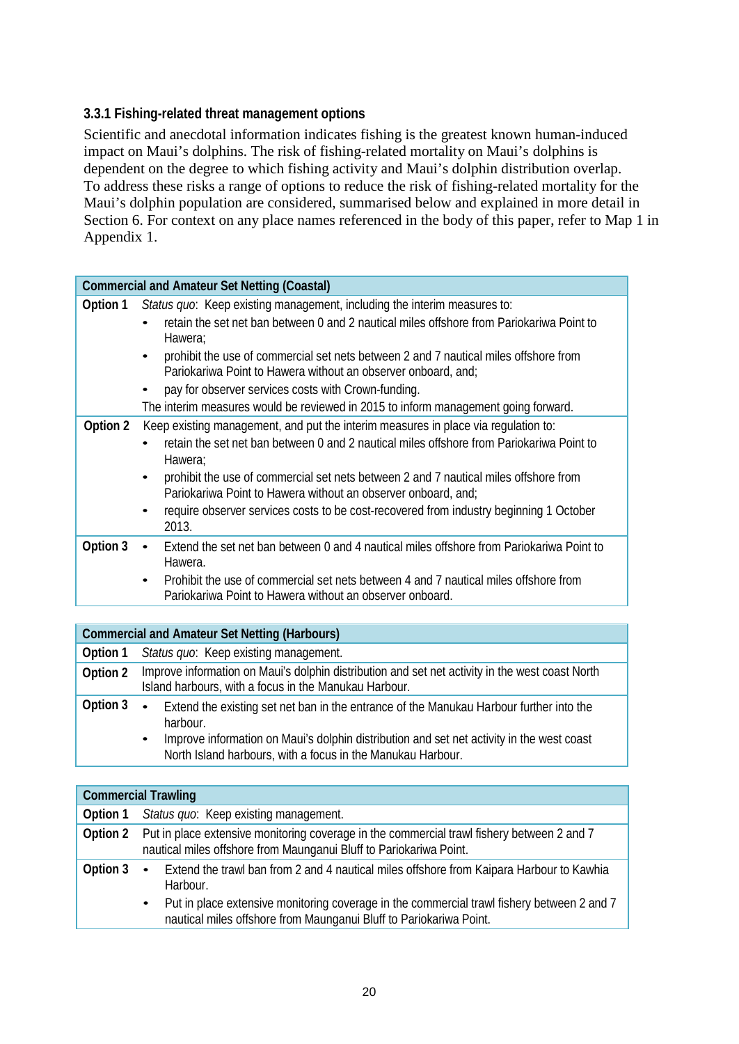### 3.3.1 Fishing-related threat management options

Scientific and anecdotal information indicates fishing is the greatest known human-induced impact on Maui's dolphins. The risk of fishing-related mortality on Maui's dolphins is dependent on the degree to which fishing activity and Maui's dolphin distribution overlap. To address these risks a range of options to reduce the risk of fishing-related mortality for the Maui's dolphin population are considered, summarised below and explained in more detail in Section 6. For context on any place names referenced in the body of this paper, refer to Map 1 in Appendix 1.

| **Commercial and Amateur Set Netting (Coastal)** | |
|---|---|
| **Option 1** | *Status quo*: Keep existing management, including the interim measures to:<br>• retain the set net ban between 0 and 2 nautical miles offshore from Pariokariwa Point to Hawera;<br>• prohibit the use of commercial set nets between 2 and 7 nautical miles offshore from Pariokariwa Point to Hawera without an observer onboard, and;<br>• pay for observer services costs with Crown-funding.<br>The interim measures would be reviewed in 2015 to inform management going forward. |
| **Option 2** | Keep existing management, and put the interim measures in place via regulation to:<br>• retain the set net ban between 0 and 2 nautical miles offshore from Pariokariwa Point to Hawera;<br>• prohibit the use of commercial set nets between 2 and 7 nautical miles offshore from Pariokariwa Point to Hawera without an observer onboard, and;<br>• require observer services costs to be cost-recovered from industry beginning 1 October 2013. |
| **Option 3** | • Extend the set net ban between 0 and 4 nautical miles offshore from Pariokariwa Point to Hawera.<br>• Prohibit the use of commercial set nets between 4 and 7 nautical miles offshore from Pariokariwa Point to Hawera without an observer onboard. |

| **Commercial and Amateur Set Netting (Harbours)** | |
|---|---|
| **Option 1** | *Status quo*: Keep existing management. |
| **Option 2** | Improve information on Maui's dolphin distribution and set net activity in the west coast North Island harbours, with a focus in the Manukau Harbour. |
| **Option 3** | • Extend the existing set net ban in the entrance of the Manukau Harbour further into the harbour.<br>• Improve information on Maui's dolphin distribution and set net activity in the west coast North Island harbours, with a focus in the Manukau Harbour. |

| **Commercial Trawling** | |
|---|---|
| **Option 1** | *Status quo*: Keep existing management. |
| **Option 2** | Put in place extensive monitoring coverage in the commercial trawl fishery between 2 and 7 nautical miles offshore from Maunganui Bluff to Pariokariwa Point. |
| **Option 3** | • Extend the trawl ban from 2 and 4 nautical miles offshore from Kaipara Harbour to Kawhia Harbour.<br>• Put in place extensive monitoring coverage in the commercial trawl fishery between 2 and 7 nautical miles offshore from Maunganui Bluff to Pariokariwa Point. |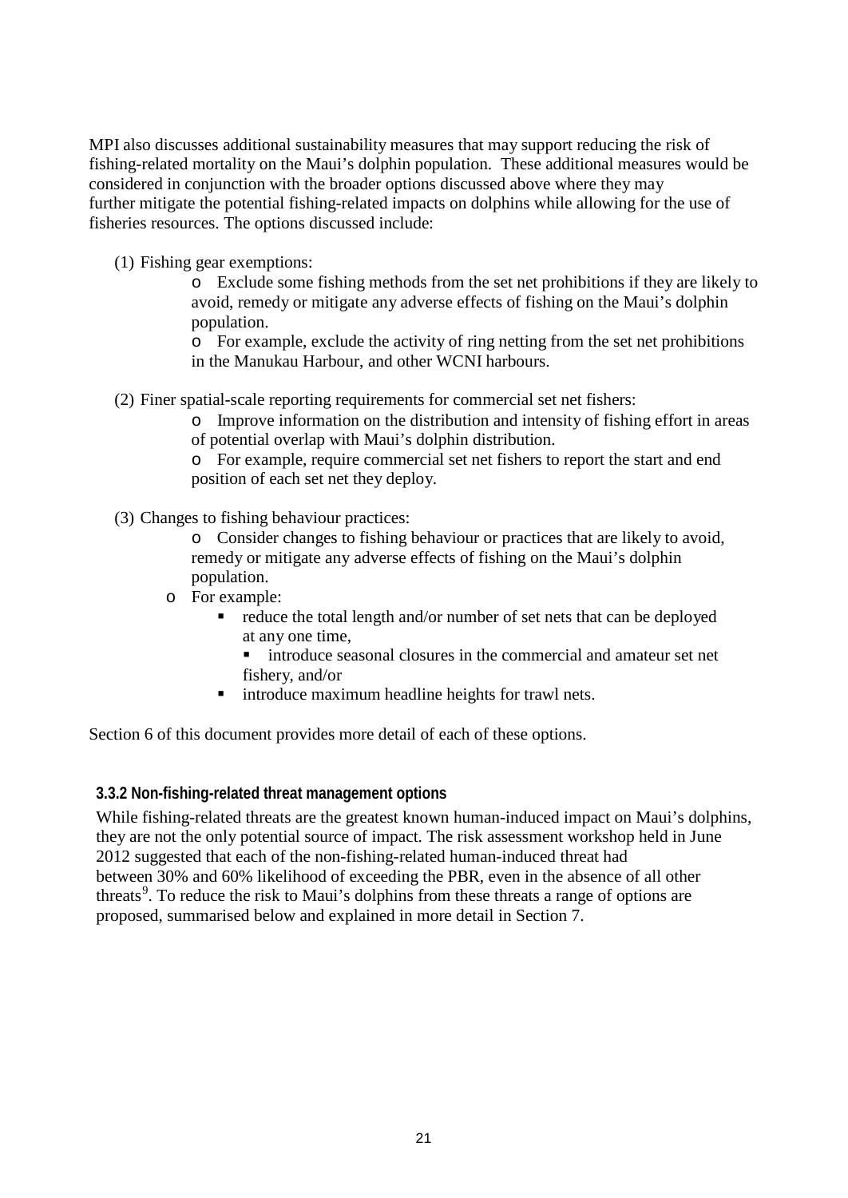MPI also discusses additional sustainability measures that may support reducing the risk of fishing-related mortality on the Maui's dolphin population. These additional measures would be considered in conjunction with the broader options discussed above where they may further mitigate the potential fishing-related impacts on dolphins while allowing for the use of fisheries resources. The options discussed include:

(1) Fishing gear exemptions:
  - Exclude some fishing methods from the set net prohibitions if they are likely to avoid, remedy or mitigate any adverse effects of fishing on the Maui's dolphin population.
  - For example, exclude the activity of ring netting from the set net prohibitions in the Manukau Harbour, and other WCNI harbours.

(2) Finer spatial-scale reporting requirements for commercial set net fishers:
  - Improve information on the distribution and intensity of fishing effort in areas of potential overlap with Maui's dolphin distribution.
  - For example, require commercial set net fishers to report the start and end position of each set net they deploy.

(3) Changes to fishing behaviour practices:
  - Consider changes to fishing behaviour or practices that are likely to avoid, remedy or mitigate any adverse effects of fishing on the Maui's dolphin population.
  - For example:
    - reduce the total length and/or number of set nets that can be deployed at any one time,
    - introduce seasonal closures in the commercial and amateur set net fishery, and/or
    - introduce maximum headline heights for trawl nets.

Section 6 of this document provides more detail of each of these options.

### 3.3.2 Non-fishing-related threat management options

While fishing-related threats are the greatest known human-induced impact on Maui's dolphins, they are not the only potential source of impact. The risk assessment workshop held in June 2012 suggested that each of the non-fishing-related human-induced threat had between 30% and 60% likelihood of exceeding the PBR, even in the absence of all other threats[9]. To reduce the risk to Maui's dolphins from these threats a range of options are proposed, summarised below and explained in more detail in Section 7.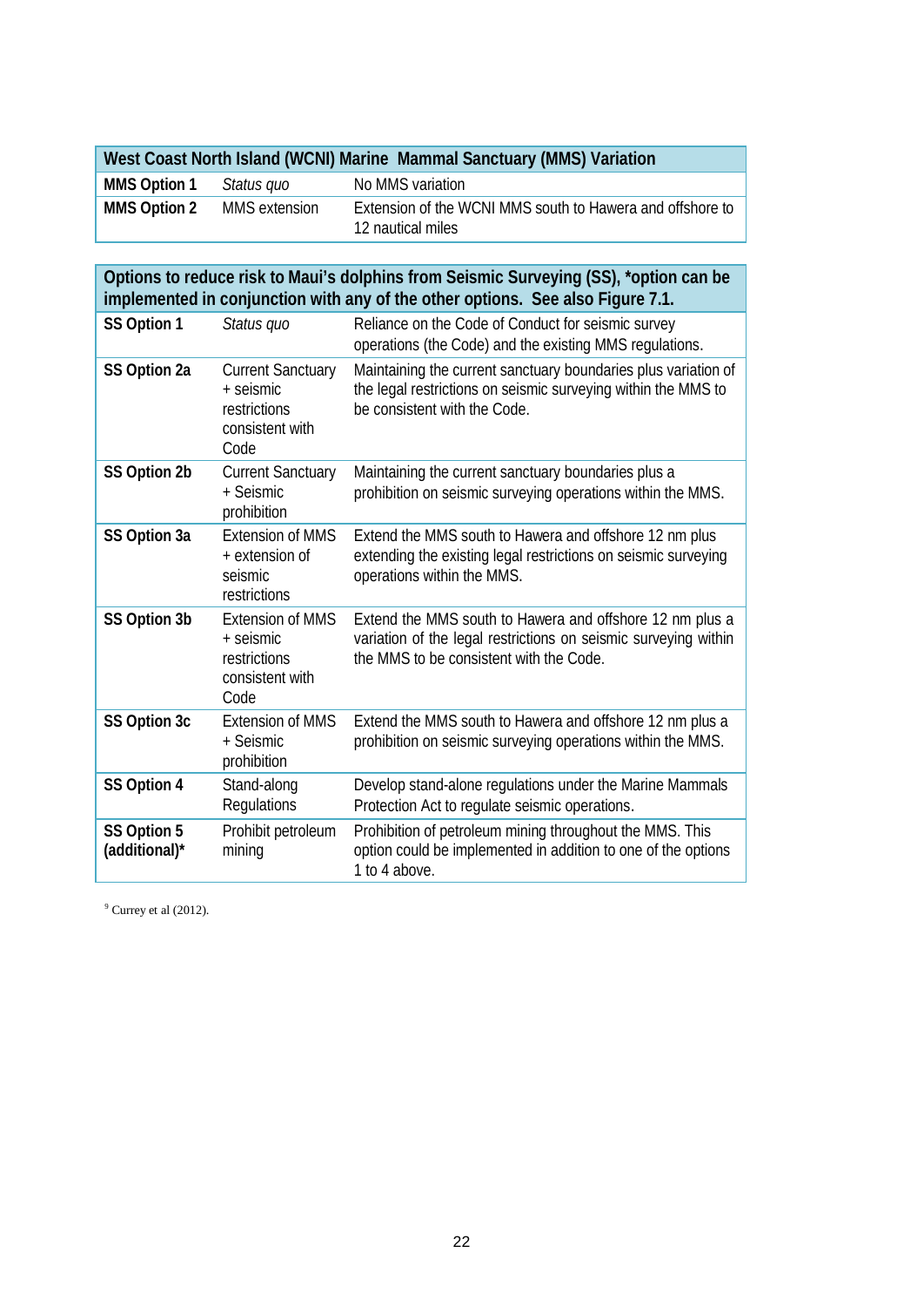| West Coast North Island (WCNI) Marine Mammal Sanctuary (MMS) Variation | | |
|---|---|---|
| **MMS Option 1** | *Status quo* | No MMS variation |
| **MMS Option 2** | MMS extension | Extension of the WCNI MMS south to Hawera and offshore to 12 nautical miles |

| Options to reduce risk to Maui's dolphins from Seismic Surveying (SS), *option can be implemented in conjunction with any of the other options. See also Figure 7.1. | | |
|---|---|---|
| **SS Option 1** | *Status quo* | Reliance on the Code of Conduct for seismic survey operations (the Code) and the existing MMS regulations. |
| **SS Option 2a** | Current Sanctuary + seismic restrictions consistent with Code | Maintaining the current sanctuary boundaries plus variation of the legal restrictions on seismic surveying within the MMS to be consistent with the Code. |
| **SS Option 2b** | Current Sanctuary + Seismic prohibition | Maintaining the current sanctuary boundaries plus a prohibition on seismic surveying operations within the MMS. |
| **SS Option 3a** | Extension of MMS + extension of seismic restrictions | Extend the MMS south to Hawera and offshore 12 nm plus extending the existing legal restrictions on seismic surveying operations within the MMS. |
| **SS Option 3b** | Extension of MMS + seismic restrictions consistent with Code | Extend the MMS south to Hawera and offshore 12 nm plus a variation of the legal restrictions on seismic surveying within the MMS to be consistent with the Code. |
| **SS Option 3c** | Extension of MMS + Seismic prohibition | Extend the MMS south to Hawera and offshore 12 nm plus a prohibition on seismic surveying operations within the MMS. |
| **SS Option 4** | Stand-along Regulations | Develop stand-alone regulations under the Marine Mammals Protection Act to regulate seismic operations. |
| **SS Option 5 (additional)*** | Prohibit petroleum mining | Prohibition of petroleum mining throughout the MMS. This option could be implemented in addition to one of the options 1 to 4 above. |

[9] Currey et al (2012).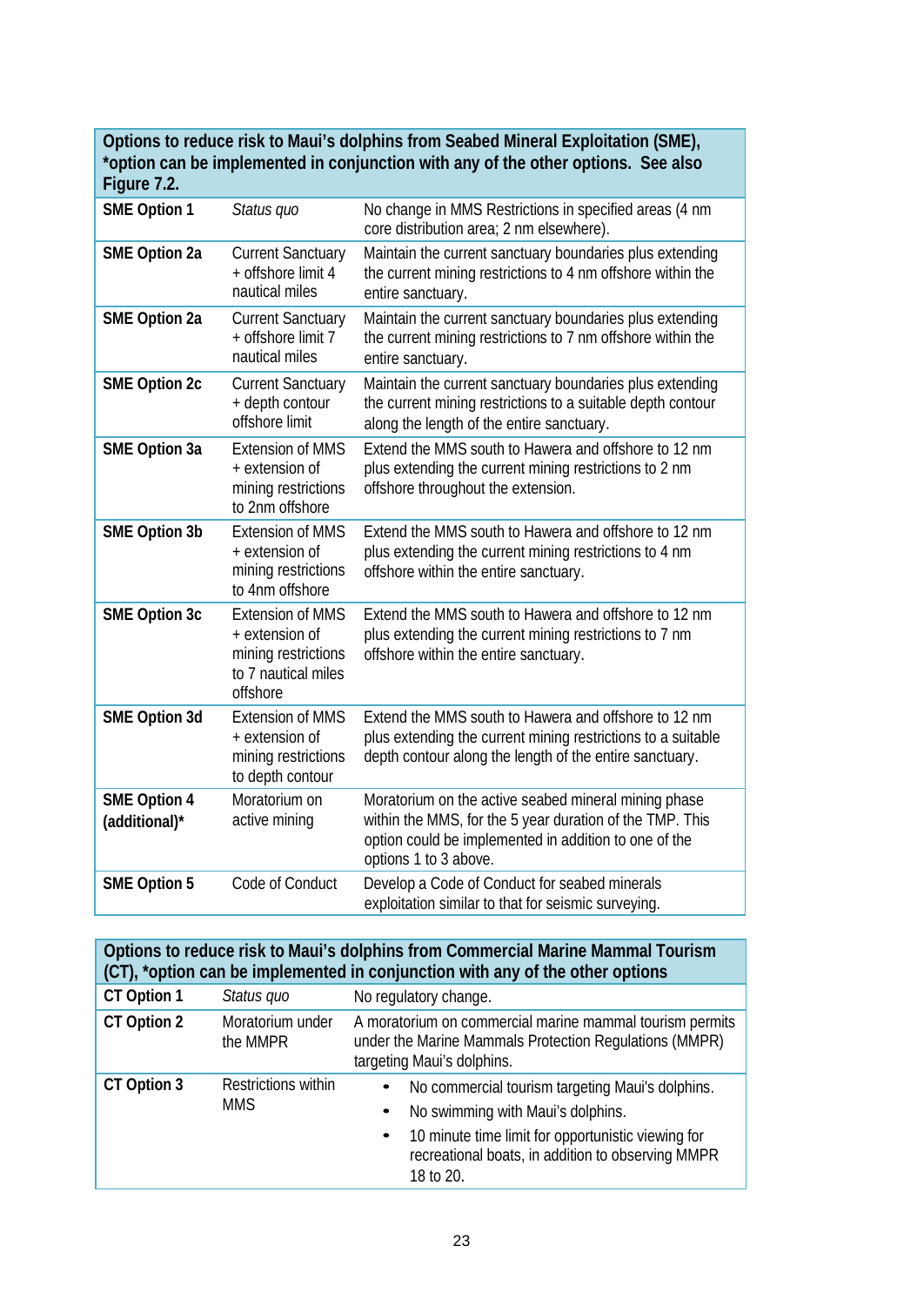| Options to reduce risk to Maui's dolphins from Seabed Mineral Exploitation (SME), *option can be implemented in conjunction with any of the other options. See also Figure 7.2. | | |
|---|---|---|
| **SME Option 1** | *Status quo* | No change in MMS Restrictions in specified areas (4 nm core distribution area; 2 nm elsewhere). |
| **SME Option 2a** | Current Sanctuary + offshore limit 4 nautical miles | Maintain the current sanctuary boundaries plus extending the current mining restrictions to 4 nm offshore within the entire sanctuary. |
| **SME Option 2a** | Current Sanctuary + offshore limit 7 nautical miles | Maintain the current sanctuary boundaries plus extending the current mining restrictions to 7 nm offshore within the entire sanctuary. |
| **SME Option 2c** | Current Sanctuary + depth contour offshore limit | Maintain the current sanctuary boundaries plus extending the current mining restrictions to a suitable depth contour along the length of the entire sanctuary. |
| **SME Option 3a** | Extension of MMS + extension of mining restrictions to 2nm offshore | Extend the MMS south to Hawera and offshore to 12 nm plus extending the current mining restrictions to 2 nm offshore throughout the extension. |
| **SME Option 3b** | Extension of MMS + extension of mining restrictions to 4nm offshore | Extend the MMS south to Hawera and offshore to 12 nm plus extending the current mining restrictions to 4 nm offshore within the entire sanctuary. |
| **SME Option 3c** | Extension of MMS + extension of mining restrictions to 7 nautical miles offshore | Extend the MMS south to Hawera and offshore to 12 nm plus extending the current mining restrictions to 7 nm offshore within the entire sanctuary. |
| **SME Option 3d** | Extension of MMS + extension of mining restrictions to depth contour | Extend the MMS south to Hawera and offshore to 12 nm plus extending the current mining restrictions to a suitable depth contour along the length of the entire sanctuary. |
| **SME Option 4 (additional)*** | Moratorium on active mining | Moratorium on the active seabed mineral mining phase within the MMS, for the 5 year duration of the TMP. This option could be implemented in addition to one of the options 1 to 3 above. |
| **SME Option 5** | Code of Conduct | Develop a Code of Conduct for seabed minerals exploitation similar to that for seismic surveying. |

| Options to reduce risk to Maui's dolphins from Commercial Marine Mammal Tourism (CT), *option can be implemented in conjunction with any of the other options | | |
|---|---|---|
| **CT Option 1** | *Status quo* | No regulatory change. |
| **CT Option 2** | Moratorium under the MMPR | A moratorium on commercial marine mammal tourism permits under the Marine Mammals Protection Regulations (MMPR) targeting Maui's dolphins. |
| **CT Option 3** | Restrictions within MMS | • No commercial tourism targeting Maui's dolphins.<br>• No swimming with Maui's dolphins.<br>• 10 minute time limit for opportunistic viewing for recreational boats, in addition to observing MMPR 18 to 20. |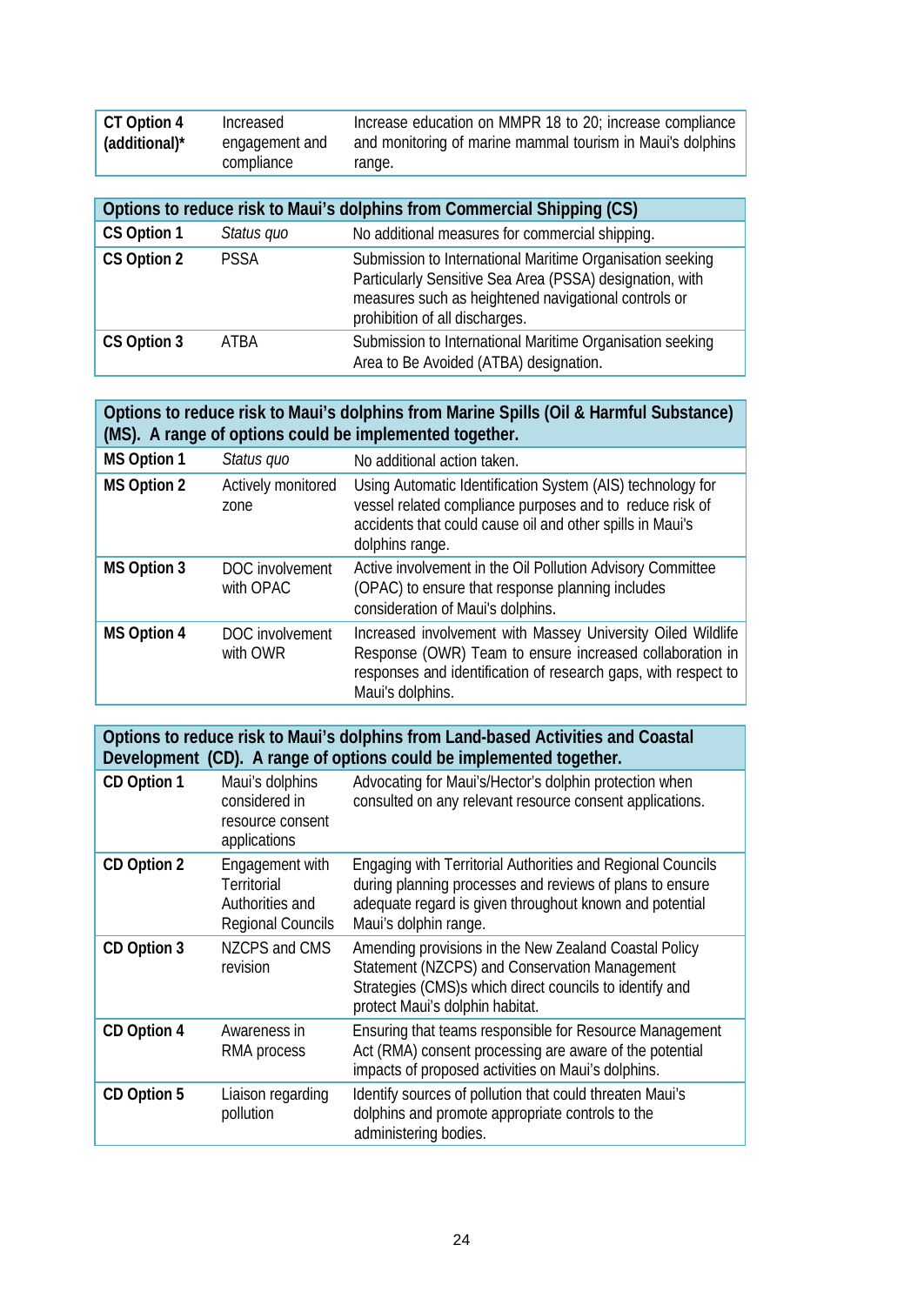| | | |
|---|---|---|
| **CT Option 4 (additional)*** | Increased engagement and compliance | Increase education on MMPR 18 to 20; increase compliance and monitoring of marine mammal tourism in Maui's dolphins range. |

| **Options to reduce risk to Maui's dolphins from Commercial Shipping (CS)** | | |
|---|---|---|
| **CS Option 1** | *Status quo* | No additional measures for commercial shipping. |
| **CS Option 2** | PSSA | Submission to International Maritime Organisation seeking Particularly Sensitive Sea Area (PSSA) designation, with measures such as heightened navigational controls or prohibition of all discharges. |
| **CS Option 3** | ATBA | Submission to International Maritime Organisation seeking Area to Be Avoided (ATBA) designation. |

| **Options to reduce risk to Maui's dolphins from Marine Spills (Oil & Harmful Substance) (MS). A range of options could be implemented together.** | | |
|---|---|---|
| **MS Option 1** | *Status quo* | No additional action taken. |
| **MS Option 2** | Actively monitored zone | Using Automatic Identification System (AIS) technology for vessel related compliance purposes and to reduce risk of accidents that could cause oil and other spills in Maui's dolphins range. |
| **MS Option 3** | DOC involvement with OPAC | Active involvement in the Oil Pollution Advisory Committee (OPAC) to ensure that response planning includes consideration of Maui's dolphins. |
| **MS Option 4** | DOC involvement with OWR | Increased involvement with Massey University Oiled Wildlife Response (OWR) Team to ensure increased collaboration in responses and identification of research gaps, with respect to Maui's dolphins. |

| **Options to reduce risk to Maui's dolphins from Land-based Activities and Coastal Development (CD). A range of options could be implemented together.** | | |
|---|---|---|
| **CD Option 1** | Maui's dolphins considered in resource consent applications | Advocating for Maui's/Hector's dolphin protection when consulted on any relevant resource consent applications. |
| **CD Option 2** | Engagement with Territorial Authorities and Regional Councils | Engaging with Territorial Authorities and Regional Councils during planning processes and reviews of plans to ensure adequate regard is given throughout known and potential Maui's dolphin range. |
| **CD Option 3** | NZCPS and CMS revision | Amending provisions in the New Zealand Coastal Policy Statement (NZCPS) and Conservation Management Strategies (CMS)s which direct councils to identify and protect Maui's dolphin habitat. |
| **CD Option 4** | Awareness in RMA process | Ensuring that teams responsible for Resource Management Act (RMA) consent processing are aware of the potential impacts of proposed activities on Maui's dolphins. |
| **CD Option 5** | Liaison regarding pollution | Identify sources of pollution that could threaten Maui's dolphins and promote appropriate controls to the administering bodies. |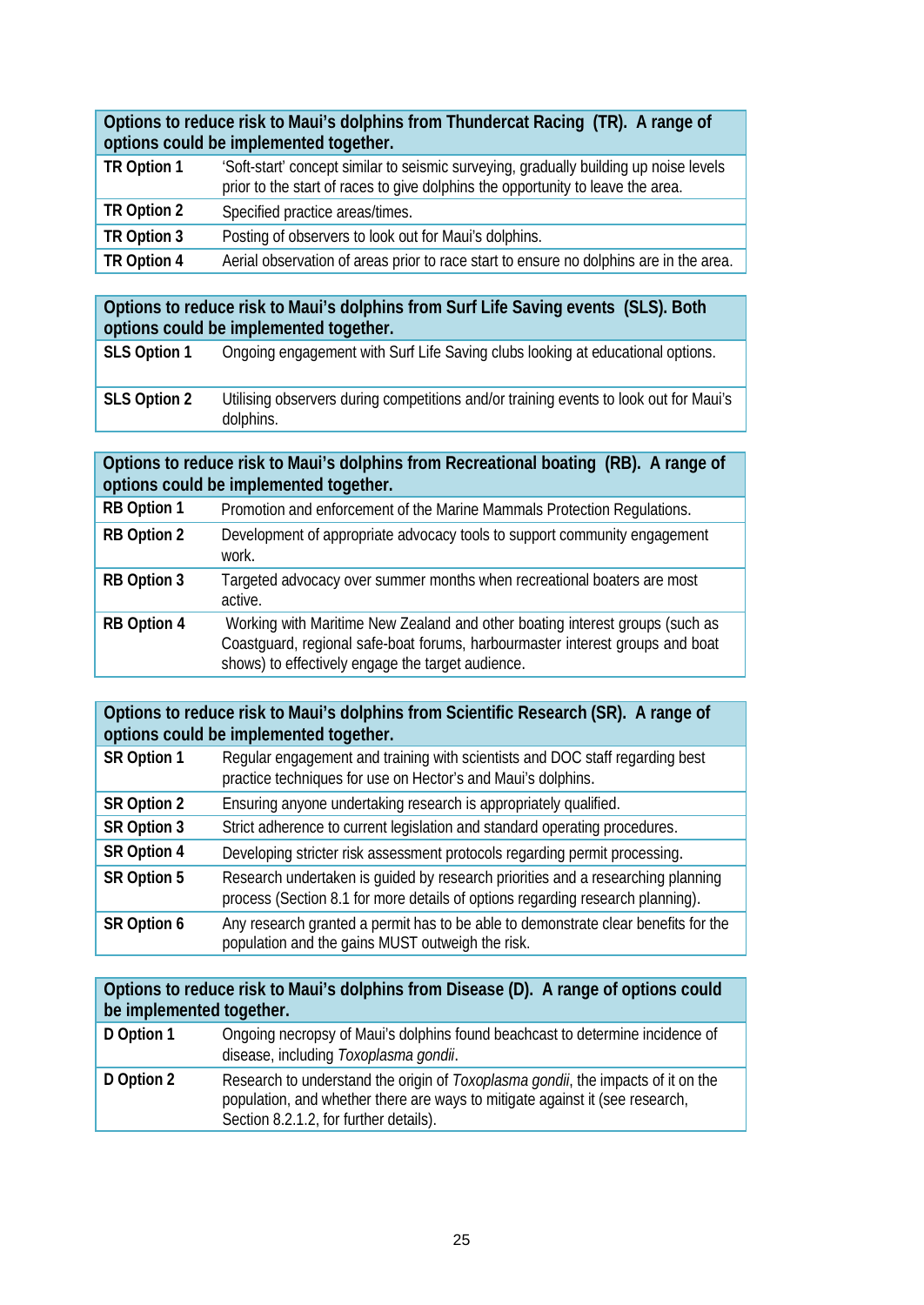| Options to reduce risk to Maui's dolphins from Thundercat Racing (TR). A range of options could be implemented together. | |
|---|---|
| **TR Option 1** | 'Soft-start' concept similar to seismic surveying, gradually building up noise levels prior to the start of races to give dolphins the opportunity to leave the area. |
| **TR Option 2** | Specified practice areas/times. |
| **TR Option 3** | Posting of observers to look out for Maui's dolphins. |
| **TR Option 4** | Aerial observation of areas prior to race start to ensure no dolphins are in the area. |

| Options to reduce risk to Maui's dolphins from Surf Life Saving events (SLS). Both options could be implemented together. | |
|---|---|
| **SLS Option 1** | Ongoing engagement with Surf Life Saving clubs looking at educational options. |
| **SLS Option 2** | Utilising observers during competitions and/or training events to look out for Maui's dolphins. |

| Options to reduce risk to Maui's dolphins from Recreational boating (RB). A range of options could be implemented together. | |
|---|---|
| **RB Option 1** | Promotion and enforcement of the Marine Mammals Protection Regulations. |
| **RB Option 2** | Development of appropriate advocacy tools to support community engagement work. |
| **RB Option 3** | Targeted advocacy over summer months when recreational boaters are most active. |
| **RB Option 4** | Working with Maritime New Zealand and other boating interest groups (such as Coastguard, regional safe-boat forums, harbourmaster interest groups and boat shows) to effectively engage the target audience. |

| Options to reduce risk to Maui's dolphins from Scientific Research (SR). A range of options could be implemented together. | |
|---|---|
| **SR Option 1** | Regular engagement and training with scientists and DOC staff regarding best practice techniques for use on Hector's and Maui's dolphins. |
| **SR Option 2** | Ensuring anyone undertaking research is appropriately qualified. |
| **SR Option 3** | Strict adherence to current legislation and standard operating procedures. |
| **SR Option 4** | Developing stricter risk assessment protocols regarding permit processing. |
| **SR Option 5** | Research undertaken is guided by research priorities and a researching planning process (Section 8.1 for more details of options regarding research planning). |
| **SR Option 6** | Any research granted a permit has to be able to demonstrate clear benefits for the population and the gains MUST outweigh the risk. |

| Options to reduce risk to Maui's dolphins from Disease (D). A range of options could be implemented together. | |
|---|---|
| **D Option 1** | Ongoing necropsy of Maui's dolphins found beachcast to determine incidence of disease, including *Toxoplasma gondii*. |
| **D Option 2** | Research to understand the origin of *Toxoplasma gondii*, the impacts of it on the population, and whether there are ways to mitigate against it (see research, Section 8.2.1.2, for further details). |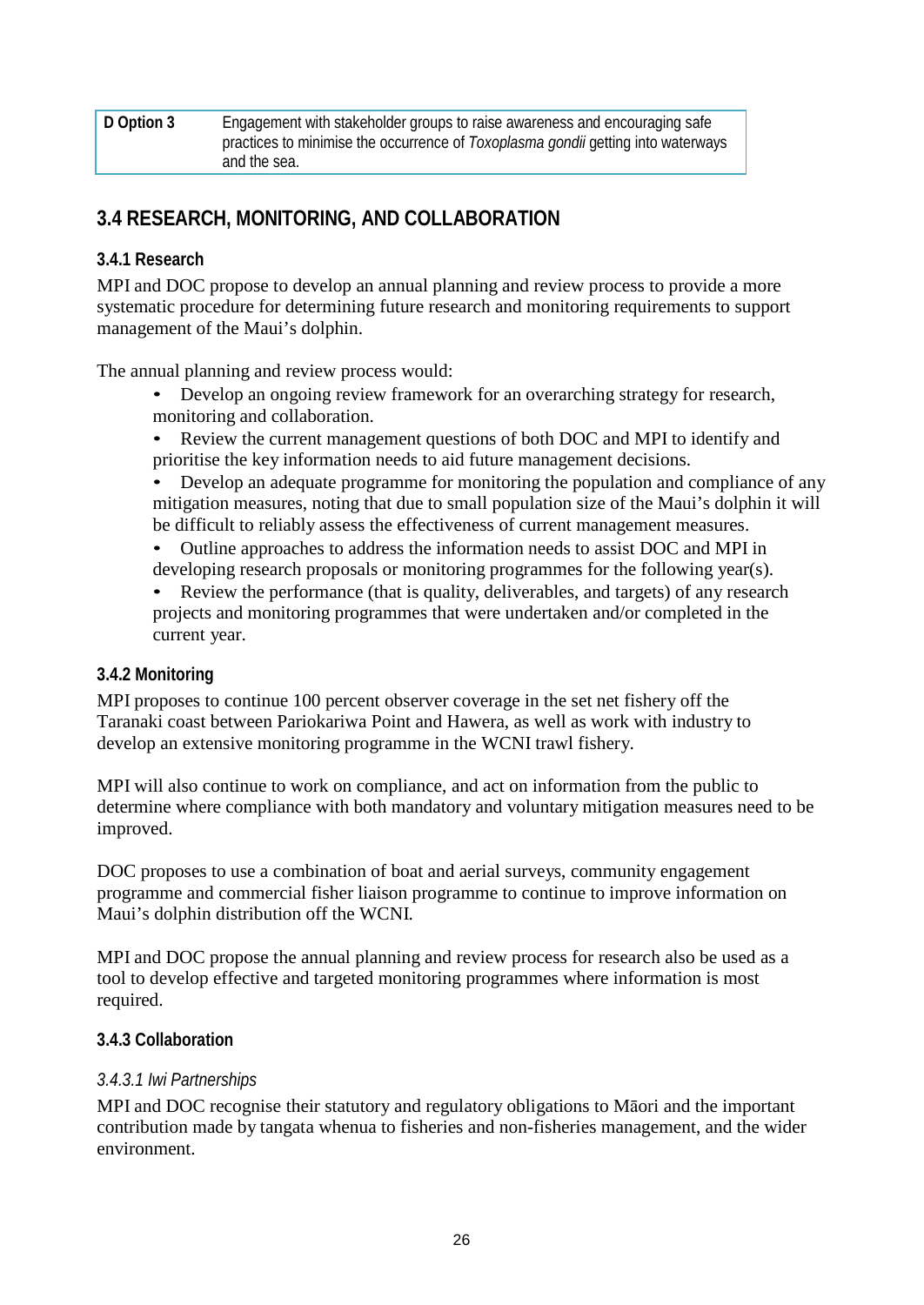| D Option 3 | Engagement with stakeholder groups to raise awareness and encouraging safe practices to minimise the occurrence of *Toxoplasma gondii* getting into waterways and the sea. |
|---|---|

## 3.4 RESEARCH, MONITORING, AND COLLABORATION

### 3.4.1 Research

MPI and DOC propose to develop an annual planning and review process to provide a more systematic procedure for determining future research and monitoring requirements to support management of the Maui's dolphin.

The annual planning and review process would:

- Develop an ongoing review framework for an overarching strategy for research, monitoring and collaboration.
- Review the current management questions of both DOC and MPI to identify and prioritise the key information needs to aid future management decisions.
- Develop an adequate programme for monitoring the population and compliance of any mitigation measures, noting that due to small population size of the Maui's dolphin it will be difficult to reliably assess the effectiveness of current management measures.
- Outline approaches to address the information needs to assist DOC and MPI in developing research proposals or monitoring programmes for the following year(s).
- Review the performance (that is quality, deliverables, and targets) of any research projects and monitoring programmes that were undertaken and/or completed in the current year.

### 3.4.2 Monitoring

MPI proposes to continue 100 percent observer coverage in the set net fishery off the Taranaki coast between Pariokariwa Point and Hawera, as well as work with industry to develop an extensive monitoring programme in the WCNI trawl fishery.

MPI will also continue to work on compliance, and act on information from the public to determine where compliance with both mandatory and voluntary mitigation measures need to be improved.

DOC proposes to use a combination of boat and aerial surveys, community engagement programme and commercial fisher liaison programme to continue to improve information on Maui's dolphin distribution off the WCNI.

MPI and DOC propose the annual planning and review process for research also be used as a tool to develop effective and targeted monitoring programmes where information is most required.

### 3.4.3 Collaboration

#### *3.4.3.1 Iwi Partnerships*

MPI and DOC recognise their statutory and regulatory obligations to Māori and the important contribution made by tangata whenua to fisheries and non-fisheries management, and the wider environment.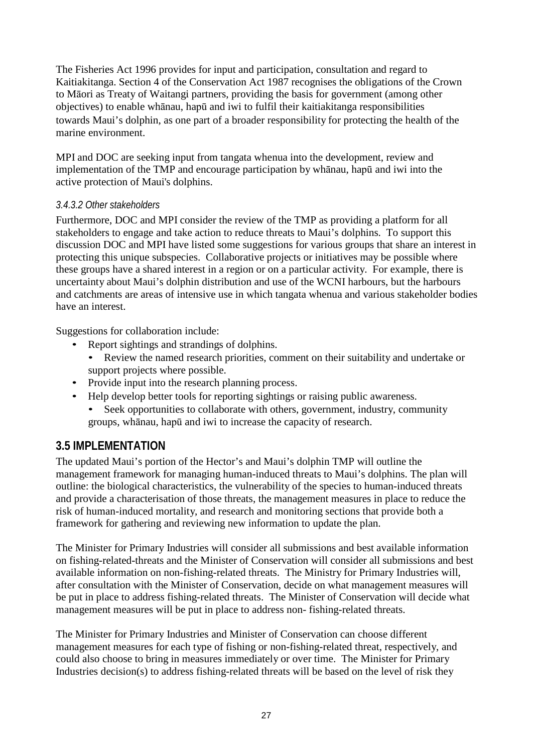The Fisheries Act 1996 provides for input and participation, consultation and regard to Kaitiakitanga. Section 4 of the Conservation Act 1987 recognises the obligations of the Crown to Māori as Treaty of Waitangi partners, providing the basis for government (among other objectives) to enable whānau, hapū and iwi to fulfil their kaitiakitanga responsibilities towards Maui's dolphin, as one part of a broader responsibility for protecting the health of the marine environment.

MPI and DOC are seeking input from tangata whenua into the development, review and implementation of the TMP and encourage participation by whānau, hapū and iwi into the active protection of Maui's dolphins.

#### *3.4.3.2 Other stakeholders*

Furthermore, DOC and MPI consider the review of the TMP as providing a platform for all stakeholders to engage and take action to reduce threats to Maui's dolphins. To support this discussion DOC and MPI have listed some suggestions for various groups that share an interest in protecting this unique subspecies. Collaborative projects or initiatives may be possible where these groups have a shared interest in a region or on a particular activity. For example, there is uncertainty about Maui's dolphin distribution and use of the WCNI harbours, but the harbours and catchments are areas of intensive use in which tangata whenua and various stakeholder bodies have an interest.

Suggestions for collaboration include:

- Report sightings and strandings of dolphins.
- Review the named research priorities, comment on their suitability and undertake or support projects where possible.
- Provide input into the research planning process.
- Help develop better tools for reporting sightings or raising public awareness.
- Seek opportunities to collaborate with others, government, industry, community groups, whānau, hapū and iwi to increase the capacity of research.

## 3.5 IMPLEMENTATION

The updated Maui's portion of the Hector's and Maui's dolphin TMP will outline the management framework for managing human-induced threats to Maui's dolphins. The plan will outline: the biological characteristics, the vulnerability of the species to human-induced threats and provide a characterisation of those threats, the management measures in place to reduce the risk of human-induced mortality, and research and monitoring sections that provide both a framework for gathering and reviewing new information to update the plan.

The Minister for Primary Industries will consider all submissions and best available information on fishing-related-threats and the Minister of Conservation will consider all submissions and best available information on non-fishing-related threats. The Ministry for Primary Industries will, after consultation with the Minister of Conservation, decide on what management measures will be put in place to address fishing-related threats. The Minister of Conservation will decide what management measures will be put in place to address non- fishing-related threats.

The Minister for Primary Industries and Minister of Conservation can choose different management measures for each type of fishing or non-fishing-related threat, respectively, and could also choose to bring in measures immediately or over time. The Minister for Primary Industries decision(s) to address fishing-related threats will be based on the level of risk they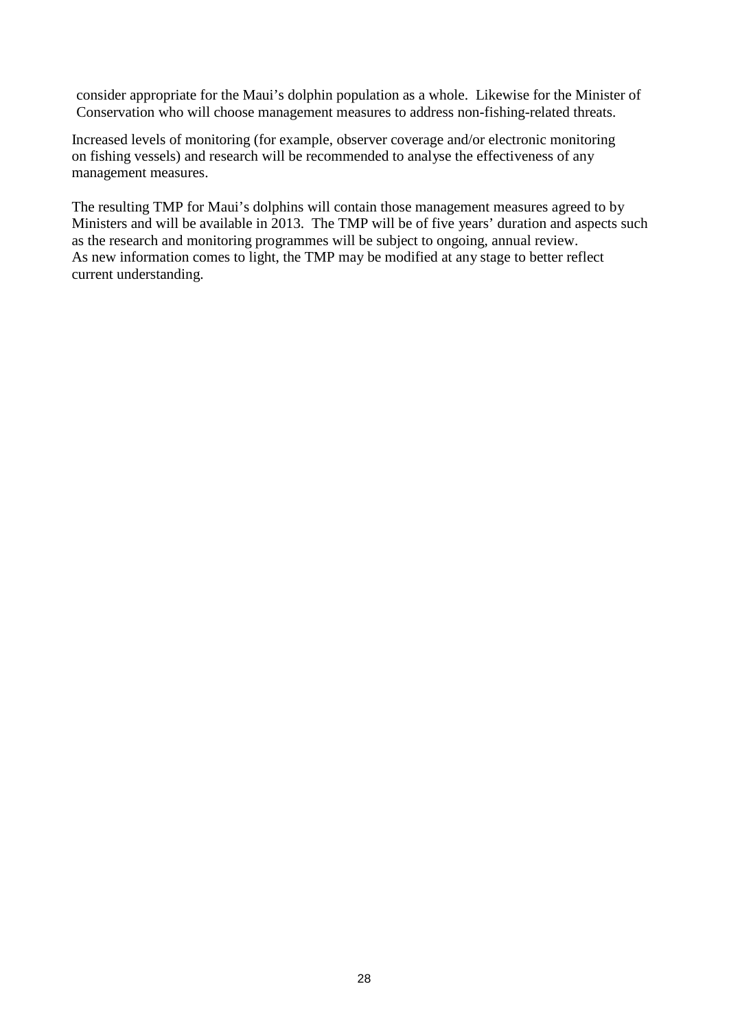consider appropriate for the Maui's dolphin population as a whole. Likewise for the Minister of Conservation who will choose management measures to address non-fishing-related threats.

Increased levels of monitoring (for example, observer coverage and/or electronic monitoring on fishing vessels) and research will be recommended to analyse the effectiveness of any management measures.

The resulting TMP for Maui's dolphins will contain those management measures agreed to by Ministers and will be available in 2013. The TMP will be of five years' duration and aspects such as the research and monitoring programmes will be subject to ongoing, annual review. As new information comes to light, the TMP may be modified at any stage to better reflect current understanding.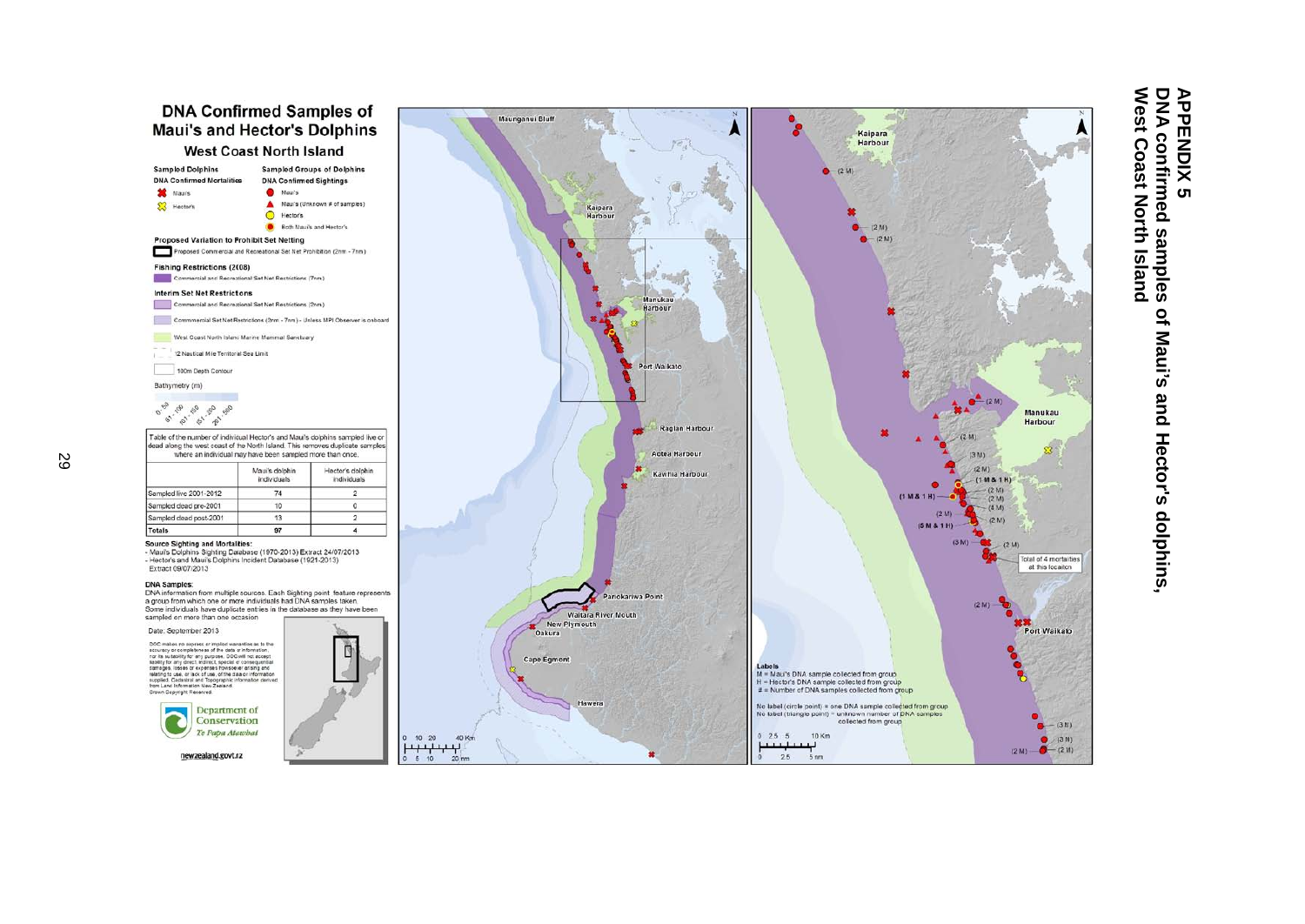# APPENDIX 5

## DNA confirmed samples of Maui's and Hector's dolphins, West Coast North Island

## DNA Confirmed Samples of Maui's and Hector's Dolphins

### West Coast North Island

**Sampled Dolphins**
DNA Confirmed Mortalities
- Maui's
- Hector's

**Sampled Groups of Dolphins**
DNA Confirmed Sightings
- Maui's
- Maui's (Unknown # of samples)
- Hectors
- Both Maui's and Hector's

**Proposed Variation to Prohibit Set Netting**
- Proposed Commercial and Recreational Set Net Prohibition (2nm - 7nm)

**Fishing Restrictions (2008)**
- Commercial and Recreational Set Net Restrictions (7nm)

**Interim Set Net Restrictions**
- Commercial and Recreational Set Net Restrictions (2nm)
- Commercial Set Net Restrictions (2nm - 7nm) - Unless MPI Observer is onboard
- West Coast North Island Marine Mammal Sanctuary
- 12 Nautical Mile Territorial Sea Limit
- 100m Depth Contour

Bathymetry (m)
0 - 50, 51 - 100, 101 - 150, 151 - 200, 201 - 500

Table of the number of individual Hector's and Maui's dolphins sampled live or dead along the west coast of he North Island. This removes duplicate samples where an individual may have been sampled more than once.

| | Maui's dolphin individuals | Hector's dolphin individuals |
|---|---|---|
| Sampled live 2001-2012 | 74 | 2 |
| Sampled dead pre-2001 | 10 | 0 |
| Sampled dead post-2001 | 13 | 2 |
| **Totals** | **97** | **4** |

**Source Sighting and Mortalities:**
- Maui's Dolphins Sighting Database (1970-2013) Extract 24/07/2013
- Hector's and Maui's Dolphins Incident Database (1921-2013) Extract 09/07/2013

**DNA Samples:**
DNA information from multiple sources. Each Sighting point feature represents a group from which one or more individuals had DNA samples taken. Some individuals have duplicate entries in the database as they have been sampled on more than one occasion

Date: September 2013

DOC makes no express or implied warranties as to the accuracy or completeness of the data or information, nor its suitability for any purpose. DOC will not accept liability for any direct, indirect, special or consequential damages, losses or expenses howsoever arising and relating to use, or lack of use, of the data or information supplied. Cadastral and Topographic information derived from Land Information New Zealand. Crown Copyright Reserved.

Department of Conservation
*Te Papa Atawhai*

newzealand.govt.nz

Maunganui Bluff, Kaipara Harbour, Manukau Harbour, Port Waikato, Raglan Harbour, Aotea Harbour, Kawhia Harbour, Paraokariwa Point, Waitara River Mouth, New Plymouth, Oakura, Cape Egmont, Hawera

0 10 20 40 Km
0 5 10 20 nm

Kaipara Harbour, Manukau Harbour, Port Waikato

(2 M), (2 M), (2 M), (2 M), (2 M), (3 M), (2 M), (1 M & 1 H), (2 M), (1 M & 1 H), (2 M), (2 M), (4 M), (2 M), (2 M), (5 M & 1 H), (3 M), (2 M), (2 M), (3 M), (3 M), (2 M), (2 M)

Total of 4 mortalities at this location

**Labels**
M = Maui's DNA sample collected from group
H = Hector's DNA sample collected from group
# = Number of DNA samples collected from group

No label (circle point) = one DNA sample collected from group
No label (triangle point) = unknown number of DNA samples collected from group

0 2.5 5 10 Km
0 2.5 5 nm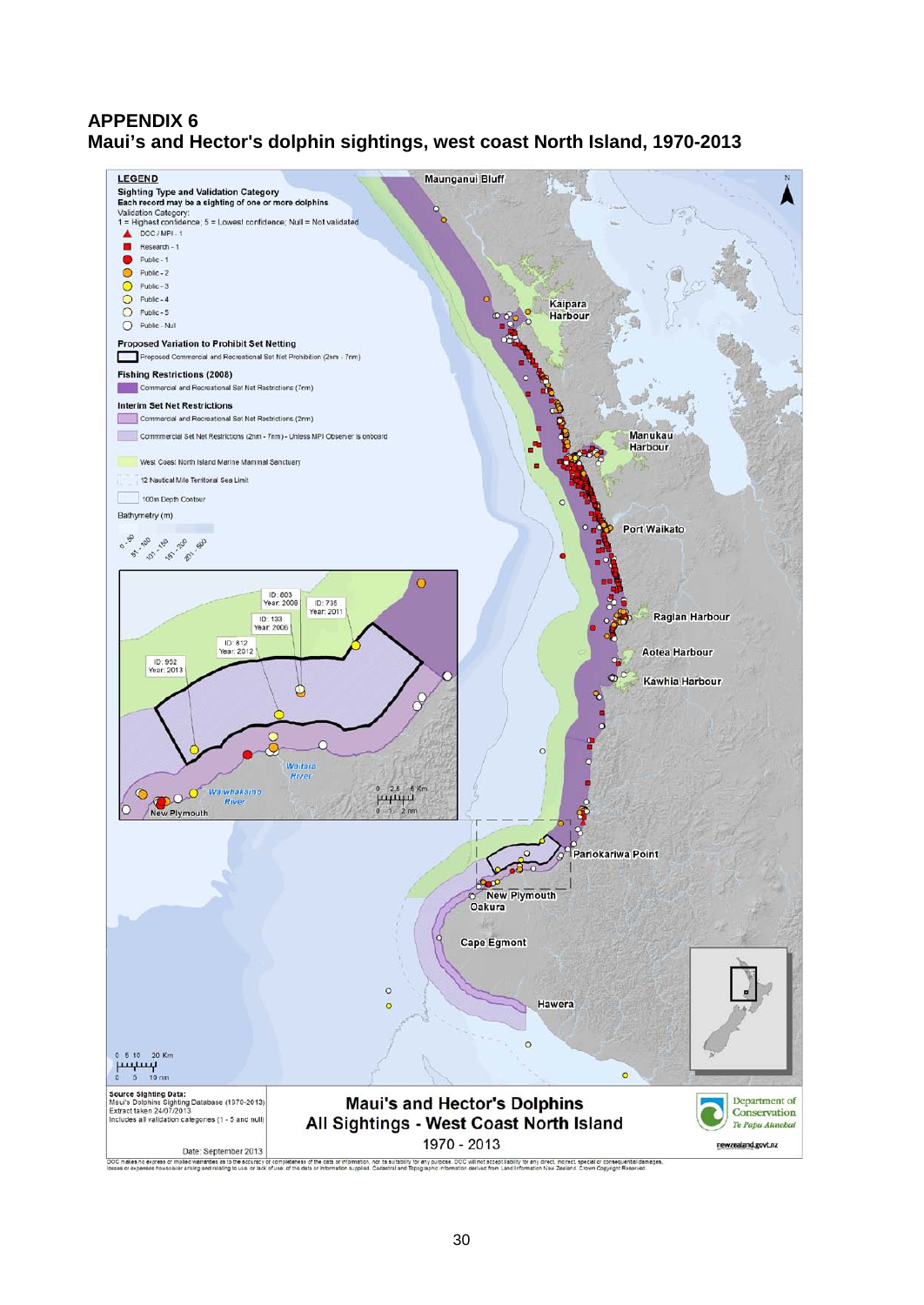## APPENDIX 6
## Maui's and Hector's dolphin sightings, west coast North Island, 1970-2013

**LEGEND**

**Sighting Type and Validation Category**
**Each record may be a sighting of one or more dolphins**
Validation Category:
1 = Highest confidence; 5 = Lowest confidence; Null = Not validated

- DOC / MPI - 1
- Research - 1
- Public - 1
- Public - 2
- Public - 3
- Public - 4
- Public - 5
- Public - Null

**Proposed Variation to Prohibit Set Netting**
Proposed Commercial and Recreational Set Net Prohibition (2nm - 7nm)

**Fishing Restrictions (2008)**
Commercial and Recreational Set Net Restrictions (7nm)

**Interim Set Net Restrictions**
Commercial and Recreational Set Net Restrictions (2nm)
Commercial Set Net Restrictions (2nm - 7nm) - Unless MPI Observer is onboard

West Coast North Island Marine Mammal Sanctuary
12 Nautical Mile Territorial Sea Limit
100m Depth Contour
Bathymetry (m)
0 - 50, 51 - 100, 101 - 150, 151 - 200, 201 - 500

Maunganui Bluff · Kaipara Harbour · Manukau Harbour · Port Waikato · Raglan Harbour · Aotea Harbour · Kawhia Harbour · Pariokariwa Point · New Plymouth · Oakura · Cape Egmont · Hawera

Inset: ID: 603 Year: 2008 · ID: 735 Year: 2011 · ID: 133 Year: 2006 · ID: 812 Year: 2012 · ID: 952 Year: 2013 · Waitara River · Waiwhakaiho River · New Plymouth · 0 2.5 5 Km · 0 1 2 nm

0 5 10 20 Km · 0 5 10 nm

**Source Sighting Data:**
Maui's Dolphins Sighting Database (1970-2013)
Extract taken 24/07/2013
Includes all validation categories (1 - 5 and null)

Date: September 2013

**Maui's and Hector's Dolphins**
**All Sightings - West Coast North Island**
1970 - 2013

Department of Conservation
*Te Papa Atawhai*
newzealand.govt.nz

DOC makes no express or implied warranties as to the accuracy or completeness of the data or information, nor its suitability for any purpose. DOC will not accept liability for any direct, indirect, special or consequential damages, losses or expenses howsoever arising and relating to use, or lack of use, of the data or information supplied. Cadastral and Topographic information derived from Land Information New Zealand. Crown Copyright Reserved.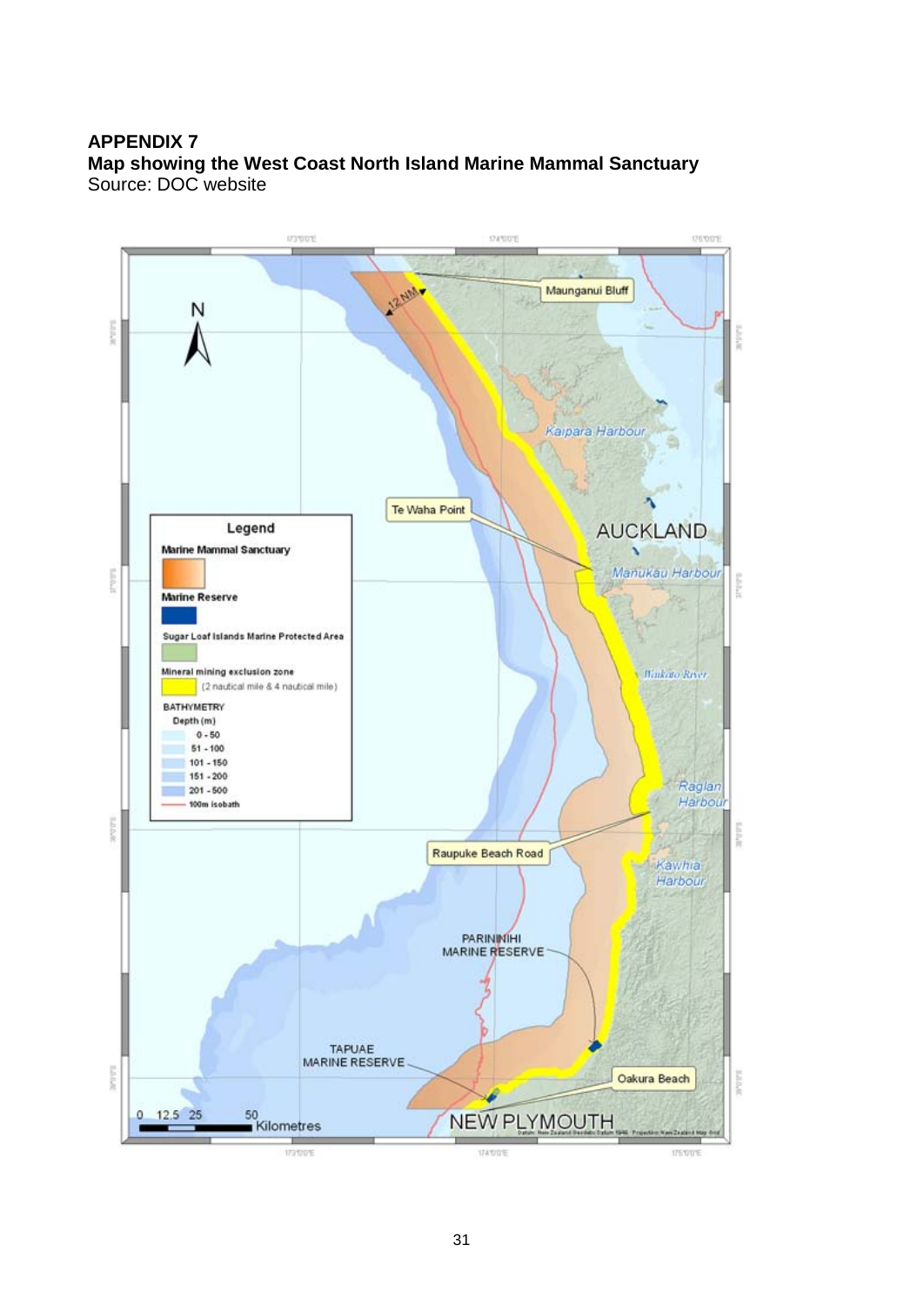**APPENDIX 7**
**Map showing the West Coast North Island Marine Mammal Sanctuary**
Source: DOC website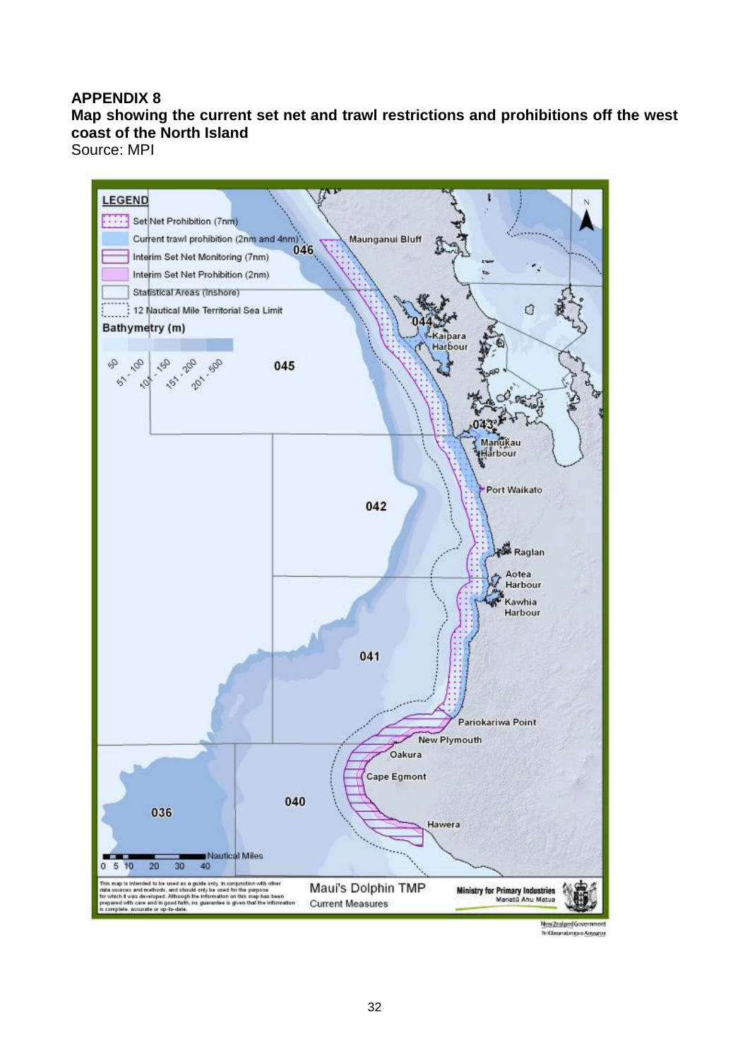**APPENDIX 8**

**Map showing the current set net and trawl restrictions and prohibitions off the west coast of the North Island**

Source: MPI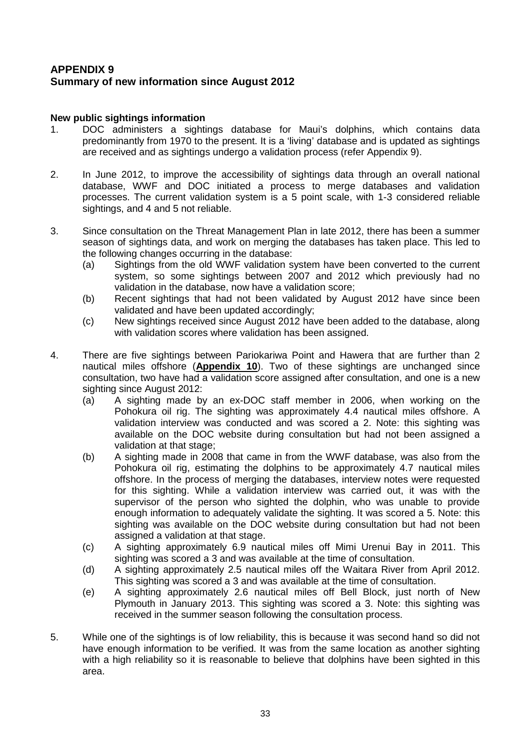## APPENDIX 9
## Summary of new information since August 2012

**New public sightings information**

1. DOC administers a sightings database for Maui's dolphins, which contains data predominantly from 1970 to the present. It is a 'living' database and is updated as sightings are received and as sightings undergo a validation process (refer Appendix 9).

2. In June 2012, to improve the accessibility of sightings data through an overall national database, WWF and DOC initiated a process to merge databases and validation processes. The current validation system is a 5 point scale, with 1-3 considered reliable sightings, and 4 and 5 not reliable.

3. Since consultation on the Threat Management Plan in late 2012, there has been a summer season of sightings data, and work on merging the databases has taken place. This led to the following changes occurring in the database:
   (a) Sightings from the old WWF validation system have been converted to the current system, so some sightings between 2007 and 2012 which previously had no validation in the database, now have a validation score;
   (b) Recent sightings that had not been validated by August 2012 have since been validated and have been updated accordingly;
   (c) New sightings received since August 2012 have been added to the database, along with validation scores where validation has been assigned.

4. There are five sightings between Pariokariwa Point and Hawera that are further than 2 nautical miles offshore (**Appendix 10**). Two of these sightings are unchanged since consultation, two have had a validation score assigned after consultation, and one is a new sighting since August 2012:
   (a) A sighting made by an ex-DOC staff member in 2006, when working on the Pohokura oil rig. The sighting was approximately 4.4 nautical miles offshore. A validation interview was conducted and was scored a 2. Note: this sighting was available on the DOC website during consultation but had not been assigned a validation at that stage;
   (b) A sighting made in 2008 that came in from the WWF database, was also from the Pohokura oil rig, estimating the dolphins to be approximately 4.7 nautical miles offshore. In the process of merging the databases, interview notes were requested for this sighting. While a validation interview was carried out, it was with the supervisor of the person who sighted the dolphin, who was unable to provide enough information to adequately validate the sighting. It was scored a 5. Note: this sighting was available on the DOC website during consultation but had not been assigned a validation at that stage.
   (c) A sighting approximately 6.9 nautical miles off Mimi Urenui Bay in 2011. This sighting was scored a 3 and was available at the time of consultation.
   (d) A sighting approximately 2.5 nautical miles off the Waitara River from April 2012. This sighting was scored a 3 and was available at the time of consultation.
   (e) A sighting approximately 2.6 nautical miles off Bell Block, just north of New Plymouth in January 2013. This sighting was scored a 3. Note: this sighting was received in the summer season following the consultation process.

5. While one of the sightings is of low reliability, this is because it was second hand so did not have enough information to be verified. It was from the same location as another sighting with a high reliability so it is reasonable to believe that dolphins have been sighted in this area.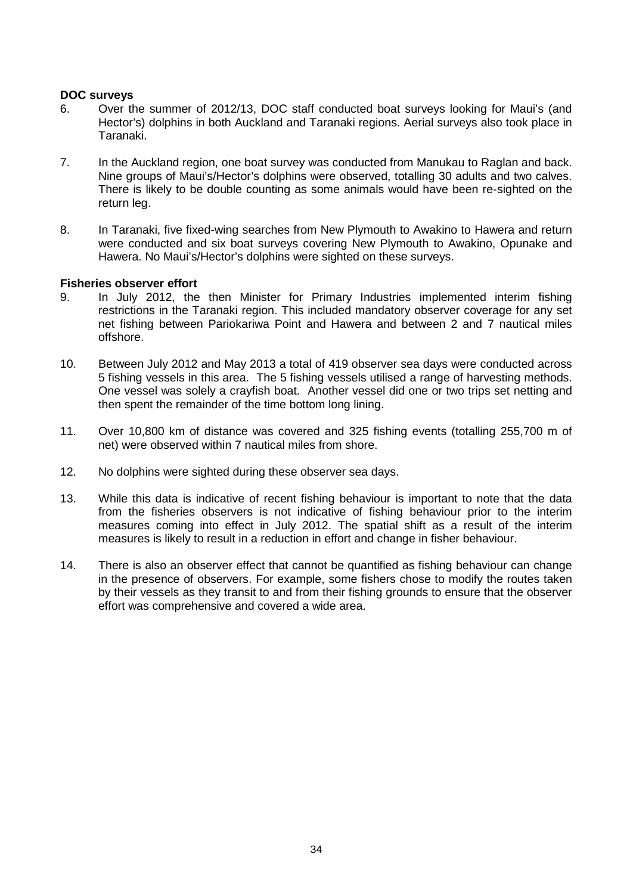**DOC surveys**

6. Over the summer of 2012/13, DOC staff conducted boat surveys looking for Maui's (and Hector's) dolphins in both Auckland and Taranaki regions. Aerial surveys also took place in Taranaki.

7. In the Auckland region, one boat survey was conducted from Manukau to Raglan and back. Nine groups of Maui's/Hector's dolphins were observed, totalling 30 adults and two calves. There is likely to be double counting as some animals would have been re-sighted on the return leg.

8. In Taranaki, five fixed-wing searches from New Plymouth to Awakino to Hawera and return were conducted and six boat surveys covering New Plymouth to Awakino, Opunake and Hawera. No Maui's/Hector's dolphins were sighted on these surveys.

**Fisheries observer effort**

9. In July 2012, the then Minister for Primary Industries implemented interim fishing restrictions in the Taranaki region. This included mandatory observer coverage for any set net fishing between Pariokariwa Point and Hawera and between 2 and 7 nautical miles offshore.

10. Between July 2012 and May 2013 a total of 419 observer sea days were conducted across 5 fishing vessels in this area. The 5 fishing vessels utilised a range of harvesting methods. One vessel was solely a crayfish boat. Another vessel did one or two trips set netting and then spent the remainder of the time bottom long lining.

11. Over 10,800 km of distance was covered and 325 fishing events (totalling 255,700 m of net) were observed within 7 nautical miles from shore.

12. No dolphins were sighted during these observer sea days.

13. While this data is indicative of recent fishing behaviour is important to note that the data from the fisheries observers is not indicative of fishing behaviour prior to the interim measures coming into effect in July 2012. The spatial shift as a result of the interim measures is likely to result in a reduction in effort and change in fisher behaviour.

14. There is also an observer effect that cannot be quantified as fishing behaviour can change in the presence of observers. For example, some fishers chose to modify the routes taken by their vessels as they transit to and from their fishing grounds to ensure that the observer effort was comprehensive and covered a wide area.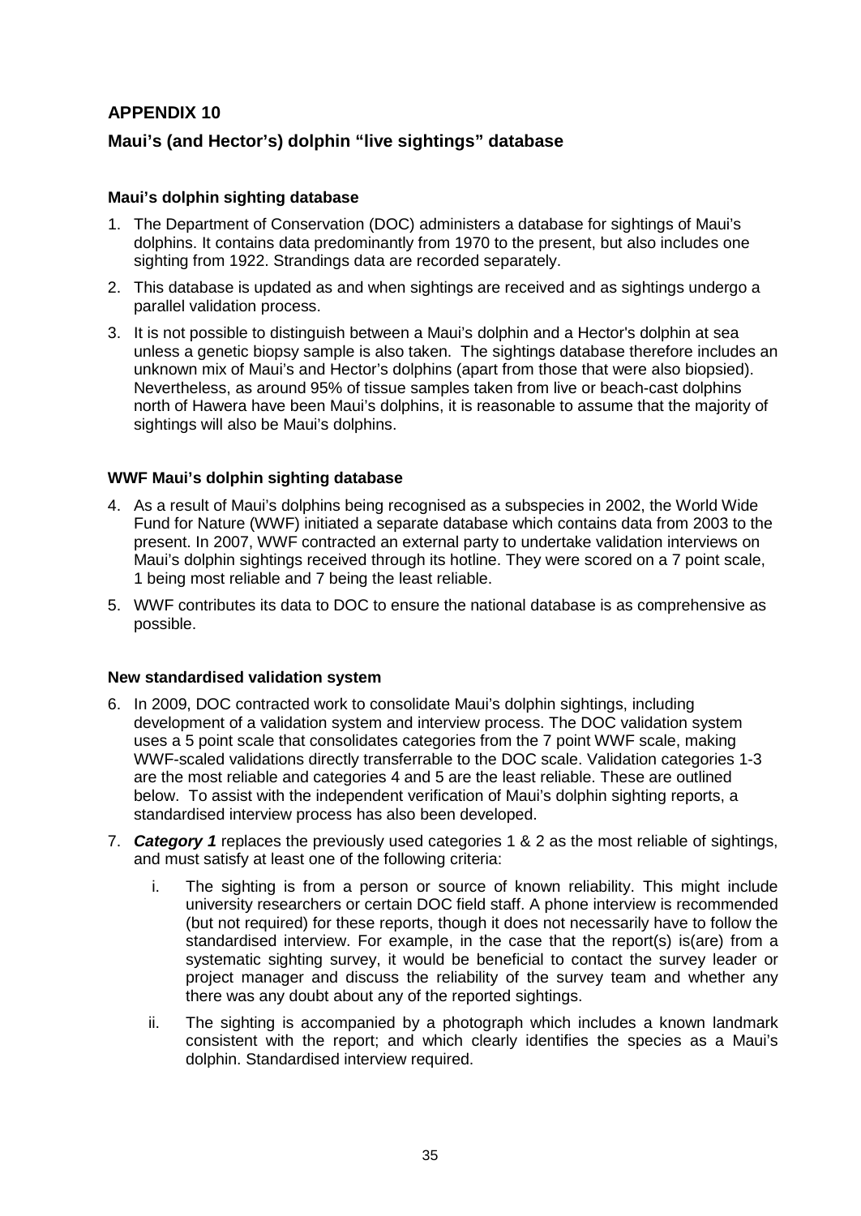## APPENDIX 10

### Maui's (and Hector's) dolphin "live sightings" database

#### Maui's dolphin sighting database

1. The Department of Conservation (DOC) administers a database for sightings of Maui's dolphins. It contains data predominantly from 1970 to the present, but also includes one sighting from 1922. Strandings data are recorded separately.
2. This database is updated as and when sightings are received and as sightings undergo a parallel validation process.
3. It is not possible to distinguish between a Maui's dolphin and a Hector's dolphin at sea unless a genetic biopsy sample is also taken. The sightings database therefore includes an unknown mix of Maui's and Hector's dolphins (apart from those that were also biopsied). Nevertheless, as around 95% of tissue samples taken from live or beach-cast dolphins north of Hawera have been Maui's dolphins, it is reasonable to assume that the majority of sightings will also be Maui's dolphins.

#### WWF Maui's dolphin sighting database

4. As a result of Maui's dolphins being recognised as a subspecies in 2002, the World Wide Fund for Nature (WWF) initiated a separate database which contains data from 2003 to the present. In 2007, WWF contracted an external party to undertake validation interviews on Maui's dolphin sightings received through its hotline. They were scored on a 7 point scale, 1 being most reliable and 7 being the least reliable.
5. WWF contributes its data to DOC to ensure the national database is as comprehensive as possible.

#### New standardised validation system

6. In 2009, DOC contracted work to consolidate Maui's dolphin sightings, including development of a validation system and interview process. The DOC validation system uses a 5 point scale that consolidates categories from the 7 point WWF scale, making WWF-scaled validations directly transferrable to the DOC scale. Validation categories 1-3 are the most reliable and categories 4 and 5 are the least reliable. These are outlined below. To assist with the independent verification of Maui's dolphin sighting reports, a standardised interview process has also been developed.
7. ***Category 1*** replaces the previously used categories 1 & 2 as the most reliable of sightings, and must satisfy at least one of the following criteria:
   i. The sighting is from a person or source of known reliability. This might include university researchers or certain DOC field staff. A phone interview is recommended (but not required) for these reports, though it does not necessarily have to follow the standardised interview. For example, in the case that the report(s) is(are) from a systematic sighting survey, it would be beneficial to contact the survey leader or project manager and discuss the reliability of the survey team and whether any there was any doubt about any of the reported sightings.
   ii. The sighting is accompanied by a photograph which includes a known landmark consistent with the report; and which clearly identifies the species as a Maui's dolphin. Standardised interview required.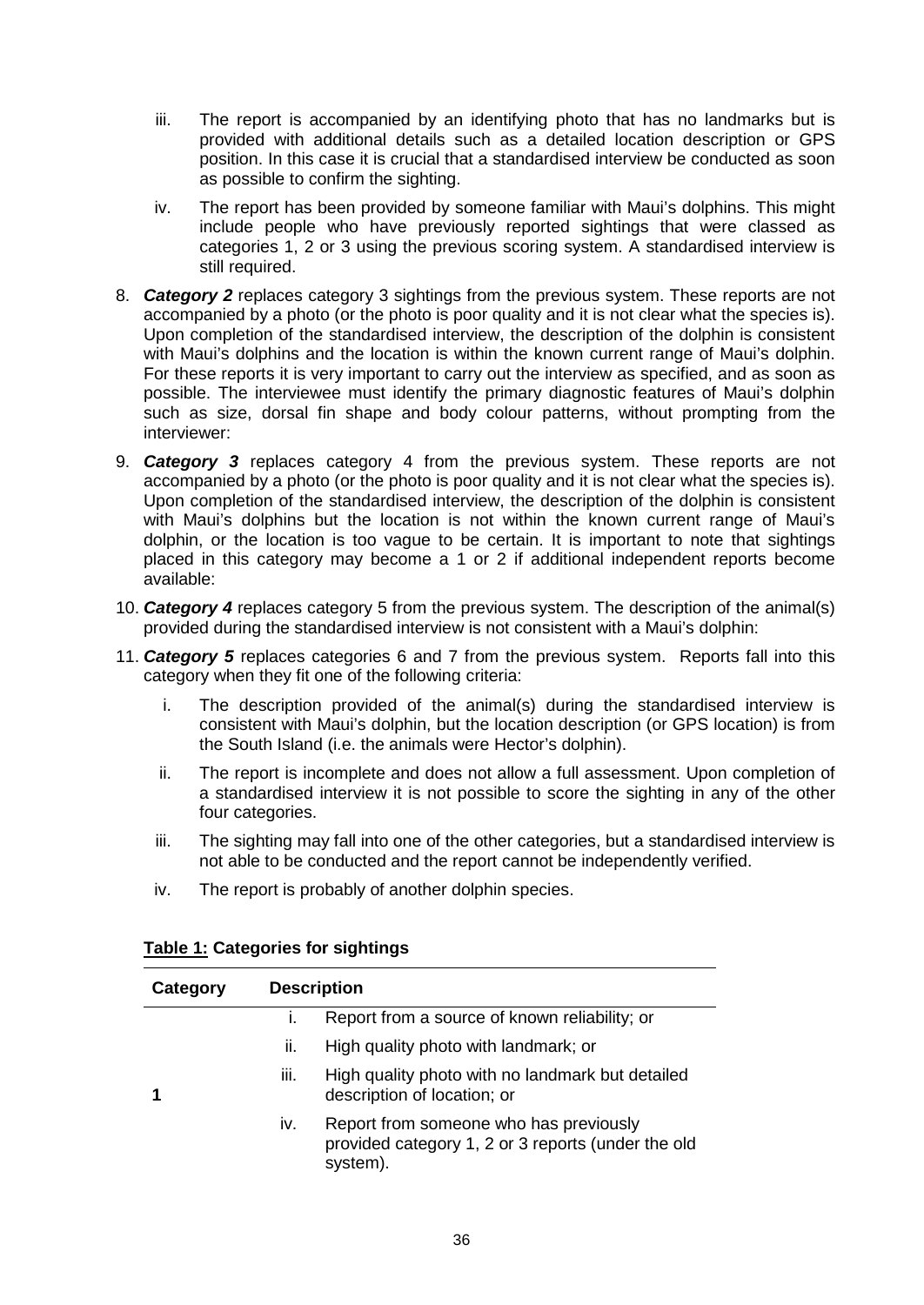iii. The report is accompanied by an identifying photo that has no landmarks but is provided with additional details such as a detailed location description or GPS position. In this case it is crucial that a standardised interview be conducted as soon as possible to confirm the sighting.

iv. The report has been provided by someone familiar with Maui's dolphins. This might include people who have previously reported sightings that were classed as categories 1, 2 or 3 using the previous scoring system. A standardised interview is still required.

8. ***Category 2*** replaces category 3 sightings from the previous system. These reports are not accompanied by a photo (or the photo is poor quality and it is not clear what the species is). Upon completion of the standardised interview, the description of the dolphin is consistent with Maui's dolphins and the location is within the known current range of Maui's dolphin. For these reports it is very important to carry out the interview as specified, and as soon as possible. The interviewee must identify the primary diagnostic features of Maui's dolphin such as size, dorsal fin shape and body colour patterns, without prompting from the interviewer:

9. ***Category 3*** replaces category 4 from the previous system. These reports are not accompanied by a photo (or the photo is poor quality and it is not clear what the species is). Upon completion of the standardised interview, the description of the dolphin is consistent with Maui's dolphins but the location is not within the known current range of Maui's dolphin, or the location is too vague to be certain. It is important to note that sightings placed in this category may become a 1 or 2 if additional independent reports become available:

10. ***Category 4*** replaces category 5 from the previous system. The description of the animal(s) provided during the standardised interview is not consistent with a Maui's dolphin:

11. ***Category 5*** replaces categories 6 and 7 from the previous system. Reports fall into this category when they fit one of the following criteria:

    i. The description provided of the animal(s) during the standardised interview is consistent with Maui's dolphin, but the location description (or GPS location) is from the South Island (i.e. the animals were Hector's dolphin).

    ii. The report is incomplete and does not allow a full assessment. Upon completion of a standardised interview it is not possible to score the sighting in any of the other four categories.

    iii. The sighting may fall into one of the other categories, but a standardised interview is not able to be conducted and the report cannot be independently verified.

    iv. The report is probably of another dolphin species.

**Table 1: Categories for sightings**

| Category | Description | |
|---|---|---|
| **1** | i. | Report from a source of known reliability; or |
| | ii. | High quality photo with landmark; or |
| | iii. | High quality photo with no landmark but detailed description of location; or |
| | iv. | Report from someone who has previously provided category 1, 2 or 3 reports (under the old system). |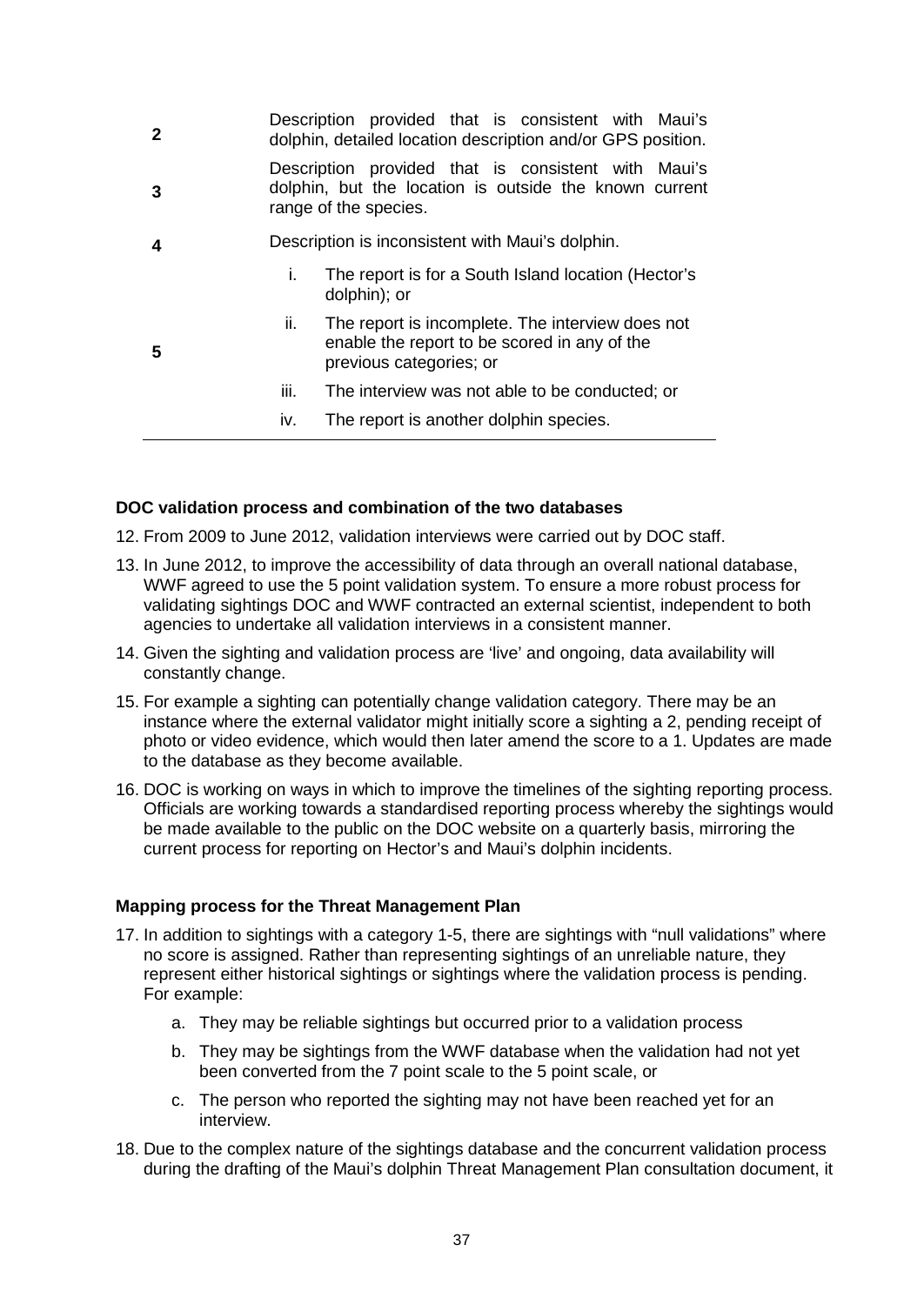| | |
|---|---|
| 2 | Description provided that is consistent with Maui's dolphin, detailed location description and/or GPS position. |
| 3 | Description provided that is consistent with Maui's dolphin, but the location is outside the known current range of the species. |
| 4 | Description is inconsistent with Maui's dolphin. |
| 5 | i. The report is for a South Island location (Hector's dolphin); or<br>ii. The report is incomplete. The interview does not enable the report to be scored in any of the previous categories; or<br>iii. The interview was not able to be conducted; or<br>iv. The report is another dolphin species. |

**DOC validation process and combination of the two databases**

12. From 2009 to June 2012, validation interviews were carried out by DOC staff.

13. In June 2012, to improve the accessibility of data through an overall national database, WWF agreed to use the 5 point validation system. To ensure a more robust process for validating sightings DOC and WWF contracted an external scientist, independent to both agencies to undertake all validation interviews in a consistent manner.

14. Given the sighting and validation process are 'live' and ongoing, data availability will constantly change.

15. For example a sighting can potentially change validation category. There may be an instance where the external validator might initially score a sighting a 2, pending receipt of photo or video evidence, which would then later amend the score to a 1. Updates are made to the database as they become available.

16. DOC is working on ways in which to improve the timelines of the sighting reporting process. Officials are working towards a standardised reporting process whereby the sightings would be made available to the public on the DOC website on a quarterly basis, mirroring the current process for reporting on Hector's and Maui's dolphin incidents.

**Mapping process for the Threat Management Plan**

17. In addition to sightings with a category 1-5, there are sightings with "null validations" where no score is assigned. Rather than representing sightings of an unreliable nature, they represent either historical sightings or sightings where the validation process is pending. For example:
    a. They may be reliable sightings but occurred prior to a validation process
    b. They may be sightings from the WWF database when the validation had not yet been converted from the 7 point scale to the 5 point scale, or
    c. The person who reported the sighting may not have been reached yet for an interview.

18. Due to the complex nature of the sightings database and the concurrent validation process during the drafting of the Maui's dolphin Threat Management Plan consultation document, it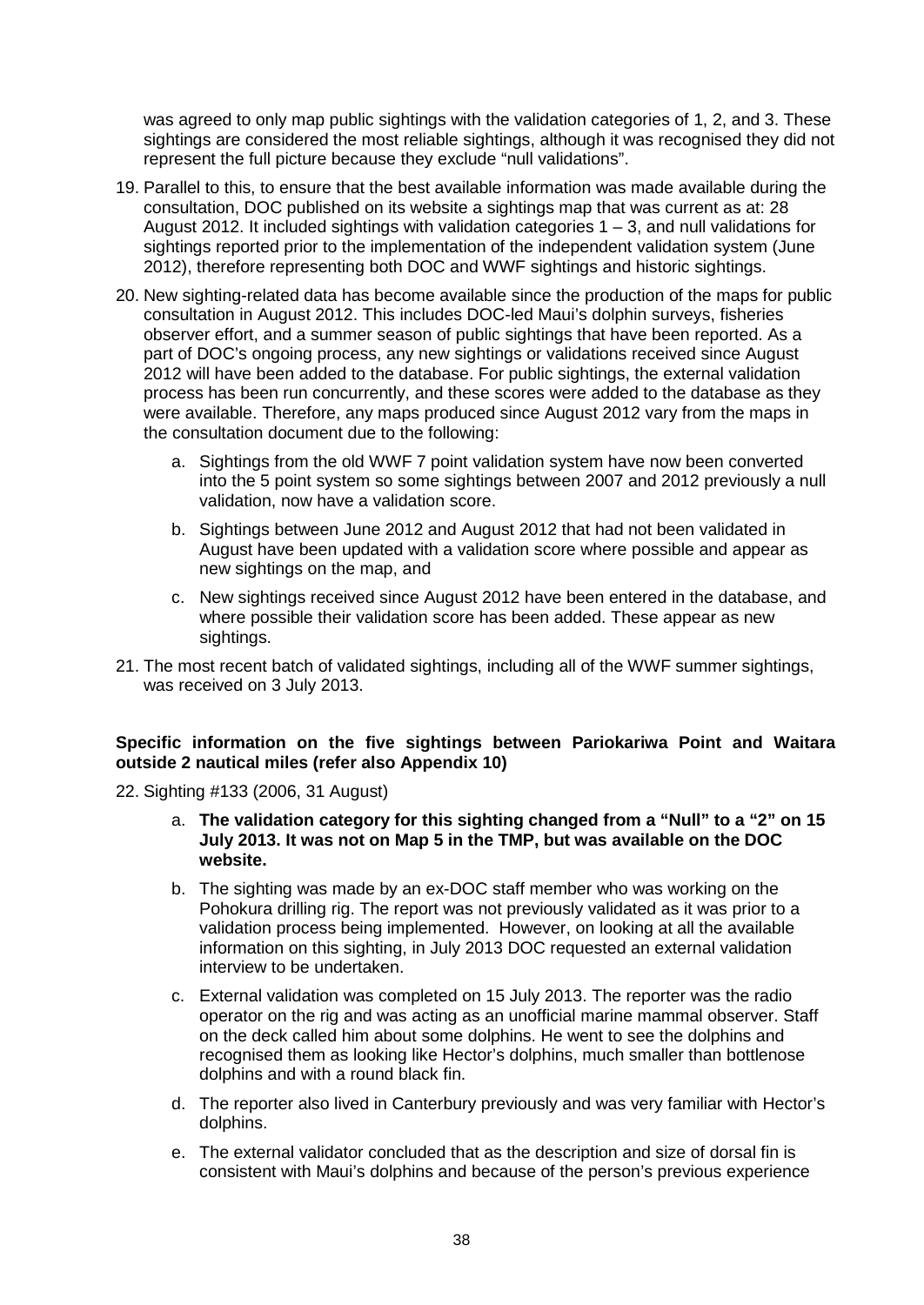was agreed to only map public sightings with the validation categories of 1, 2, and 3. These sightings are considered the most reliable sightings, although it was recognised they did not represent the full picture because they exclude "null validations".

19. Parallel to this, to ensure that the best available information was made available during the consultation, DOC published on its website a sightings map that was current as at: 28 August 2012. It included sightings with validation categories 1 – 3, and null validations for sightings reported prior to the implementation of the independent validation system (June 2012), therefore representing both DOC and WWF sightings and historic sightings.

20. New sighting-related data has become available since the production of the maps for public consultation in August 2012. This includes DOC-led Maui's dolphin surveys, fisheries observer effort, and a summer season of public sightings that have been reported. As a part of DOC's ongoing process, any new sightings or validations received since August 2012 will have been added to the database. For public sightings, the external validation process has been run concurrently, and these scores were added to the database as they were available. Therefore, any maps produced since August 2012 vary from the maps in the consultation document due to the following:

    a. Sightings from the old WWF 7 point validation system have now been converted into the 5 point system so some sightings between 2007 and 2012 previously a null validation, now have a validation score.

    b. Sightings between June 2012 and August 2012 that had not been validated in August have been updated with a validation score where possible and appear as new sightings on the map, and

    c. New sightings received since August 2012 have been entered in the database, and where possible their validation score has been added. These appear as new sightings.

21. The most recent batch of validated sightings, including all of the WWF summer sightings, was received on 3 July 2013.

**Specific information on the five sightings between Pariokariwa Point and Waitara outside 2 nautical miles (refer also Appendix 10)**

22. Sighting #133 (2006, 31 August)

    a. **The validation category for this sighting changed from a "Null" to a "2" on 15 July 2013. It was not on Map 5 in the TMP, but was available on the DOC website.**

    b. The sighting was made by an ex-DOC staff member who was working on the Pohokura drilling rig. The report was not previously validated as it was prior to a validation process being implemented. However, on looking at all the available information on this sighting, in July 2013 DOC requested an external validation interview to be undertaken.

    c. External validation was completed on 15 July 2013. The reporter was the radio operator on the rig and was acting as an unofficial marine mammal observer. Staff on the deck called him about some dolphins. He went to see the dolphins and recognised them as looking like Hector's dolphins, much smaller than bottlenose dolphins and with a round black fin.

    d. The reporter also lived in Canterbury previously and was very familiar with Hector's dolphins.

    e. The external validator concluded that as the description and size of dorsal fin is consistent with Maui's dolphins and because of the person's previous experience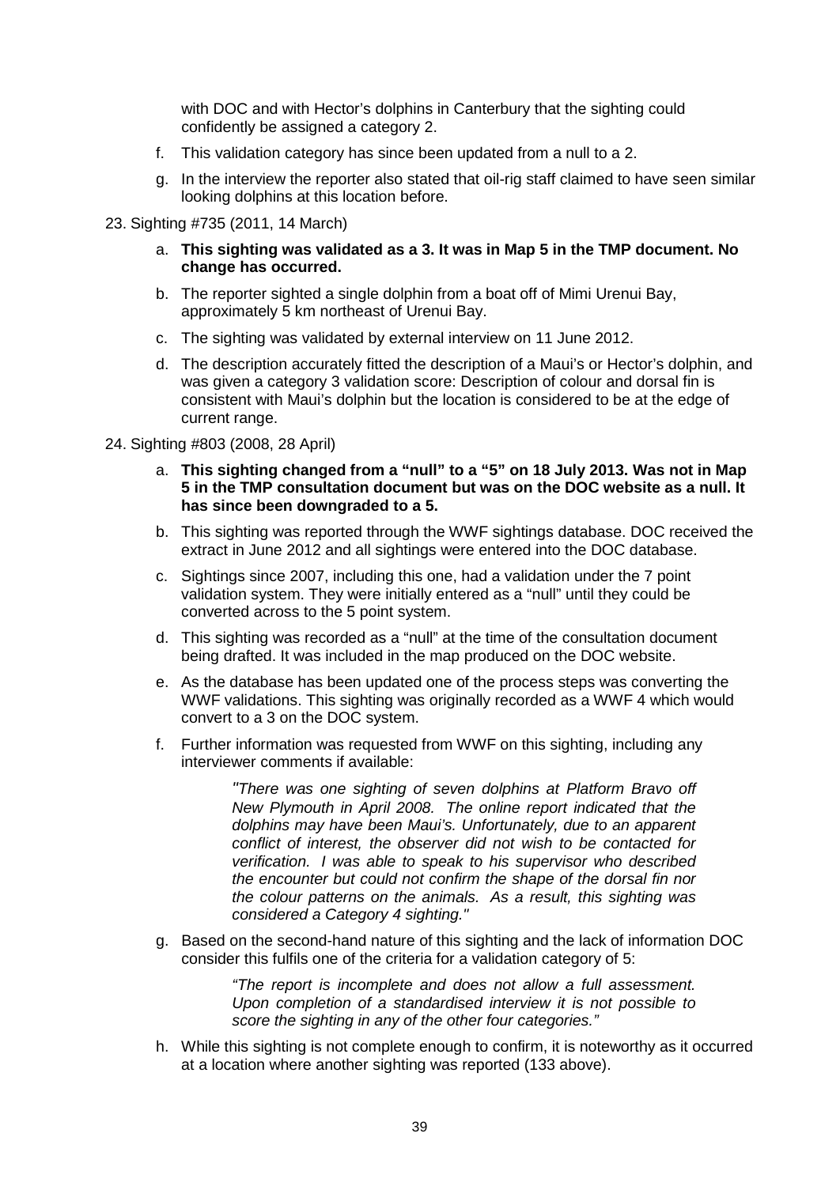with DOC and with Hector's dolphins in Canterbury that the sighting could confidently be assigned a category 2.

f. This validation category has since been updated from a null to a 2.

g. In the interview the reporter also stated that oil-rig staff claimed to have seen similar looking dolphins at this location before.

23. Sighting #735 (2011, 14 March)

   a. **This sighting was validated as a 3. It was in Map 5 in the TMP document. No change has occurred.**

   b. The reporter sighted a single dolphin from a boat off of Mimi Urenui Bay, approximately 5 km northeast of Urenui Bay.

   c. The sighting was validated by external interview on 11 June 2012.

   d. The description accurately fitted the description of a Maui's or Hector's dolphin, and was given a category 3 validation score: Description of colour and dorsal fin is consistent with Maui's dolphin but the location is considered to be at the edge of current range.

24. Sighting #803 (2008, 28 April)

   a. **This sighting changed from a "null" to a "5" on 18 July 2013. Was not in Map 5 in the TMP consultation document but was on the DOC website as a null. It has since been downgraded to a 5.**

   b. This sighting was reported through the WWF sightings database. DOC received the extract in June 2012 and all sightings were entered into the DOC database.

   c. Sightings since 2007, including this one, had a validation under the 7 point validation system. They were initially entered as a "null" until they could be converted across to the 5 point system.

   d. This sighting was recorded as a "null" at the time of the consultation document being drafted. It was included in the map produced on the DOC website.

   e. As the database has been updated one of the process steps was converting the WWF validations. This sighting was originally recorded as a WWF 4 which would convert to a 3 on the DOC system.

   f. Further information was requested from WWF on this sighting, including any interviewer comments if available:

      > *"There was one sighting of seven dolphins at Platform Bravo off New Plymouth in April 2008. The online report indicated that the dolphins may have been Maui's. Unfortunately, due to an apparent conflict of interest, the observer did not wish to be contacted for verification. I was able to speak to his supervisor who described the encounter but could not confirm the shape of the dorsal fin nor the colour patterns on the animals. As a result, this sighting was considered a Category 4 sighting."*

   g. Based on the second-hand nature of this sighting and the lack of information DOC consider this fulfils one of the criteria for a validation category of 5:

      > *"The report is incomplete and does not allow a full assessment. Upon completion of a standardised interview it is not possible to score the sighting in any of the other four categories."*

   h. While this sighting is not complete enough to confirm, it is noteworthy as it occurred at a location where another sighting was reported (133 above).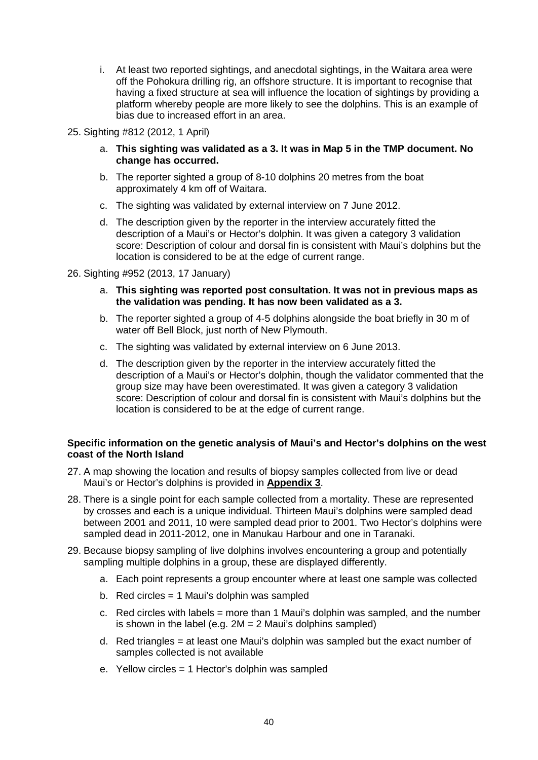i. At least two reported sightings, and anecdotal sightings, in the Waitara area were off the Pohokura drilling rig, an offshore structure. It is important to recognise that having a fixed structure at sea will influence the location of sightings by providing a platform whereby people are more likely to see the dolphins. This is an example of bias due to increased effort in an area.

25. Sighting #812 (2012, 1 April)

    a. **This sighting was validated as a 3. It was in Map 5 in the TMP document. No change has occurred.**

    b. The reporter sighted a group of 8-10 dolphins 20 metres from the boat approximately 4 km off of Waitara.

    c. The sighting was validated by external interview on 7 June 2012.

    d. The description given by the reporter in the interview accurately fitted the description of a Maui's or Hector's dolphin. It was given a category 3 validation score: Description of colour and dorsal fin is consistent with Maui's dolphins but the location is considered to be at the edge of current range.

26. Sighting #952 (2013, 17 January)

    a. **This sighting was reported post consultation. It was not in previous maps as the validation was pending. It has now been validated as a 3.**

    b. The reporter sighted a group of 4-5 dolphins alongside the boat briefly in 30 m of water off Bell Block, just north of New Plymouth.

    c. The sighting was validated by external interview on 6 June 2013.

    d. The description given by the reporter in the interview accurately fitted the description of a Maui's or Hector's dolphin, though the validator commented that the group size may have been overestimated. It was given a category 3 validation score: Description of colour and dorsal fin is consistent with Maui's dolphins but the location is considered to be at the edge of current range.

**Specific information on the genetic analysis of Maui's and Hector's dolphins on the west coast of the North Island**

27. A map showing the location and results of biopsy samples collected from live or dead Maui's or Hector's dolphins is provided in **Appendix 3**.

28. There is a single point for each sample collected from a mortality. These are represented by crosses and each is a unique individual. Thirteen Maui's dolphins were sampled dead between 2001 and 2011, 10 were sampled dead prior to 2001. Two Hector's dolphins were sampled dead in 2011-2012, one in Manukau Harbour and one in Taranaki.

29. Because biopsy sampling of live dolphins involves encountering a group and potentially sampling multiple dolphins in a group, these are displayed differently.

    a. Each point represents a group encounter where at least one sample was collected

    b. Red circles = 1 Maui's dolphin was sampled

    c. Red circles with labels = more than 1 Maui's dolphin was sampled, and the number is shown in the label (e.g. 2M = 2 Maui's dolphins sampled)

    d. Red triangles = at least one Maui's dolphin was sampled but the exact number of samples collected is not available

    e. Yellow circles = 1 Hector's dolphin was sampled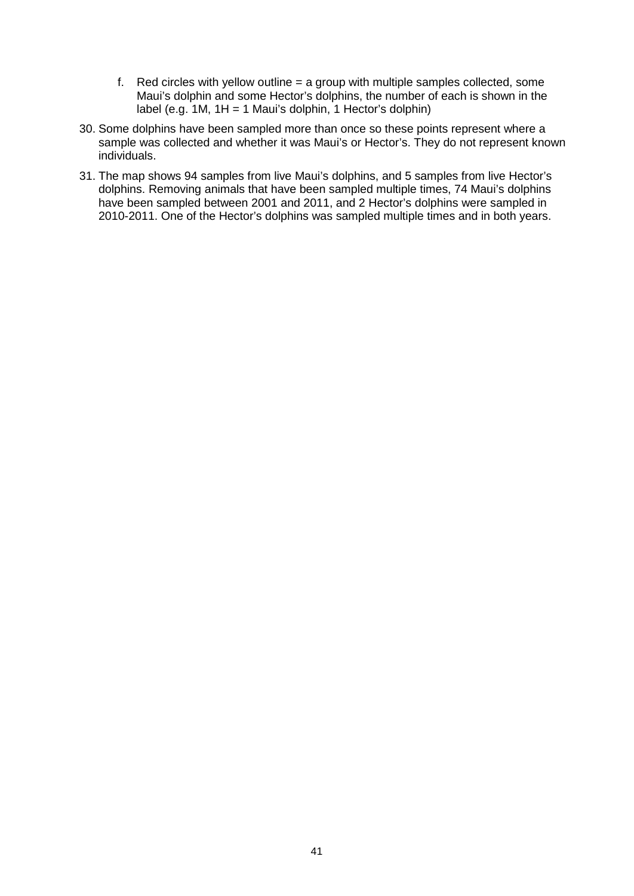f. Red circles with yellow outline = a group with multiple samples collected, some Maui's dolphin and some Hector's dolphins, the number of each is shown in the label (e.g. 1M, 1H = 1 Maui's dolphin, 1 Hector's dolphin)

30. Some dolphins have been sampled more than once so these points represent where a sample was collected and whether it was Maui's or Hector's. They do not represent known individuals.

31. The map shows 94 samples from live Maui's dolphins, and 5 samples from live Hector's dolphins. Removing animals that have been sampled multiple times, 74 Maui's dolphins have been sampled between 2001 and 2011, and 2 Hector's dolphins were sampled in 2010-2011. One of the Hector's dolphins was sampled multiple times and in both years.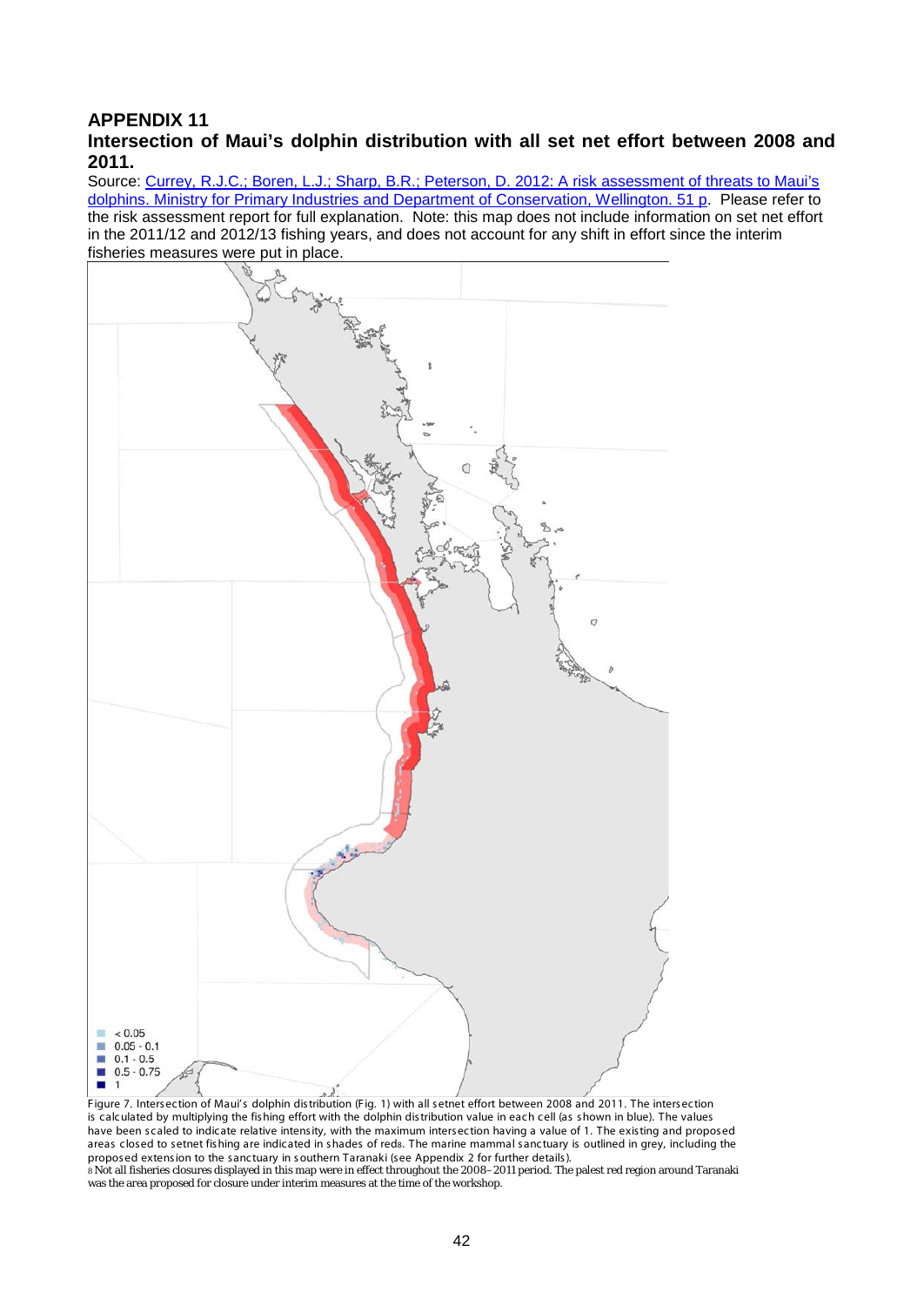## APPENDIX 11

## Intersection of Maui's dolphin distribution with all set net effort between 2008 and 2011.

Source: Currey, R.J.C.; Boren, L.J.; Sharp, B.R.; Peterson, D. 2012: A risk assessment of threats to Maui's dolphins. Ministry for Primary Industries and Department of Conservation, Wellington. 51 p. Please refer to the risk assessment report for full explanation. Note: this map does not include information on set net effort in the 2011/12 and 2012/13 fishing years, and does not account for any shift in effort since the interim fisheries measures were put in place.

- < 0.05
- 0.05 - 0.1
- 0.1 - 0.5
- 0.5 - 0.75
- 1

Figure 7. Intersection of Maui's dolphin distribution (Fig. 1) with all setnet effort between 2008 and 2011. The intersection is calculated by multiplying the fishing effort with the dolphin distribution value in each cell (as shown in blue). The values have been scaled to indicate relative intensity, with the maximum intersection having a value of 1. The existing and proposed areas closed to setnet fishing are indicated in shades of red[8]. The marine mammal sanctuary is outlined in grey, including the proposed extension to the sanctuary in southern Taranaki (see Appendix 2 for further details).

[8] Not all fisheries closures displayed in this map were in effect throughout the 2008–2011 period. The palest red region around Taranaki was the area proposed for closure under interim measures at the time of the workshop.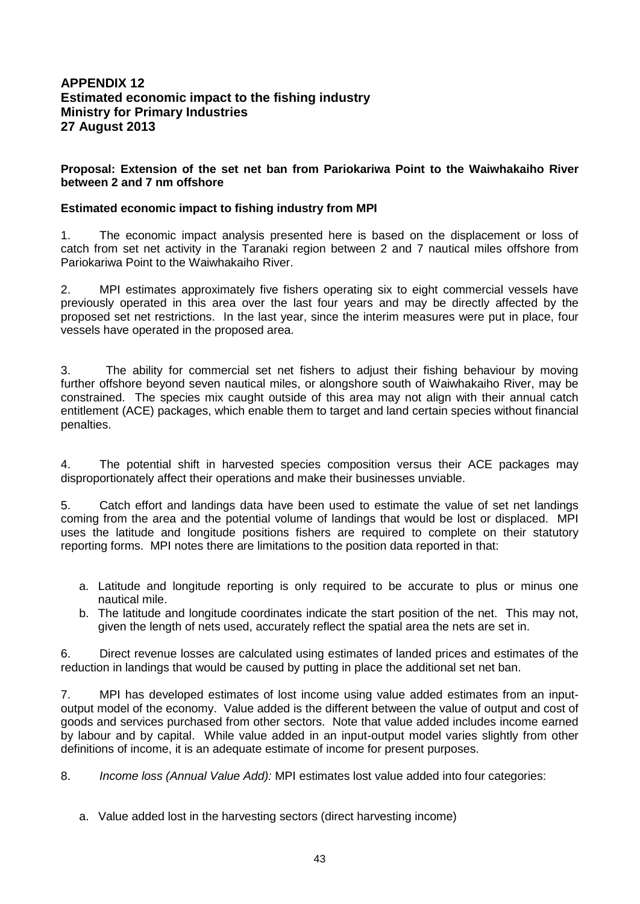**APPENDIX 12**
**Estimated economic impact to the fishing industry**
**Ministry for Primary Industries**
**27 August 2013**

**Proposal: Extension of the set net ban from Pariokariwa Point to the Waiwhakaiho River between 2 and 7 nm offshore**

**Estimated economic impact to fishing industry from MPI**

1. The economic impact analysis presented here is based on the displacement or loss of catch from set net activity in the Taranaki region between 2 and 7 nautical miles offshore from Pariokariwa Point to the Waiwhakaiho River.

2. MPI estimates approximately five fishers operating six to eight commercial vessels have previously operated in this area over the last four years and may be directly affected by the proposed set net restrictions. In the last year, since the interim measures were put in place, four vessels have operated in the proposed area.

3. The ability for commercial set net fishers to adjust their fishing behaviour by moving further offshore beyond seven nautical miles, or alongshore south of Waiwhakaiho River, may be constrained. The species mix caught outside of this area may not align with their annual catch entitlement (ACE) packages, which enable them to target and land certain species without financial penalties.

4. The potential shift in harvested species composition versus their ACE packages may disproportionately affect their operations and make their businesses unviable.

5. Catch effort and landings data have been used to estimate the value of set net landings coming from the area and the potential volume of landings that would be lost or displaced. MPI uses the latitude and longitude positions fishers are required to complete on their statutory reporting forms. MPI notes there are limitations to the position data reported in that:

   a. Latitude and longitude reporting is only required to be accurate to plus or minus one nautical mile.
   b. The latitude and longitude coordinates indicate the start position of the net. This may not, given the length of nets used, accurately reflect the spatial area the nets are set in.

6. Direct revenue losses are calculated using estimates of landed prices and estimates of the reduction in landings that would be caused by putting in place the additional set net ban.

7. MPI has developed estimates of lost income using value added estimates from an input-output model of the economy. Value added is the different between the value of output and cost of goods and services purchased from other sectors. Note that value added includes income earned by labour and by capital. While value added in an input-output model varies slightly from other definitions of income, it is an adequate estimate of income for present purposes.

8. *Income loss (Annual Value Add):* MPI estimates lost value added into four categories:

   a. Value added lost in the harvesting sectors (direct harvesting income)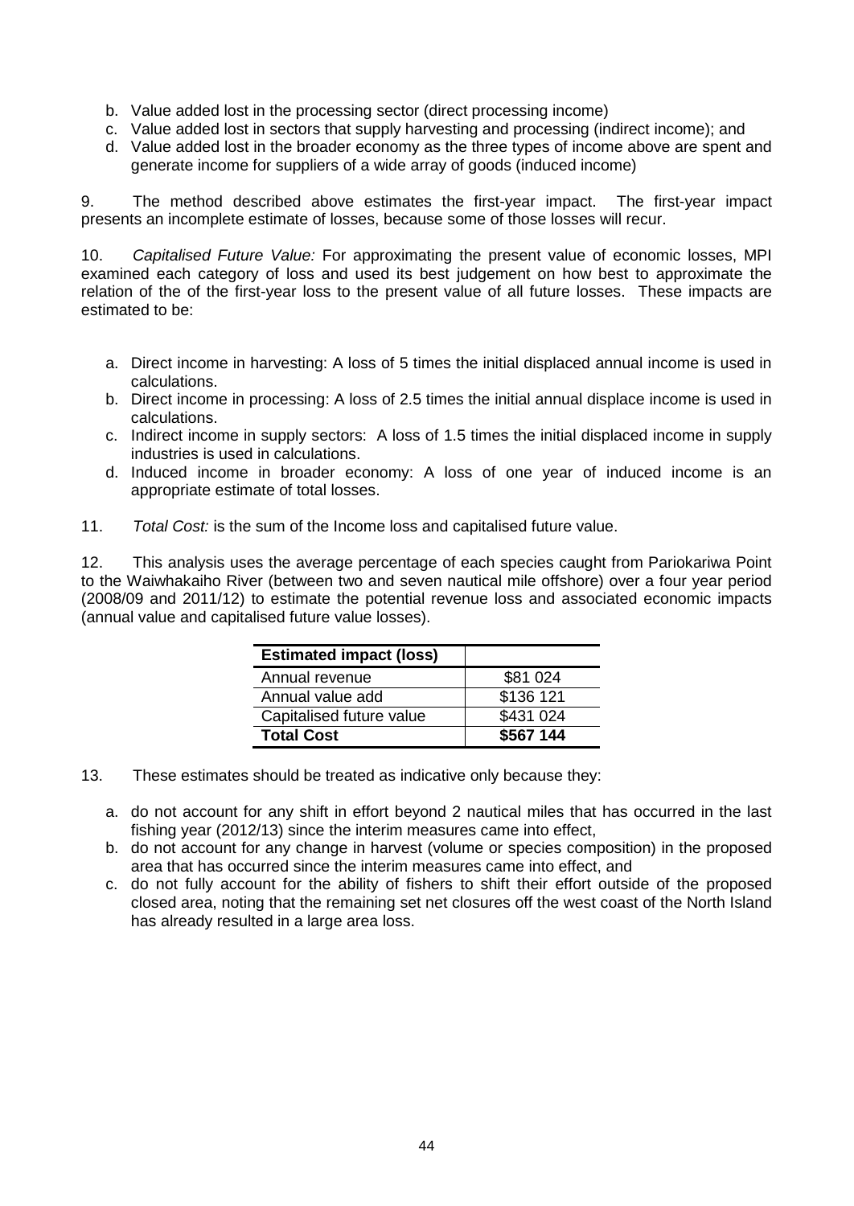b. Value added lost in the processing sector (direct processing income)
c. Value added lost in sectors that supply harvesting and processing (indirect income); and
d. Value added lost in the broader economy as the three types of income above are spent and generate income for suppliers of a wide array of goods (induced income)

9. The method described above estimates the first-year impact. The first-year impact presents an incomplete estimate of losses, because some of those losses will recur.

10. *Capitalised Future Value:* For approximating the present value of economic losses, MPI examined each category of loss and used its best judgement on how best to approximate the relation of the of the first-year loss to the present value of all future losses. These impacts are estimated to be:

a. Direct income in harvesting: A loss of 5 times the initial displaced annual income is used in calculations.
b. Direct income in processing: A loss of 2.5 times the initial annual displace income is used in calculations.
c. Indirect income in supply sectors: A loss of 1.5 times the initial displaced income in supply industries is used in calculations.
d. Induced income in broader economy: A loss of one year of induced income is an appropriate estimate of total losses.

11. *Total Cost:* is the sum of the Income loss and capitalised future value.

12. This analysis uses the average percentage of each species caught from Pariokariwa Point to the Waiwhakaiho River (between two and seven nautical mile offshore) over a four year period (2008/09 and 2011/12) to estimate the potential revenue loss and associated economic impacts (annual value and capitalised future value losses).

| **Estimated impact (loss)** | |
|---|---|
| Annual revenue | $81 024 |
| Annual value add | $136 121 |
| Capitalised future value | $431 024 |
| **Total Cost** | **$567 144** |

13. These estimates should be treated as indicative only because they:

a. do not account for any shift in effort beyond 2 nautical miles that has occurred in the last fishing year (2012/13) since the interim measures came into effect,
b. do not account for any change in harvest (volume or species composition) in the proposed area that has occurred since the interim measures came into effect, and
c. do not fully account for the ability of fishers to shift their effort outside of the proposed closed area, noting that the remaining set net closures off the west coast of the North Island has already resulted in a large area loss.